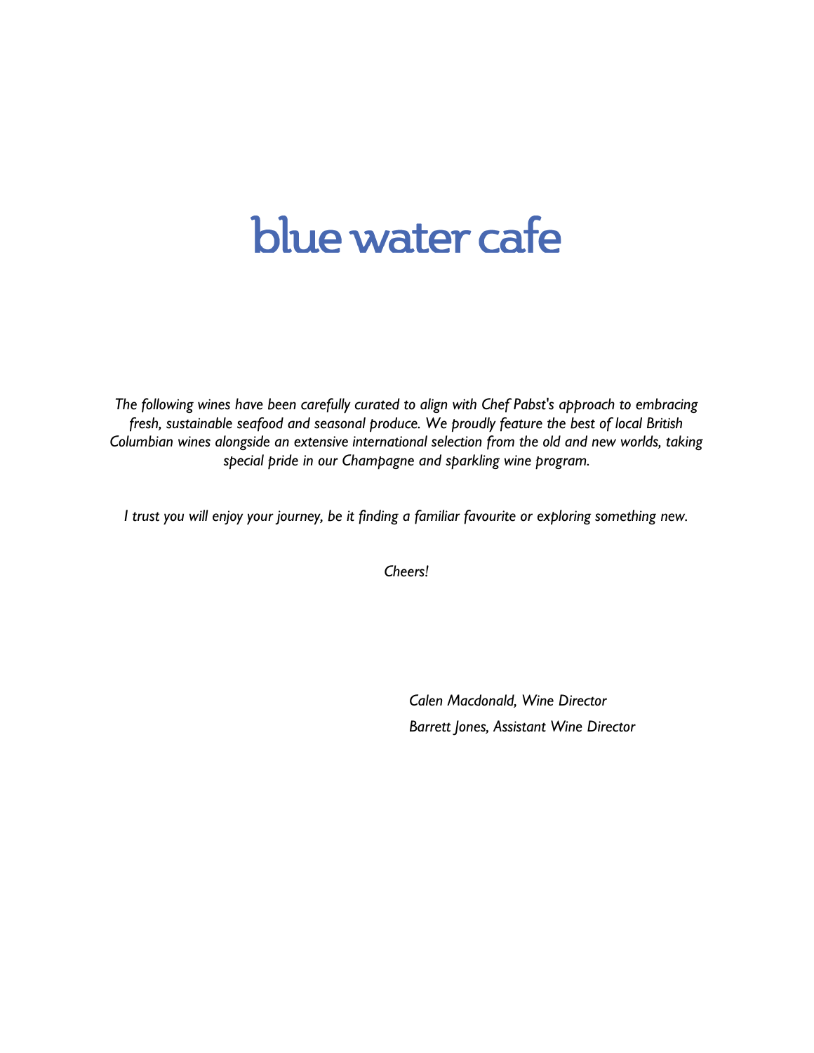# blue water cafe

*The following wines have been carefully curated to align with Chef Pabst's approach to embracing fresh, sustainable seafood and seasonal produce. We proudly feature the best of local British Columbian wines alongside an extensive international selection from the old and new worlds, taking special pride in our Champagne and sparkling wine program.*

*I trust you will enjoy your journey, be it finding a familiar favourite or exploring something new.*

*Cheers!*

*Calen Macdonald, Wine Director*

*Barrett Jones, Assistant Wine Director*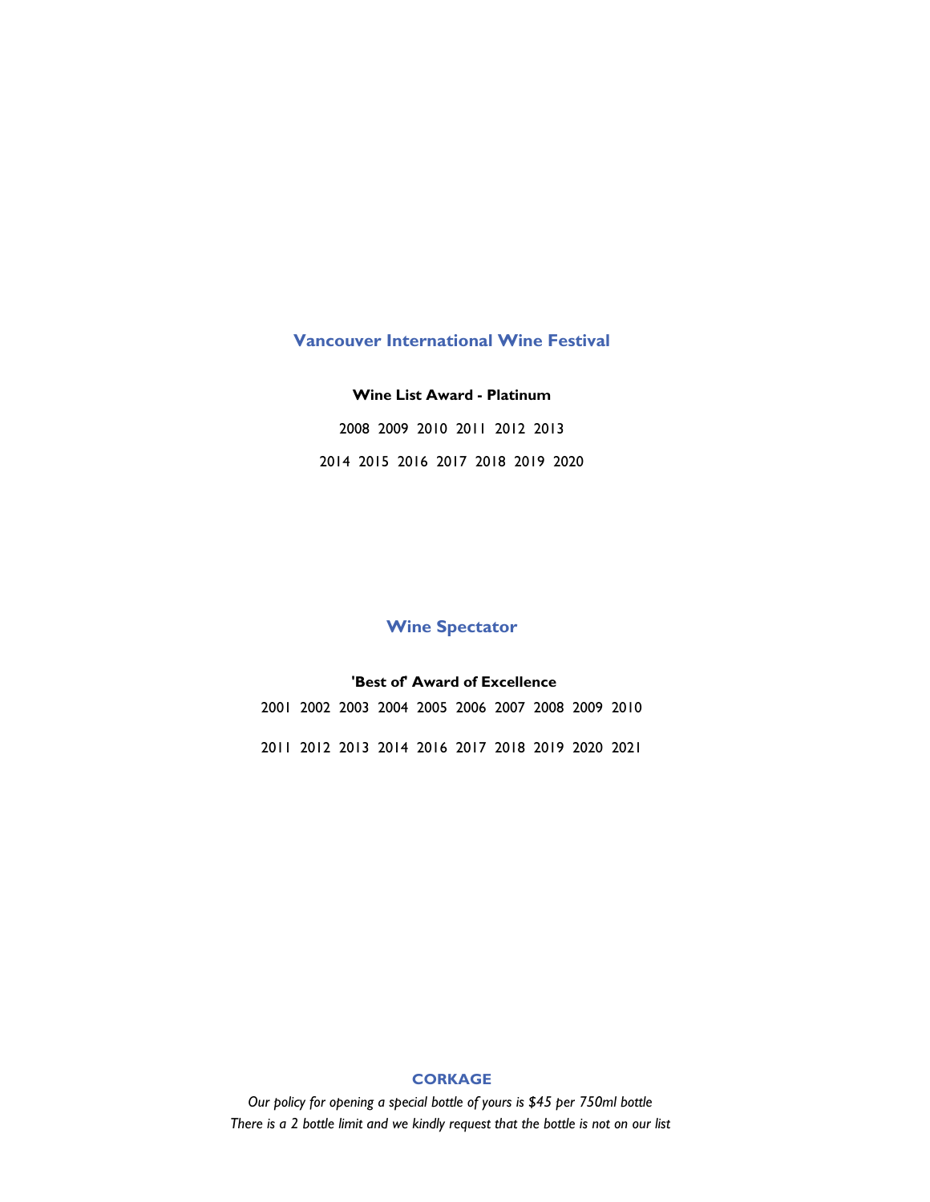## Vancouver International Wine Festival

**Wine List Award - Platinum**

2008 2009 2010 2011 2012 2013

2014 2015 2016 2017 2018 2019 2020

## Wine Spectator

**'Best of' Award of Excellence**

2001 2002 2003 2004 2005 2006 2007 2008 2009 2010

2011 2012 2013 2014 2016 2017 2018 2019 2020 2021

## CORKAGE

*Our policy for opening a special bottle of yours is $45 per 750ml bottle*
*There is a 2 bottle limit and we kindly request that the bottle is not on our list*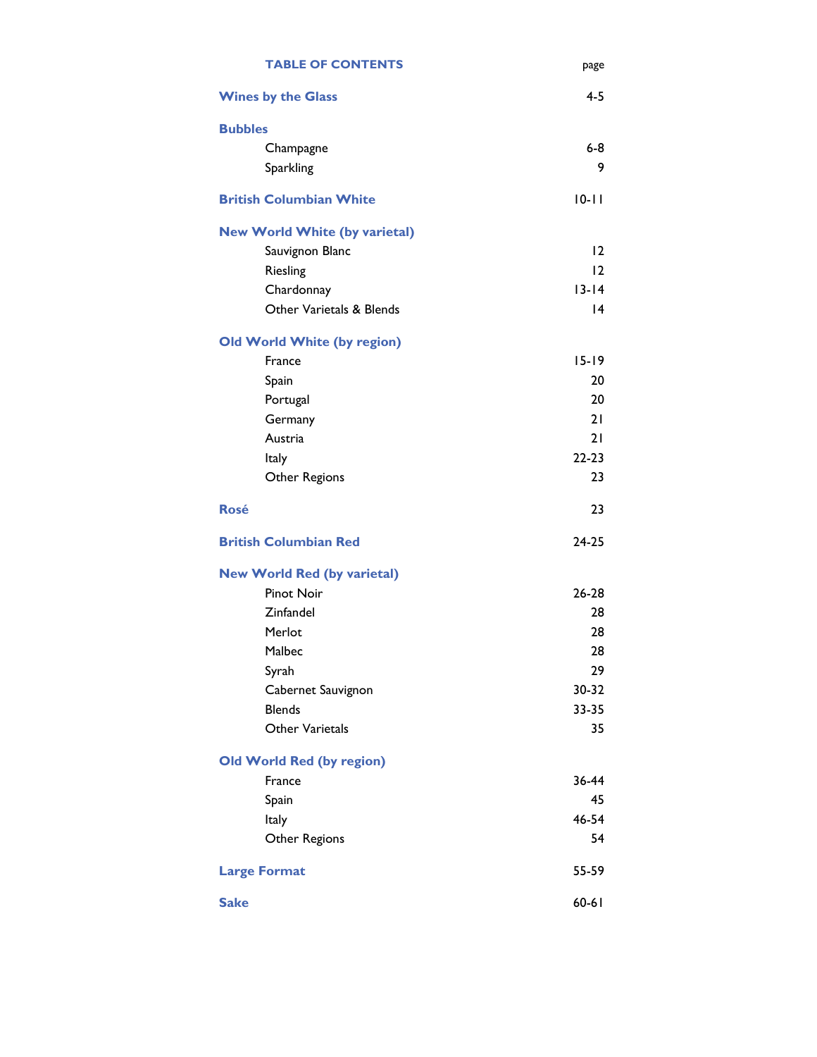# TABLE OF CONTENTS

| | page |
|---|---|
| **Wines by the Glass** | 4-5 |
| **Bubbles** | |
| Champagne | 6-8 |
| Sparkling | 9 |
| **British Columbian White** | 10-11 |
| **New World White (by varietal)** | |
| Sauvignon Blanc | 12 |
| Riesling | 12 |
| Chardonnay | 13-14 |
| Other Varietals & Blends | 14 |
| **Old World White (by region)** | |
| France | 15-19 |
| Spain | 20 |
| Portugal | 20 |
| Germany | 21 |
| Austria | 21 |
| Italy | 22-23 |
| Other Regions | 23 |
| **Rosé** | 23 |
| **British Columbian Red** | 24-25 |
| **New World Red (by varietal)** | |
| Pinot Noir | 26-28 |
| Zinfandel | 28 |
| Merlot | 28 |
| Malbec | 28 |
| Syrah | 29 |
| Cabernet Sauvignon | 30-32 |
| Blends | 33-35 |
| Other Varietals | 35 |
| **Old World Red (by region)** | |
| France | 36-44 |
| Spain | 45 |
| Italy | 46-54 |
| Other Regions | 54 |
| **Large Format** | 55-59 |
| **Sake** | 60-61 |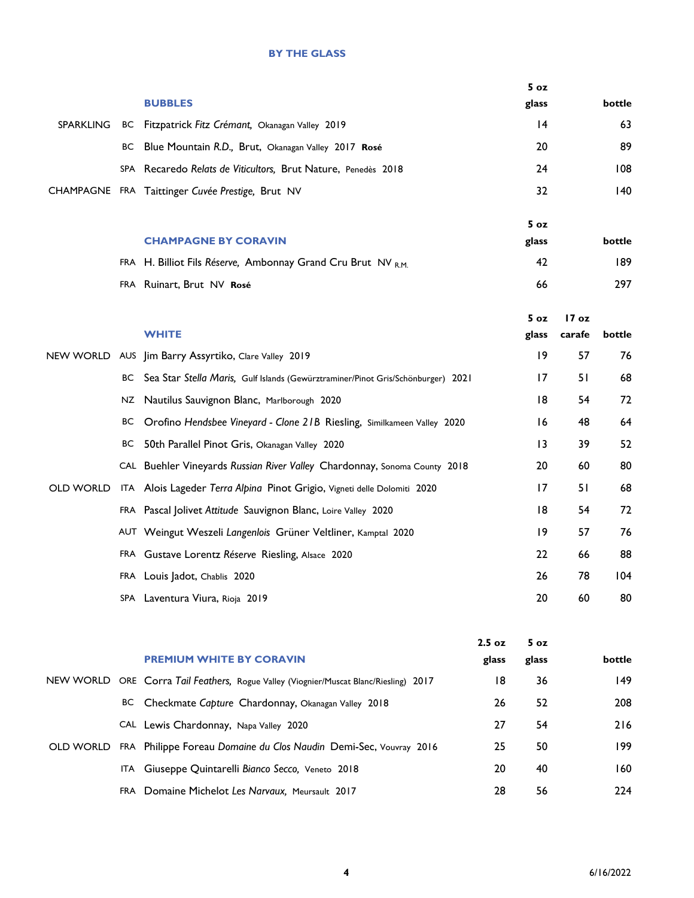## BY THE GLASS

| | | BUBBLES | 5 oz glass | bottle |
|---|---|---|---|---|
| SPARKLING | BC | Fitzpatrick *Fitz Crémant,* Okanagan Valley 2019 | 14 | 63 |
| | BC | Blue Mountain *R.D.,* Brut, Okanagan Valley 2017 **Rosé** | 20 | 89 |
| | SPA | Recaredo *Relats de Viticultors,* Brut Nature, Penedès 2018 | 24 | 108 |
| CHAMPAGNE | FRA | Taittinger *Cuvée Prestige,* Brut NV | 32 | 140 |

| | CHAMPAGNE BY CORAVIN | 5 oz glass | bottle |
|---|---|---|---|
| FRA | H. Billiot Fils *Réserve,* Ambonnay Grand Cru Brut NV R.M. | 42 | 189 |
| FRA | Ruinart, Brut NV **Rosé** | 66 | 297 |

| | | WHITE | 5 oz glass | 17 oz carafe | bottle |
|---|---|---|---|---|---|
| NEW WORLD | AUS | Jim Barry Assyrtiko, Clare Valley 2019 | 19 | 57 | 76 |
| | BC | Sea Star *Stella Maris,* Gulf Islands (Gewürztraminer/Pinot Gris/Schönburger) 2021 | 17 | 51 | 68 |
| | NZ | Nautilus Sauvignon Blanc, Marlborough 2020 | 18 | 54 | 72 |
| | BC | Orofino *Hendsbee Vineyard - Clone 21B* Riesling, Similkameen Valley 2020 | 16 | 48 | 64 |
| | BC | 50th Parallel Pinot Gris, Okanagan Valley 2020 | 13 | 39 | 52 |
| | CAL | Buehler Vineyards *Russian River Valley* Chardonnay, Sonoma County 2018 | 20 | 60 | 80 |
| OLD WORLD | ITA | Alois Lageder *Terra Alpina* Pinot Grigio, Vigneti delle Dolomiti 2020 | 17 | 51 | 68 |
| | FRA | Pascal Jolivet *Attitude* Sauvignon Blanc, Loire Valley 2020 | 18 | 54 | 72 |
| | AUT | Weingut Weszeli *Langenlois* Grüner Veltliner, Kamptal 2020 | 19 | 57 | 76 |
| | FRA | Gustave Lorentz *Réserve* Riesling, Alsace 2020 | 22 | 66 | 88 |
| | FRA | Louis Jadot, Chablis 2020 | 26 | 78 | 104 |
| | SPA | Laventura Viura, Rioja 2019 | 20 | 60 | 80 |

| | | PREMIUM WHITE BY CORAVIN | 2.5 oz glass | 5 oz glass | bottle |
|---|---|---|---|---|---|
| NEW WORLD | ORE | Corra *Tail Feathers,* Rogue Valley (Viognier/Muscat Blanc/Riesling) 2017 | 18 | 36 | 149 |
| | BC | Checkmate *Capture* Chardonnay, Okanagan Valley 2018 | 26 | 52 | 208 |
| | CAL | Lewis Chardonnay, Napa Valley 2020 | 27 | 54 | 216 |
| OLD WORLD | FRA | Philippe Foreau *Domaine du Clos Naudin* Demi-Sec, Vouvray 2016 | 25 | 50 | 199 |
| | ITA | Giuseppe Quintarelli *Bianco Secco,* Veneto 2018 | 20 | 40 | 160 |
| | FRA | Domaine Michelot *Les Narvaux,* Meursault 2017 | 28 | 56 | 224 |

6/16/2022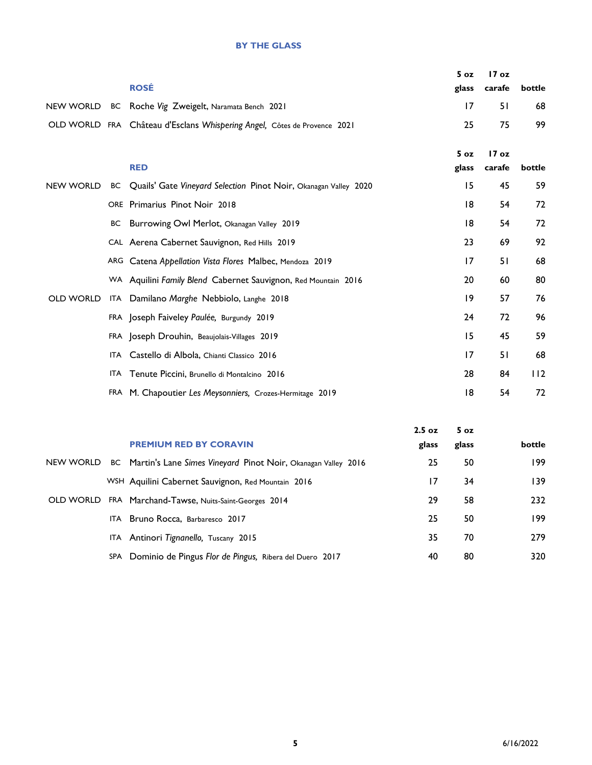## BY THE GLASS

| | | ROSÉ | 5 oz glass | 17 oz carafe | bottle |
|---|---|---|---|---|---|
| NEW WORLD | BC | Roche *Vig* Zweigelt, Naramata Bench 2021 | 17 | 51 | 68 |
| OLD WORLD | FRA | Château d'Esclans *Whispering Angel,* Côtes de Provence 2021 | 25 | 75 | 99 |

| | | RED | 5 oz glass | 17 oz carafe | bottle |
|---|---|---|---|---|---|
| NEW WORLD | BC | Quails' Gate *Vineyard Selection* Pinot Noir, Okanagan Valley 2020 | 15 | 45 | 59 |
| | ORE | Primarius Pinot Noir 2018 | 18 | 54 | 72 |
| | BC | Burrowing Owl Merlot, Okanagan Valley 2019 | 18 | 54 | 72 |
| | CAL | Aerena Cabernet Sauvignon, Red Hills 2019 | 23 | 69 | 92 |
| | ARG | Catena *Appellation Vista Flores* Malbec, Mendoza 2019 | 17 | 51 | 68 |
| | WA | Aquilini *Family Blend* Cabernet Sauvignon, Red Mountain 2016 | 20 | 60 | 80 |
| OLD WORLD | ITA | Damilano *Marghe* Nebbiolo, Langhe 2018 | 19 | 57 | 76 |
| | FRA | Joseph Faiveley *Paulée,* Burgundy 2019 | 24 | 72 | 96 |
| | FRA | Joseph Drouhin, Beaujolais-Villages 2019 | 15 | 45 | 59 |
| | ITA | Castello di Albola, Chianti Classico 2016 | 17 | 51 | 68 |
| | ITA | Tenute Piccini, Brunello di Montalcino 2016 | 28 | 84 | 112 |
| | FRA | M. Chapoutier *Les Meysonniers,* Crozes-Hermitage 2019 | 18 | 54 | 72 |

| | | PREMIUM RED BY CORAVIN | 2.5 oz glass | 5 oz glass | bottle |
|---|---|---|---|---|---|
| NEW WORLD | BC | Martin's Lane *Simes Vineyard* Pinot Noir, Okanagan Valley 2016 | 25 | 50 | 199 |
| | WSH | Aquilini Cabernet Sauvignon, Red Mountain 2016 | 17 | 34 | 139 |
| OLD WORLD | FRA | Marchand-Tawse, Nuits-Saint-Georges 2014 | 29 | 58 | 232 |
| | ITA | Bruno Rocca, Barbaresco 2017 | 25 | 50 | 199 |
| | ITA | Antinori *Tignanello,* Tuscany 2015 | 35 | 70 | 279 |
| | SPA | Dominio de Pingus *Flor de Pingus,* Ribera del Duero 2017 | 40 | 80 | 320 |

6/16/2022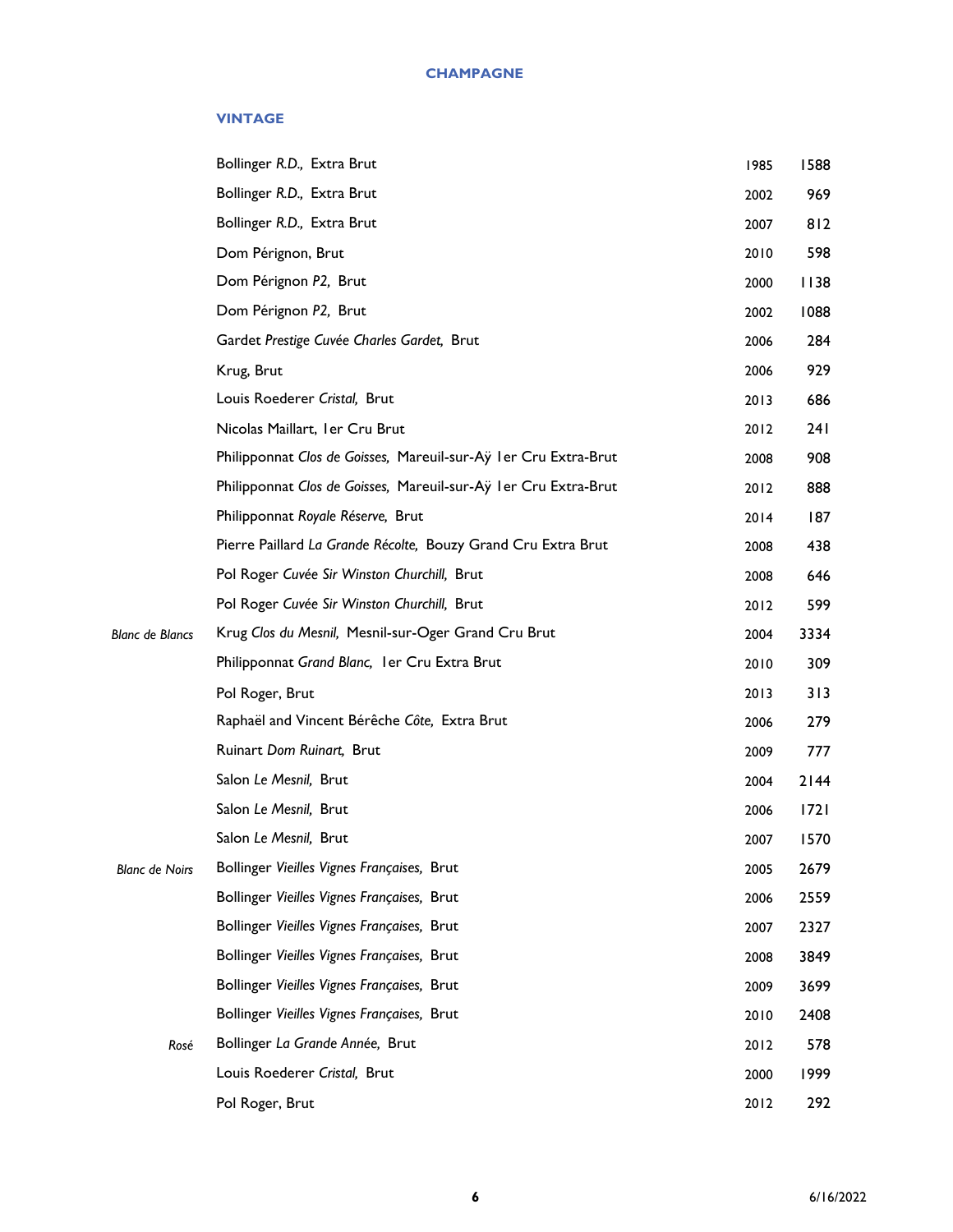## CHAMPAGNE

### VINTAGE

| | | | |
|---|---|---|---|
| | Bollinger *R.D.,* Extra Brut | 1985 | 1588 |
| | Bollinger *R.D.,* Extra Brut | 2002 | 969 |
| | Bollinger *R.D.,* Extra Brut | 2007 | 812 |
| | Dom Pérignon, Brut | 2010 | 598 |
| | Dom Pérignon *P2,* Brut | 2000 | 1138 |
| | Dom Pérignon *P2,* Brut | 2002 | 1088 |
| | Gardet *Prestige Cuvée Charles Gardet,* Brut | 2006 | 284 |
| | Krug, Brut | 2006 | 929 |
| | Louis Roederer *Cristal,* Brut | 2013 | 686 |
| | Nicolas Maillart, 1er Cru Brut | 2012 | 241 |
| | Philipponnat *Clos de Goisses,* Mareuil-sur-Aÿ 1er Cru Extra-Brut | 2008 | 908 |
| | Philipponnat *Clos de Goisses,* Mareuil-sur-Aÿ 1er Cru Extra-Brut | 2012 | 888 |
| | Philipponnat *Royale Réserve,* Brut | 2014 | 187 |
| | Pierre Paillard *La Grande Récolte,* Bouzy Grand Cru Extra Brut | 2008 | 438 |
| | Pol Roger *Cuvée Sir Winston Churchill,* Brut | 2008 | 646 |
| | Pol Roger *Cuvée Sir Winston Churchill,* Brut | 2012 | 599 |
| *Blanc de Blancs* | Krug *Clos du Mesnil,* Mesnil-sur-Oger Grand Cru Brut | 2004 | 3334 |
| | Philipponnat *Grand Blanc,* 1er Cru Extra Brut | 2010 | 309 |
| | Pol Roger, Brut | 2013 | 313 |
| | Raphaël and Vincent Bérêche *Côte,* Extra Brut | 2006 | 279 |
| | Ruinart *Dom Ruinart,* Brut | 2009 | 777 |
| | Salon *Le Mesnil,* Brut | 2004 | 2144 |
| | Salon *Le Mesnil,* Brut | 2006 | 1721 |
| | Salon *Le Mesnil,* Brut | 2007 | 1570 |
| *Blanc de Noirs* | Bollinger *Vieilles Vignes Françaises,* Brut | 2005 | 2679 |
| | Bollinger *Vieilles Vignes Françaises,* Brut | 2006 | 2559 |
| | Bollinger *Vieilles Vignes Françaises,* Brut | 2007 | 2327 |
| | Bollinger *Vieilles Vignes Françaises,* Brut | 2008 | 3849 |
| | Bollinger *Vieilles Vignes Françaises,* Brut | 2009 | 3699 |
| | Bollinger *Vieilles Vignes Françaises,* Brut | 2010 | 2408 |
| *Rosé* | Bollinger *La Grande Année,* Brut | 2012 | 578 |
| | Louis Roederer *Cristal,* Brut | 2000 | 1999 |
| | Pol Roger, Brut | 2012 | 292 |

6/16/2022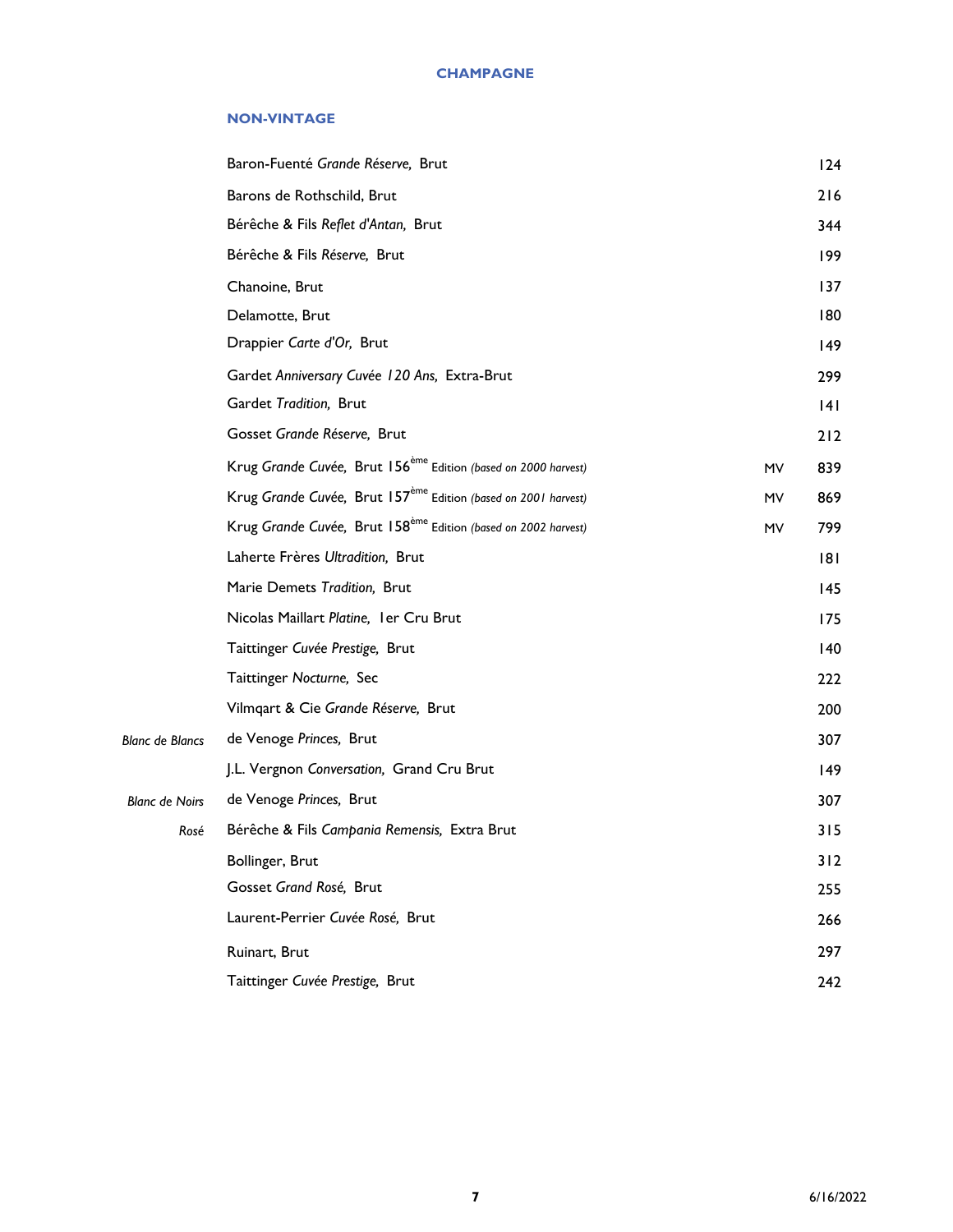# CHAMPAGNE

## NON-VINTAGE

| | | | |
|---|---|---|---|
| | Baron-Fuenté *Grande Réserve,* Brut | | 124 |
| | Barons de Rothschild, Brut | | 216 |
| | Bérêche & Fils *Reflet d'Antan,* Brut | | 344 |
| | Bérêche & Fils *Réserve,* Brut | | 199 |
| | Chanoine, Brut | | 137 |
| | Delamotte, Brut | | 180 |
| | Drappier *Carte d'Or,* Brut | | 149 |
| | Gardet *Anniversary Cuvée 120 Ans,* Extra-Brut | | 299 |
| | Gardet *Tradition,* Brut | | 141 |
| | Gosset *Grande Réserve,* Brut | | 212 |
| | Krug *Grande Cuvée,* Brut 156ème Edition *(based on 2000 harvest)* | MV | 839 |
| | Krug *Grande Cuvée,* Brut 157ème Edition *(based on 2001 harvest)* | MV | 869 |
| | Krug *Grande Cuvée,* Brut 158ème Edition *(based on 2002 harvest)* | MV | 799 |
| | Laherte Frères *Ultradition,* Brut | | 181 |
| | Marie Demets *Tradition,* Brut | | 145 |
| | Nicolas Maillart *Platine,* 1er Cru Brut | | 175 |
| | Taittinger *Cuvée Prestige,* Brut | | 140 |
| | Taittinger *Nocturne,* Sec | | 222 |
| | Vilmqart & Cie *Grande Réserve,* Brut | | 200 |
| *Blanc de Blancs* | de Venoge *Princes,* Brut | | 307 |
| | J.L. Vergnon *Conversation,* Grand Cru Brut | | 149 |
| *Blanc de Noirs* | de Venoge *Princes,* Brut | | 307 |
| *Rosé* | Bérêche & Fils *Campania Remensis,* Extra Brut | | 315 |
| | Bollinger, Brut | | 312 |
| | Gosset *Grand Rosé,* Brut | | 255 |
| | Laurent-Perrier *Cuvée Rosé,* Brut | | 266 |
| | Ruinart, Brut | | 297 |
| | Taittinger *Cuvée Prestige,* Brut | | 242 |

6/16/2022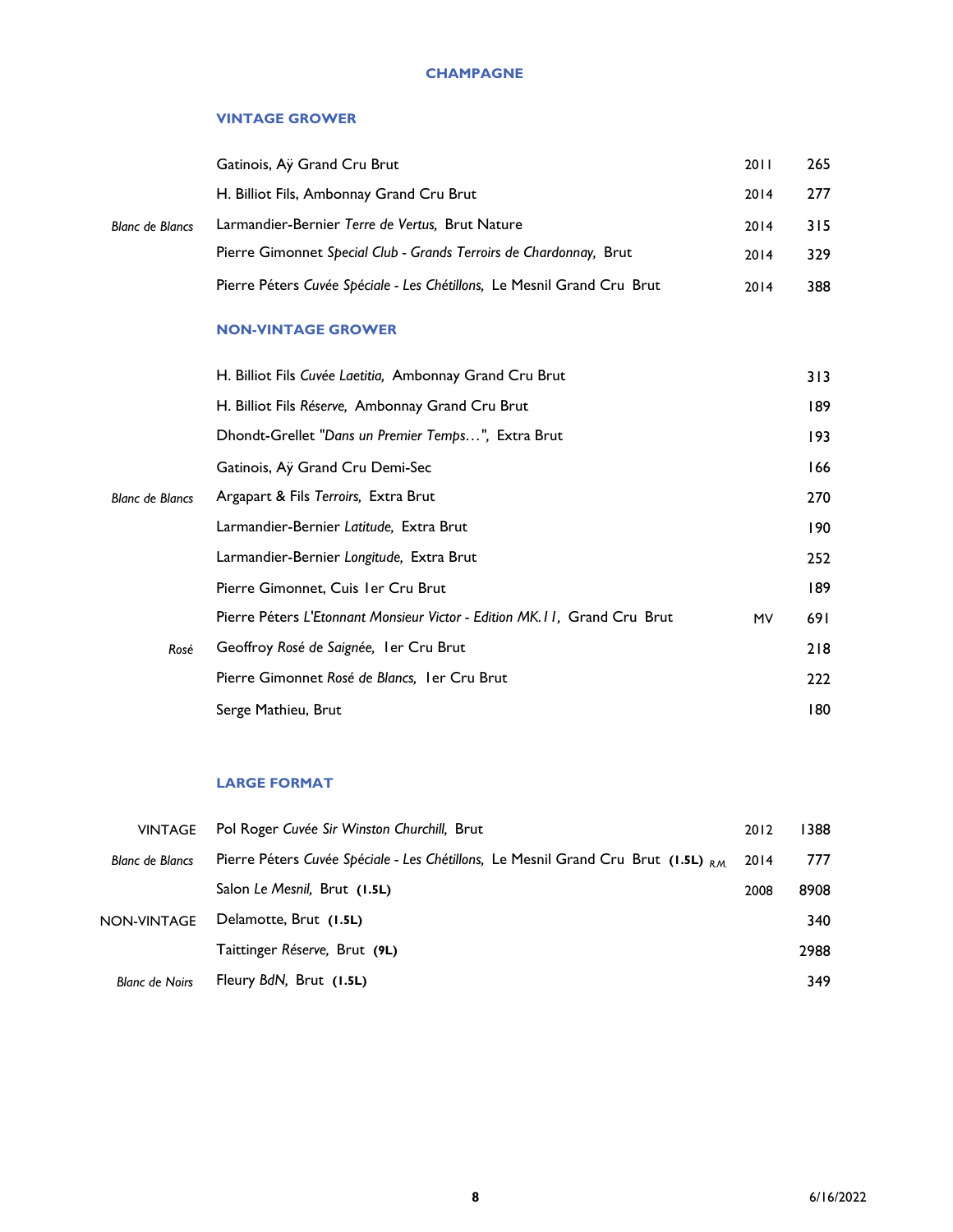# CHAMPAGNE

## VINTAGE GROWER

| | | | |
|---|---|---|---|
| | Gatinois, Aÿ Grand Cru Brut | 2011 | 265 |
| | H. Billiot Fils, Ambonnay Grand Cru Brut | 2014 | 277 |
| *Blanc de Blancs* | Larmandier-Bernier *Terre de Vertus,* Brut Nature | 2014 | 315 |
| | Pierre Gimonnet *Special Club - Grands Terroirs de Chardonnay,* Brut | 2014 | 329 |
| | Pierre Péters *Cuvée Spéciale - Les Chétillons,* Le Mesnil Grand Cru Brut | 2014 | 388 |

## NON-VINTAGE GROWER

| | | | |
|---|---|---|---|
| | H. Billiot Fils *Cuvée Laetitia,* Ambonnay Grand Cru Brut | | 313 |
| | H. Billiot Fils *Réserve,* Ambonnay Grand Cru Brut | | 189 |
| | Dhondt-Grellet *"Dans un Premier Temps…",* Extra Brut | | 193 |
| | Gatinois, Aÿ Grand Cru Demi-Sec | | 166 |
| *Blanc de Blancs* | Argapart & Fils *Terroirs,* Extra Brut | | 270 |
| | Larmandier-Bernier *Latitude,* Extra Brut | | 190 |
| | Larmandier-Bernier *Longitude,* Extra Brut | | 252 |
| | Pierre Gimonnet, Cuis 1er Cru Brut | | 189 |
| | Pierre Péters *L'Etonnant Monsieur Victor - Edition MK.11,* Grand Cru Brut | MV | 691 |
| *Rosé* | Geoffroy *Rosé de Saignée,* 1er Cru Brut | | 218 |
| | Pierre Gimonnet *Rosé de Blancs,* 1er Cru Brut | | 222 |
| | Serge Mathieu, Brut | | 180 |

## LARGE FORMAT

| | | | |
|---|---|---|---|
| VINTAGE | Pol Roger *Cuvée Sir Winston Churchill,* Brut | 2012 | 1388 |
| *Blanc de Blancs* | Pierre Péters *Cuvée Spéciale - Les Chétillons,* Le Mesnil Grand Cru Brut **(1.5L)** *R.M.* | 2014 | 777 |
| | Salon *Le Mesnil,* Brut **(1.5L)** | 2008 | 8908 |
| NON-VINTAGE | Delamotte, Brut **(1.5L)** | | 340 |
| | Taittinger *Réserve,* Brut **(9L)** | | 2988 |
| *Blanc de Noirs* | Fleury *BdN,* Brut **(1.5L)** | | 349 |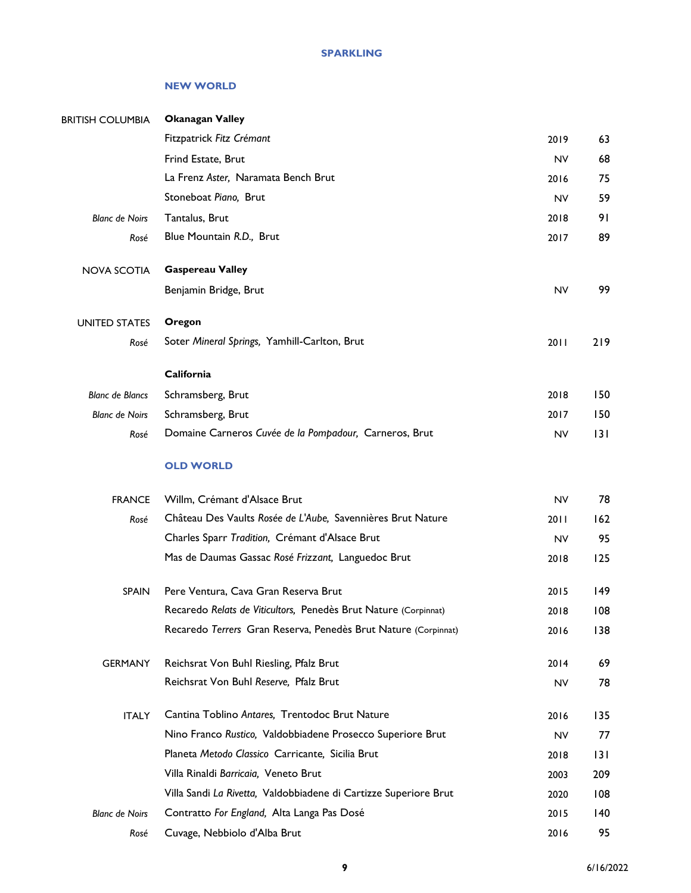# SPARKLING

## NEW WORLD

| | | | |
|---|---|---|---|
| BRITISH COLUMBIA | **Okanagan Valley** | | |
| | Fitzpatrick *Fitz Crémant* | 2019 | 63 |
| | Frind Estate, Brut | NV | 68 |
| | La Frenz *Aster,* Naramata Bench Brut | 2016 | 75 |
| | Stoneboat *Piano,* Brut | NV | 59 |
| *Blanc de Noirs* | Tantalus, Brut | 2018 | 91 |
| *Rosé* | Blue Mountain *R.D.,* Brut | 2017 | 89 |
| NOVA SCOTIA | **Gaspereau Valley** | | |
| | Benjamin Bridge, Brut | NV | 99 |
| UNITED STATES | **Oregon** | | |
| *Rosé* | Soter *Mineral Springs,* Yamhill-Carlton, Brut | 2011 | 219 |
| | **California** | | |
| *Blanc de Blancs* | Schramsberg, Brut | 2018 | 150 |
| *Blanc de Noirs* | Schramsberg, Brut | 2017 | 150 |
| *Rosé* | Domaine Carneros *Cuvée de la Pompadour,* Carneros, Brut | NV | 131 |

## OLD WORLD

| | | | |
|---|---|---|---|
| FRANCE | Willm, Crémant d'Alsace Brut | NV | 78 |
| *Rosé* | Château Des Vaults *Rosée de L'Aube,* Savennières Brut Nature | 2011 | 162 |
| | Charles Sparr *Tradition,* Crémant d'Alsace Brut | NV | 95 |
| | Mas de Daumas Gassac *Rosé Frizzant,* Languedoc Brut | 2018 | 125 |
| SPAIN | Pere Ventura, Cava Gran Reserva Brut | 2015 | 149 |
| | Recaredo *Relats de Viticultors,* Penedès Brut Nature (Corpinnat) | 2018 | 108 |
| | Recaredo *Terrers* Gran Reserva, Penedès Brut Nature (Corpinnat) | 2016 | 138 |
| GERMANY | Reichsrat Von Buhl Riesling, Pfalz Brut | 2014 | 69 |
| | Reichsrat Von Buhl *Reserve,* Pfalz Brut | NV | 78 |
| ITALY | Cantina Toblino *Antares,* Trentodoc Brut Nature | 2016 | 135 |
| | Nino Franco *Rustico,* Valdobbiadene Prosecco Superiore Brut | NV | 77 |
| | Planeta *Metodo Classico* Carricante, Sicilia Brut | 2018 | 131 |
| | Villa Rinaldi *Barricaia,* Veneto Brut | 2003 | 209 |
| | Villa Sandi *La Rivetta,* Valdobbiadene di Cartizze Superiore Brut | 2020 | 108 |
| *Blanc de Noirs* | Contratto *For England,* Alta Langa Pas Dosé | 2015 | 140 |
| *Rosé* | Cuvage, Nebbiolo d'Alba Brut | 2016 | 95 |

6/16/2022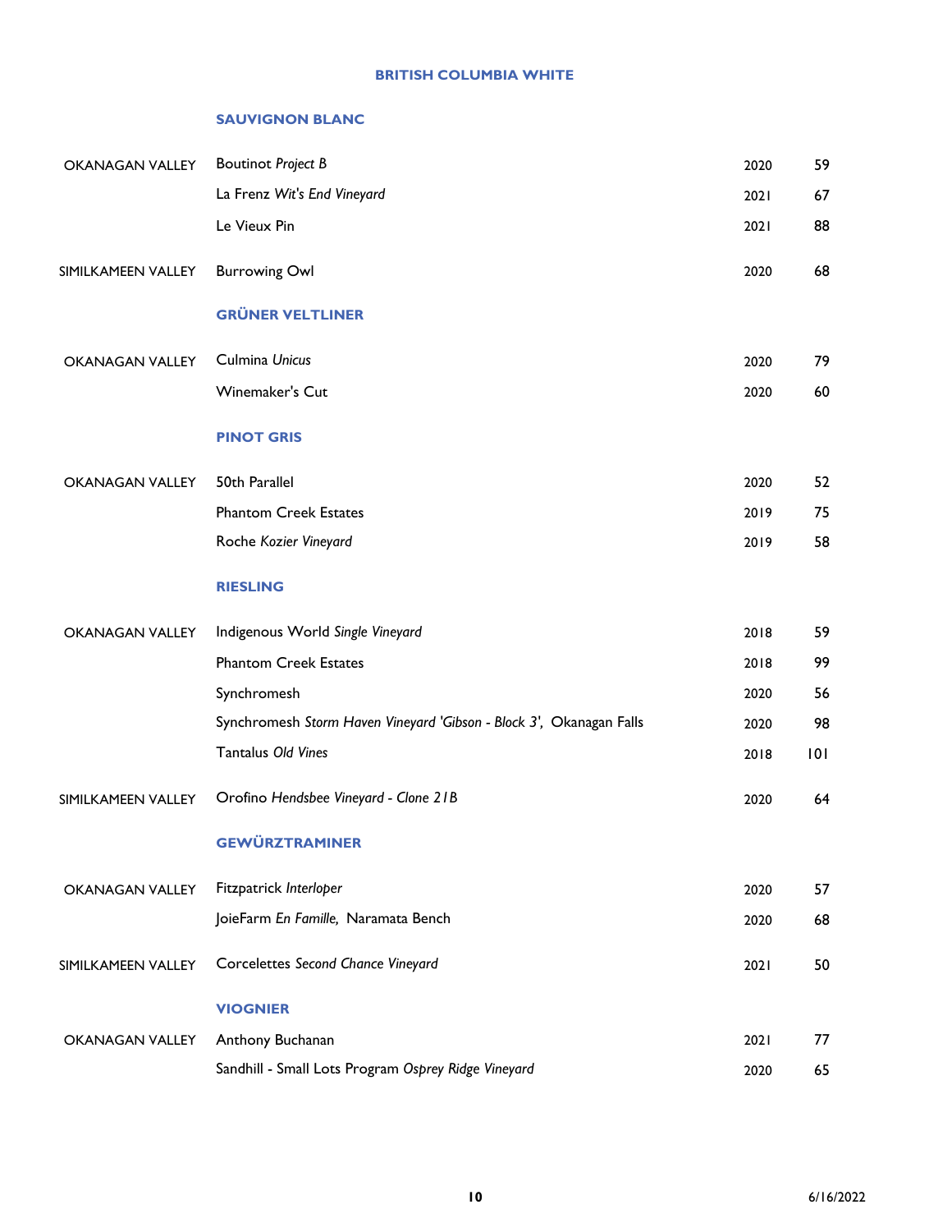# BRITISH COLUMBIA WHITE

## SAUVIGNON BLANC

| Region | Wine | Vintage | Price |
|---|---|---|---|
| OKANAGAN VALLEY | Boutinot *Project B* | 2020 | 59 |
| | La Frenz *Wit's End Vineyard* | 2021 | 67 |
| | Le Vieux Pin | 2021 | 88 |
| SIMILKAMEEN VALLEY | Burrowing Owl | 2020 | 68 |

## GRÜNER VELTLINER

| Region | Wine | Vintage | Price |
|---|---|---|---|
| OKANAGAN VALLEY | Culmina *Unicus* | 2020 | 79 |
| | Winemaker's Cut | 2020 | 60 |

## PINOT GRIS

| Region | Wine | Vintage | Price |
|---|---|---|---|
| OKANAGAN VALLEY | 50th Parallel | 2020 | 52 |
| | Phantom Creek Estates | 2019 | 75 |
| | Roche *Kozier Vineyard* | 2019 | 58 |

## RIESLING

| Region | Wine | Vintage | Price |
|---|---|---|---|
| OKANAGAN VALLEY | Indigenous World *Single Vineyard* | 2018 | 59 |
| | Phantom Creek Estates | 2018 | 99 |
| | Synchromesh | 2020 | 56 |
| | Synchromesh *Storm Haven Vineyard 'Gibson - Block 3'*, Okanagan Falls | 2020 | 98 |
| | Tantalus *Old Vines* | 2018 | 101 |
| SIMILKAMEEN VALLEY | Orofino *Hendsbee Vineyard - Clone 21B* | 2020 | 64 |

## GEWÜRZTRAMINER

| Region | Wine | Vintage | Price |
|---|---|---|---|
| OKANAGAN VALLEY | Fitzpatrick *Interloper* | 2020 | 57 |
| | JoieFarm *En Famille*, Naramata Bench | 2020 | 68 |
| SIMILKAMEEN VALLEY | Corcelettes *Second Chance Vineyard* | 2021 | 50 |

## VIOGNIER

| Region | Wine | Vintage | Price |
|---|---|---|---|
| OKANAGAN VALLEY | Anthony Buchanan | 2021 | 77 |
| | Sandhill - Small Lots Program *Osprey Ridge Vineyard* | 2020 | 65 |

6/16/2022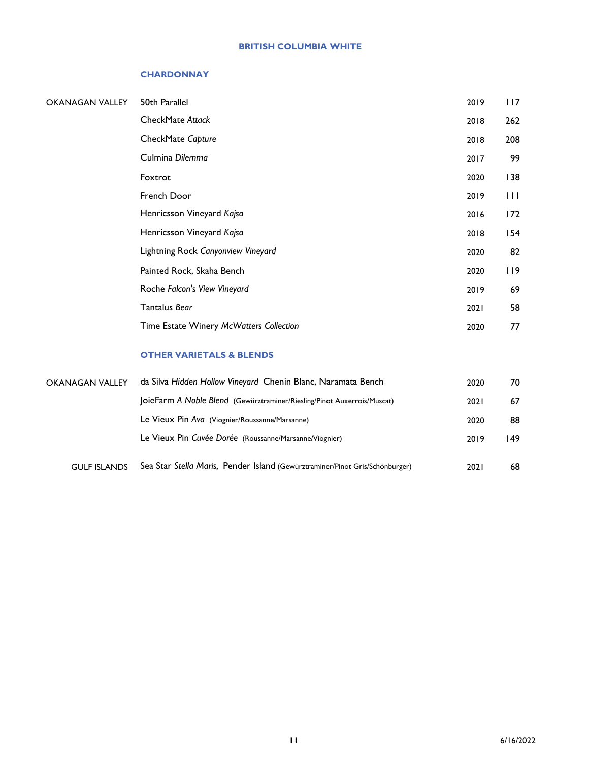## BRITISH COLUMBIA WHITE

### CHARDONNAY

| | | | |
|---|---|---|---|
| OKANAGAN VALLEY | 50th Parallel | 2019 | 117 |
| | CheckMate *Attack* | 2018 | 262 |
| | CheckMate *Capture* | 2018 | 208 |
| | Culmina *Dilemma* | 2017 | 99 |
| | Foxtrot | 2020 | 138 |
| | French Door | 2019 | 111 |
| | Henricsson Vineyard *Kajsa* | 2016 | 172 |
| | Henricsson Vineyard *Kajsa* | 2018 | 154 |
| | Lightning Rock *Canyonview Vineyard* | 2020 | 82 |
| | Painted Rock, Skaha Bench | 2020 | 119 |
| | Roche *Falcon's View Vineyard* | 2019 | 69 |
| | Tantalus *Bear* | 2021 | 58 |
| | Time Estate Winery *McWatters Collection* | 2020 | 77 |

### OTHER VARIETALS & BLENDS

| | | | |
|---|---|---|---|
| OKANAGAN VALLEY | da Silva *Hidden Hollow Vineyard* Chenin Blanc, Naramata Bench | 2020 | 70 |
| | JoieFarm *A Noble Blend* (Gewürztraminer/Riesling/Pinot Auxerrois/Muscat) | 2021 | 67 |
| | Le Vieux Pin *Ava* (Viognier/Roussanne/Marsanne) | 2020 | 88 |
| | Le Vieux Pin *Cuvée Dorée* (Roussanne/Marsanne/Viognier) | 2019 | 149 |
| GULF ISLANDS | Sea Star *Stella Maris,* Pender Island (Gewürztraminer/Pinot Gris/Schönburger) | 2021 | 68 |

6/16/2022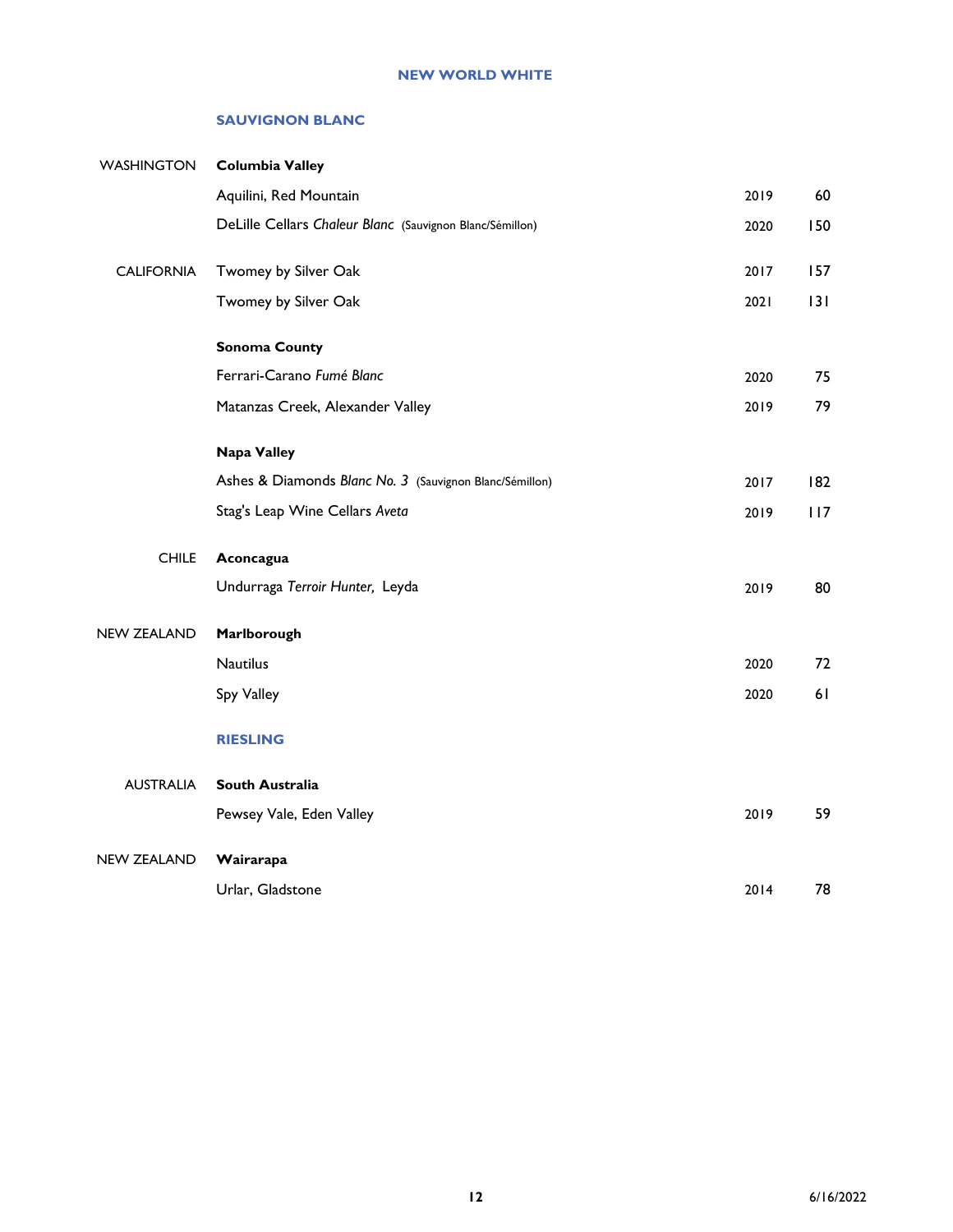## NEW WORLD WHITE

### SAUVIGNON BLANC

| | | | |
|---|---|---|---|
| WASHINGTON | **Columbia Valley** | | |
| | Aquilini, Red Mountain | 2019 | 60 |
| | DeLille Cellars *Chaleur Blanc* (Sauvignon Blanc/Sémillon) | 2020 | 150 |
| CALIFORNIA | Twomey by Silver Oak | 2017 | 157 |
| | Twomey by Silver Oak | 2021 | 131 |
| | **Sonoma County** | | |
| | Ferrari-Carano *Fumé Blanc* | 2020 | 75 |
| | Matanzas Creek, Alexander Valley | 2019 | 79 |
| | **Napa Valley** | | |
| | Ashes & Diamonds *Blanc No. 3* (Sauvignon Blanc/Sémillon) | 2017 | 182 |
| | Stag's Leap Wine Cellars *Aveta* | 2019 | 117 |
| CHILE | **Aconcagua** | | |
| | Undurraga *Terroir Hunter,* Leyda | 2019 | 80 |
| NEW ZEALAND | **Marlborough** | | |
| | Nautilus | 2020 | 72 |
| | Spy Valley | 2020 | 61 |

### RIESLING

| | | | |
|---|---|---|---|
| AUSTRALIA | **South Australia** | | |
| | Pewsey Vale, Eden Valley | 2019 | 59 |
| NEW ZEALAND | **Wairarapa** | | |
| | Urlar, Gladstone | 2014 | 78 |

6/16/2022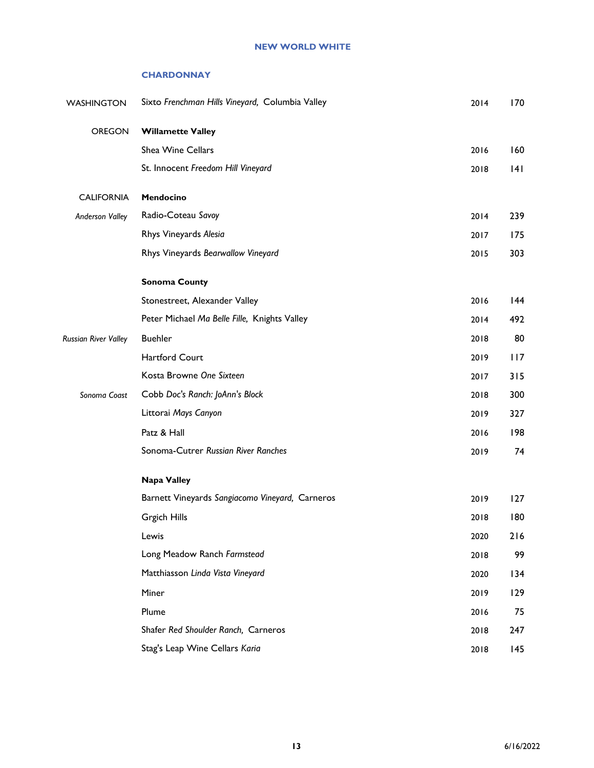## NEW WORLD WHITE

### CHARDONNAY

| | | | |
|---|---|---|---|
| WASHINGTON | Sixto *Frenchman Hills Vineyard,* Columbia Valley | 2014 | 170 |
| OREGON | **Willamette Valley** | | |
| | Shea Wine Cellars | 2016 | 160 |
| | St. Innocent *Freedom Hill Vineyard* | 2018 | 141 |
| CALIFORNIA | **Mendocino** | | |
| *Anderson Valley* | Radio-Coteau *Savoy* | 2014 | 239 |
| | Rhys Vineyards *Alesia* | 2017 | 175 |
| | Rhys Vineyards *Bearwallow Vineyard* | 2015 | 303 |
| | **Sonoma County** | | |
| | Stonestreet, Alexander Valley | 2016 | 144 |
| | Peter Michael *Ma Belle Fille,* Knights Valley | 2014 | 492 |
| *Russian River Valley* | Buehler | 2018 | 80 |
| | Hartford Court | 2019 | 117 |
| | Kosta Browne *One Sixteen* | 2017 | 315 |
| *Sonoma Coast* | Cobb *Doc's Ranch: JoAnn's Block* | 2018 | 300 |
| | Littorai *Mays Canyon* | 2019 | 327 |
| | Patz & Hall | 2016 | 198 |
| | Sonoma-Cutrer *Russian River Ranches* | 2019 | 74 |
| | **Napa Valley** | | |
| | Barnett Vineyards *Sangiacomo Vineyard,* Carneros | 2019 | 127 |
| | Grgich Hills | 2018 | 180 |
| | Lewis | 2020 | 216 |
| | Long Meadow Ranch *Farmstead* | 2018 | 99 |
| | Matthiasson *Linda Vista Vineyard* | 2020 | 134 |
| | Miner | 2019 | 129 |
| | Plume | 2016 | 75 |
| | Shafer *Red Shoulder Ranch,* Carneros | 2018 | 247 |
| | Stag's Leap Wine Cellars *Karia* | 2018 | 145 |

6/16/2022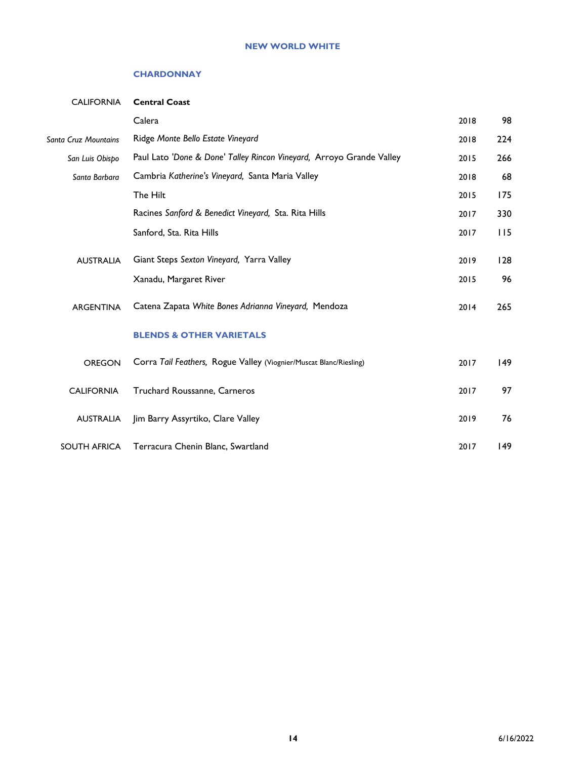## NEW WORLD WHITE

### CHARDONNAY

| | | | |
|---|---|---|---|
| CALIFORNIA | **Central Coast** | | |
| | Calera | 2018 | 98 |
| *Santa Cruz Mountains* | Ridge *Monte Bello Estate Vineyard* | 2018 | 224 |
| *San Luis Obispo* | Paul Lato *'Done & Done' Talley Rincon Vineyard,* Arroyo Grande Valley | 2015 | 266 |
| *Santa Barbara* | Cambria *Katherine's Vineyard,* Santa Maria Valley | 2018 | 68 |
| | The Hilt | 2015 | 175 |
| | Racines *Sanford & Benedict Vineyard,* Sta. Rita Hills | 2017 | 330 |
| | Sanford, Sta. Rita Hills | 2017 | 115 |
| AUSTRALIA | Giant Steps *Sexton Vineyard,* Yarra Valley | 2019 | 128 |
| | Xanadu, Margaret River | 2015 | 96 |
| ARGENTINA | Catena Zapata *White Bones Adrianna Vineyard,* Mendoza | 2014 | 265 |

### BLENDS & OTHER VARIETALS

| | | | |
|---|---|---|---|
| OREGON | Corra *Tail Feathers,* Rogue Valley (Viognier/Muscat Blanc/Riesling) | 2017 | 149 |
| CALIFORNIA | Truchard Roussanne, Carneros | 2017 | 97 |
| AUSTRALIA | Jim Barry Assyrtiko, Clare Valley | 2019 | 76 |
| SOUTH AFRICA | Terracura Chenin Blanc, Swartland | 2017 | 149 |

6/16/2022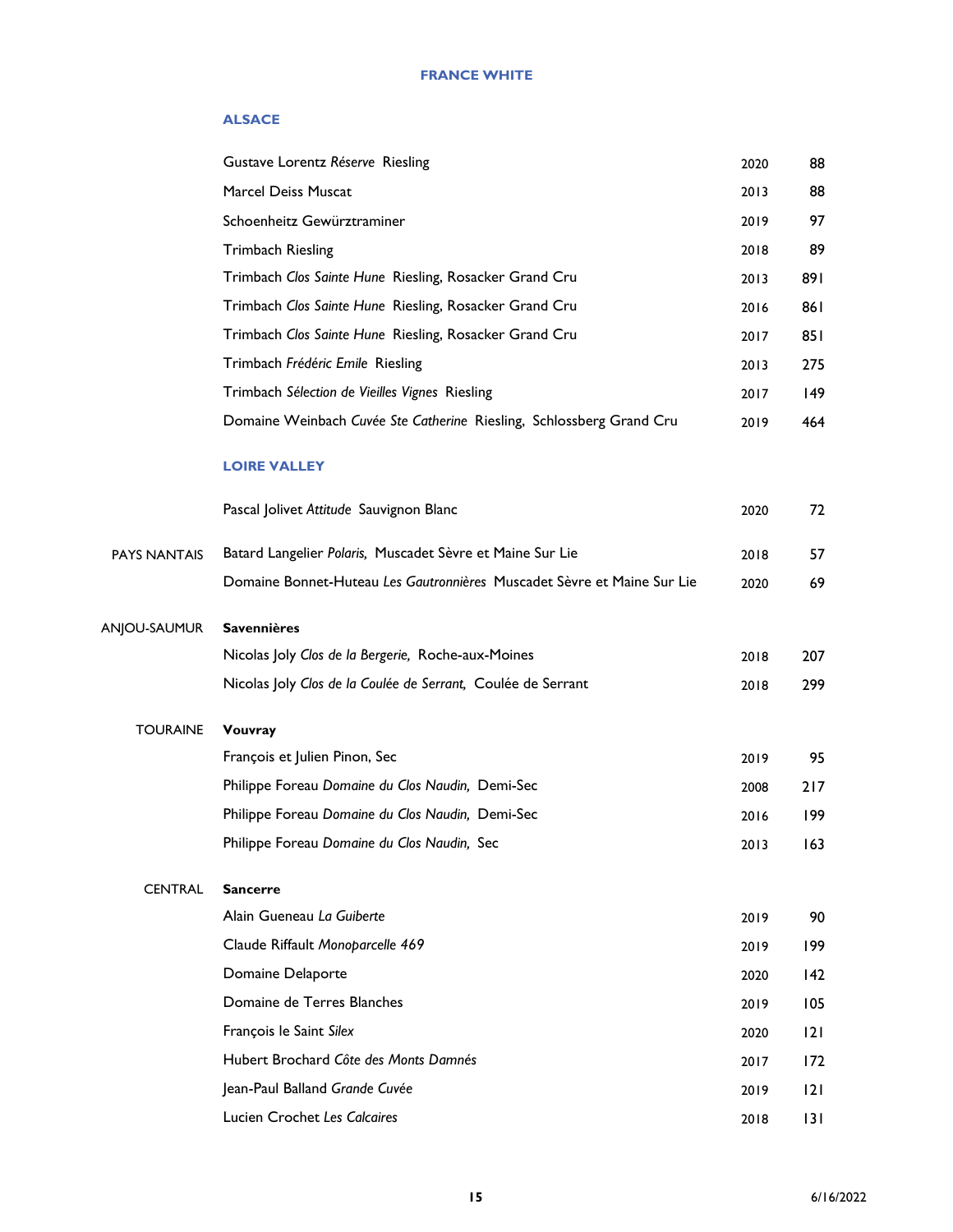# FRANCE WHITE

## ALSACE

| Wine | Vintage | Price |
|---|---|---|
| Gustave Lorentz *Réserve* Riesling | 2020 | 88 |
| Marcel Deiss Muscat | 2013 | 88 |
| Schoenheitz Gewürztraminer | 2019 | 97 |
| Trimbach Riesling | 2018 | 89 |
| Trimbach *Clos Sainte Hune* Riesling, Rosacker Grand Cru | 2013 | 891 |
| Trimbach *Clos Sainte Hune* Riesling, Rosacker Grand Cru | 2016 | 861 |
| Trimbach *Clos Sainte Hune* Riesling, Rosacker Grand Cru | 2017 | 851 |
| Trimbach *Frédéric Emile* Riesling | 2013 | 275 |
| Trimbach *Sélection de Vieilles Vignes* Riesling | 2017 | 149 |
| Domaine Weinbach *Cuvée Ste Catherine* Riesling, Schlossberg Grand Cru | 2019 | 464 |

## LOIRE VALLEY

| Region | Wine | Vintage | Price |
|---|---|---|---|
| | Pascal Jolivet *Attitude* Sauvignon Blanc | 2020 | 72 |
| PAYS NANTAIS | Batard Langelier *Polaris,* Muscadet Sèvre et Maine Sur Lie | 2018 | 57 |
| | Domaine Bonnet-Huteau *Les Gautronnières* Muscadet Sèvre et Maine Sur Lie | 2020 | 69 |
| ANJOU-SAUMUR | **Savennières** | | |
| | Nicolas Joly *Clos de la Bergerie,* Roche-aux-Moines | 2018 | 207 |
| | Nicolas Joly *Clos de la Coulée de Serrant,* Coulée de Serrant | 2018 | 299 |
| TOURAINE | **Vouvray** | | |
| | François et Julien Pinon, Sec | 2019 | 95 |
| | Philippe Foreau *Domaine du Clos Naudin,* Demi-Sec | 2008 | 217 |
| | Philippe Foreau *Domaine du Clos Naudin,* Demi-Sec | 2016 | 199 |
| | Philippe Foreau *Domaine du Clos Naudin,* Sec | 2013 | 163 |
| CENTRAL | **Sancerre** | | |
| | Alain Gueneau *La Guiberte* | 2019 | 90 |
| | Claude Riffault *Monoparcelle 469* | 2019 | 199 |
| | Domaine Delaporte | 2020 | 142 |
| | Domaine de Terres Blanches | 2019 | 105 |
| | François le Saint *Silex* | 2020 | 121 |
| | Hubert Brochard *Côte des Monts Damnés* | 2017 | 172 |
| | Jean-Paul Balland *Grande Cuvée* | 2019 | 121 |
| | Lucien Crochet *Les Calcaires* | 2018 | 131 |

6/16/2022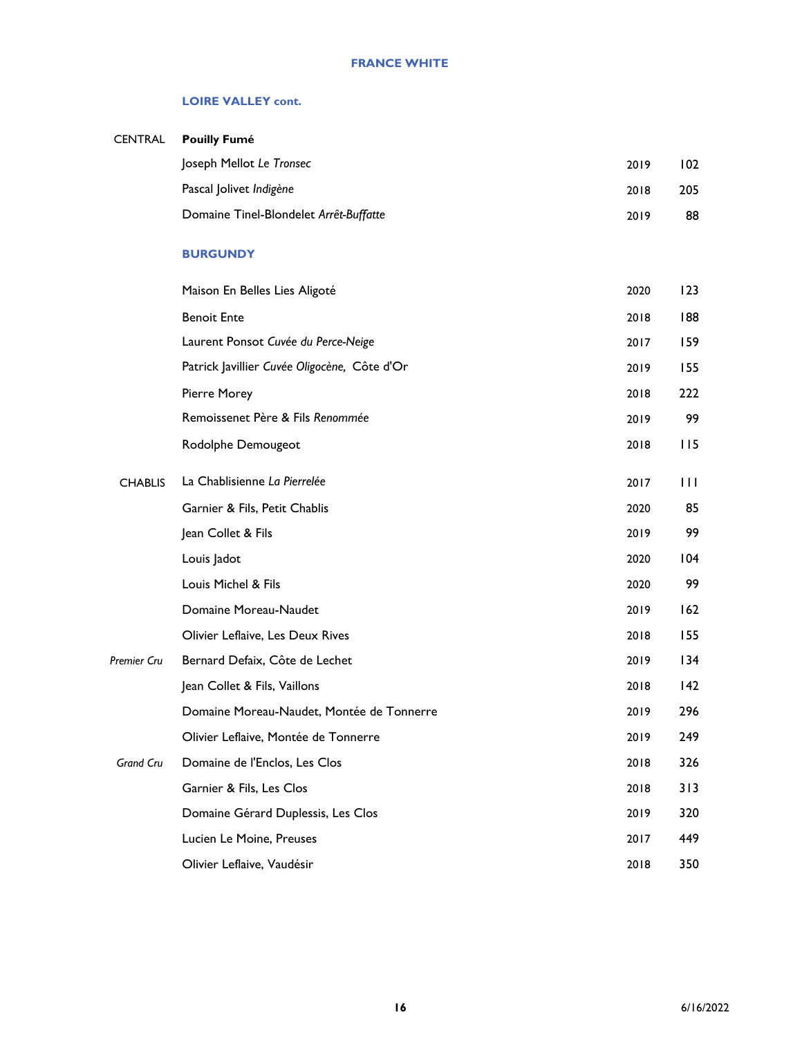# FRANCE WHITE

## LOIRE VALLEY cont.

| | | | |
|---|---|---|---|
| CENTRAL | **Pouilly Fumé** | | |
| | Joseph Mellot *Le Tronsec* | 2019 | 102 |
| | Pascal Jolivet *Indigène* | 2018 | 205 |
| | Domaine Tinel-Blondelet *Arrêt-Buffatte* | 2019 | 88 |

## BURGUNDY

| | | | |
|---|---|---|---|
| | Maison En Belles Lies Aligoté | 2020 | 123 |
| | Benoit Ente | 2018 | 188 |
| | Laurent Ponsot *Cuvée du Perce-Neige* | 2017 | 159 |
| | Patrick Javillier *Cuvée Oligocène,* Côte d'Or | 2019 | 155 |
| | Pierre Morey | 2018 | 222 |
| | Remoissenet Père & Fils *Renommée* | 2019 | 99 |
| | Rodolphe Demougeot | 2018 | 115 |
| CHABLIS | La Chablisienne *La Pierrelée* | 2017 | 111 |
| | Garnier & Fils, Petit Chablis | 2020 | 85 |
| | Jean Collet & Fils | 2019 | 99 |
| | Louis Jadot | 2020 | 104 |
| | Louis Michel & Fils | 2020 | 99 |
| | Domaine Moreau-Naudet | 2019 | 162 |
| | Olivier Leflaive, Les Deux Rives | 2018 | 155 |
| *Premier Cru* | Bernard Defaix, Côte de Lechet | 2019 | 134 |
| | Jean Collet & Fils, Vaillons | 2018 | 142 |
| | Domaine Moreau-Naudet, Montée de Tonnerre | 2019 | 296 |
| | Olivier Leflaive, Montée de Tonnerre | 2019 | 249 |
| *Grand Cru* | Domaine de l'Enclos, Les Clos | 2018 | 326 |
| | Garnier & Fils, Les Clos | 2018 | 313 |
| | Domaine Gérard Duplessis, Les Clos | 2019 | 320 |
| | Lucien Le Moine, Preuses | 2017 | 449 |
| | Olivier Leflaive, Vaudésir | 2018 | 350 |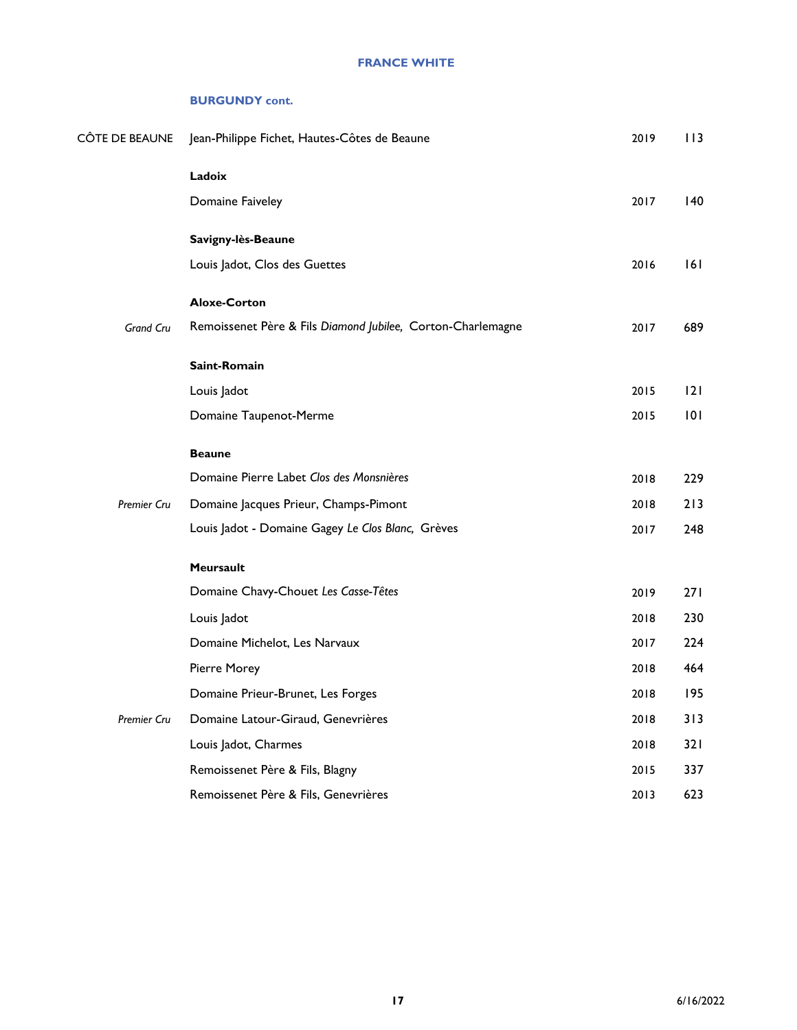## FRANCE WHITE

### BURGUNDY cont.

| | | | |
|---|---|---|---|
| CÔTE DE BEAUNE | Jean-Philippe Fichet, Hautes-Côtes de Beaune | 2019 | 113 |
| | **Ladoix** | | |
| | Domaine Faiveley | 2017 | 140 |
| | **Savigny-lès-Beaune** | | |
| | Louis Jadot, Clos des Guettes | 2016 | 161 |
| | **Aloxe-Corton** | | |
| *Grand Cru* | Remoissenet Père & Fils *Diamond Jubilee*, Corton-Charlemagne | 2017 | 689 |
| | **Saint-Romain** | | |
| | Louis Jadot | 2015 | 121 |
| | Domaine Taupenot-Merme | 2015 | 101 |
| | **Beaune** | | |
| | Domaine Pierre Labet *Clos des Monsnières* | 2018 | 229 |
| *Premier Cru* | Domaine Jacques Prieur, Champs-Pimont | 2018 | 213 |
| | Louis Jadot - Domaine Gagey *Le Clos Blanc*, Grèves | 2017 | 248 |
| | **Meursault** | | |
| | Domaine Chavy-Chouet *Les Casse-Têtes* | 2019 | 271 |
| | Louis Jadot | 2018 | 230 |
| | Domaine Michelot, Les Narvaux | 2017 | 224 |
| | Pierre Morey | 2018 | 464 |
| | Domaine Prieur-Brunet, Les Forges | 2018 | 195 |
| *Premier Cru* | Domaine Latour-Giraud, Genevrières | 2018 | 313 |
| | Louis Jadot, Charmes | 2018 | 321 |
| | Remoissenet Père & Fils, Blagny | 2015 | 337 |
| | Remoissenet Père & Fils, Genevrières | 2013 | 623 |

6/16/2022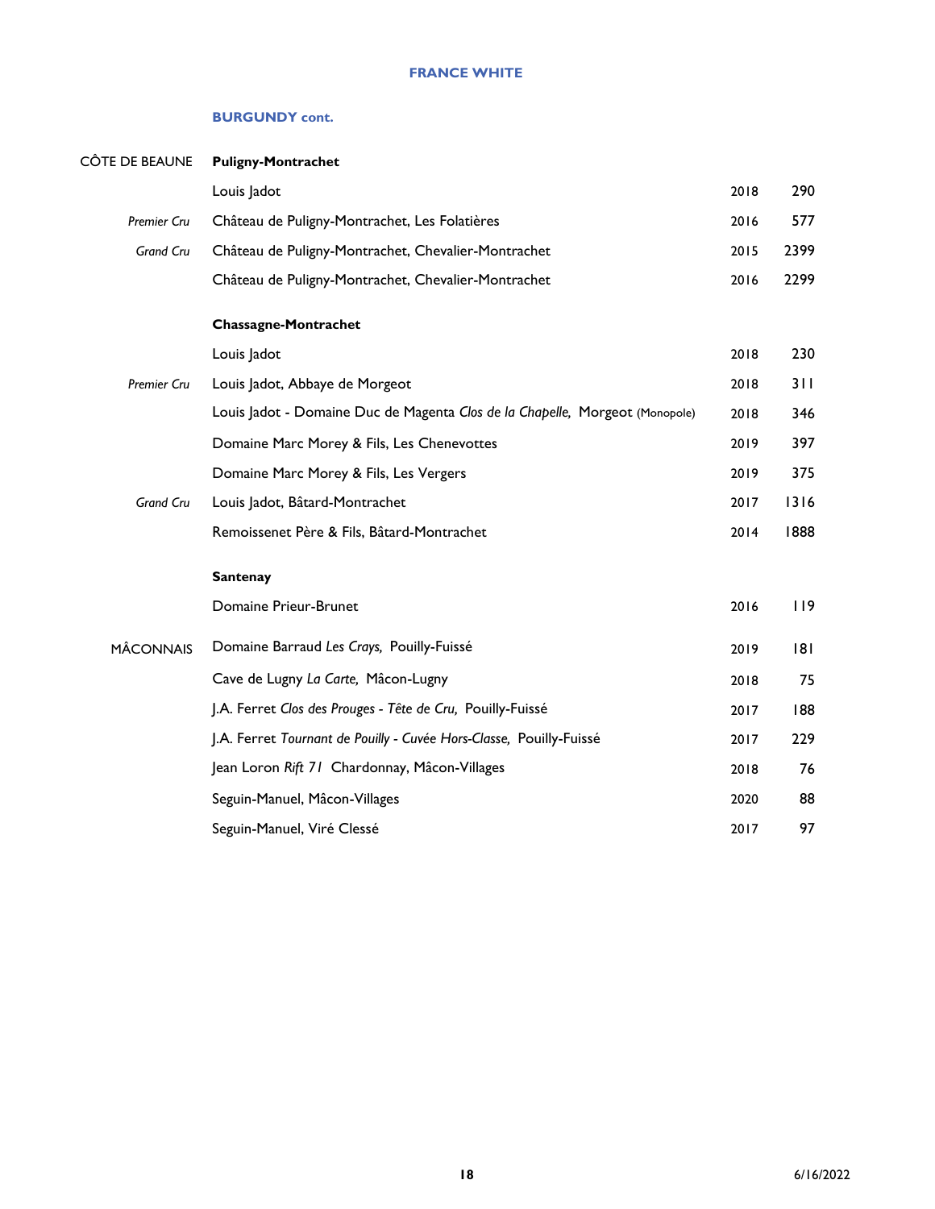## FRANCE WHITE

### BURGUNDY cont.

| | | | |
|---|---|---|---|
| CÔTE DE BEAUNE | **Puligny-Montrachet** | | |
| | Louis Jadot | 2018 | 290 |
| *Premier Cru* | Château de Puligny-Montrachet, Les Folatières | 2016 | 577 |
| *Grand Cru* | Château de Puligny-Montrachet, Chevalier-Montrachet | 2015 | 2399 |
| | Château de Puligny-Montrachet, Chevalier-Montrachet | 2016 | 2299 |
| | **Chassagne-Montrachet** | | |
| | Louis Jadot | 2018 | 230 |
| *Premier Cru* | Louis Jadot, Abbaye de Morgeot | 2018 | 311 |
| | Louis Jadot - Domaine Duc de Magenta *Clos de la Chapelle,* Morgeot (Monopole) | 2018 | 346 |
| | Domaine Marc Morey & Fils, Les Chenevottes | 2019 | 397 |
| | Domaine Marc Morey & Fils, Les Vergers | 2019 | 375 |
| *Grand Cru* | Louis Jadot, Bâtard-Montrachet | 2017 | 1316 |
| | Remoissenet Père & Fils, Bâtard-Montrachet | 2014 | 1888 |
| | **Santenay** | | |
| | Domaine Prieur-Brunet | 2016 | 119 |
| MÂCONNAIS | Domaine Barraud *Les Crays,* Pouilly-Fuissé | 2019 | 181 |
| | Cave de Lugny *La Carte,* Mâcon-Lugny | 2018 | 75 |
| | J.A. Ferret *Clos des Prouges - Tête de Cru,* Pouilly-Fuissé | 2017 | 188 |
| | J.A. Ferret *Tournant de Pouilly - Cuvée Hors-Classe,* Pouilly-Fuissé | 2017 | 229 |
| | Jean Loron *Rift 71* Chardonnay, Mâcon-Villages | 2018 | 76 |
| | Seguin-Manuel, Mâcon-Villages | 2020 | 88 |
| | Seguin-Manuel, Viré Clessé | 2017 | 97 |

6/16/2022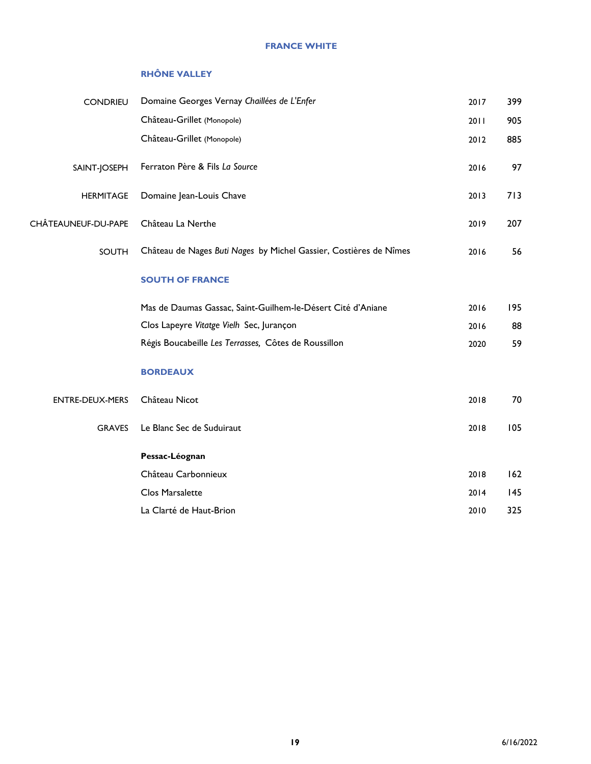# FRANCE WHITE

## RHÔNE VALLEY

| | | | |
|---|---|---|---|
| CONDRIEU | Domaine Georges Vernay *Chaillées de L'Enfer* | 2017 | 399 |
| | Château-Grillet (Monopole) | 2011 | 905 |
| | Château-Grillet (Monopole) | 2012 | 885 |
| SAINT-JOSEPH | Ferraton Père & Fils *La Source* | 2016 | 97 |
| HERMITAGE | Domaine Jean-Louis Chave | 2013 | 713 |
| CHÂTEAUNEUF-DU-PAPE | Château La Nerthe | 2019 | 207 |
| SOUTH | Château de Nages *Buti Nages* by Michel Gassier, Costières de Nîmes | 2016 | 56 |

## SOUTH OF FRANCE

| | | |
|---|---|---|
| Mas de Daumas Gassac, Saint-Guilhem-le-Désert Cité d'Aniane | 2016 | 195 |
| Clos Lapeyre *Vitatge Vielh* Sec, Jurançon | 2016 | 88 |
| Régis Boucabeille *Les Terrasses,* Côtes de Roussillon | 2020 | 59 |

## BORDEAUX

| | | | |
|---|---|---|---|
| ENTRE-DEUX-MERS | Château Nicot | 2018 | 70 |
| GRAVES | Le Blanc Sec de Suduiraut | 2018 | 105 |
| | **Pessac-Léognan** | | |
| | Château Carbonnieux | 2018 | 162 |
| | Clos Marsalette | 2014 | 145 |
| | La Clarté de Haut-Brion | 2010 | 325 |

6/16/2022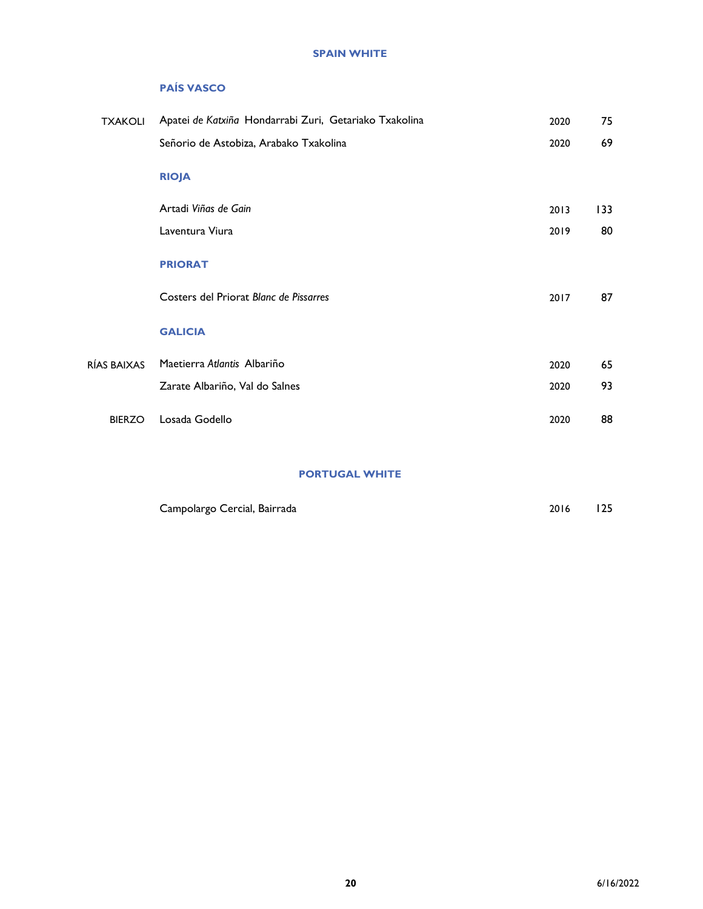# SPAIN WHITE

## PAÍS VASCO

| | | | |
|---|---|---|---|
| TXAKOLI | Apatei *de Katxiña* Hondarrabi Zuri, Getariako Txakolina | 2020 | 75 |
| | Señorio de Astobiza, Arabako Txakolina | 2020 | 69 |

## RIOJA

| | | | |
|---|---|---|---|
| | Artadi *Viñas de Gain* | 2013 | 133 |
| | Laventura Viura | 2019 | 80 |

## PRIORAT

| | | | |
|---|---|---|---|
| | Costers del Priorat *Blanc de Pissarres* | 2017 | 87 |

## GALICIA

| | | | |
|---|---|---|---|
| RÍAS BAIXAS | Maetierra *Atlantis* Albariño | 2020 | 65 |
| | Zarate Albariño, Val do Salnes | 2020 | 93 |
| BIERZO | Losada Godello | 2020 | 88 |

# PORTUGAL WHITE

| | | | |
|---|---|---|---|
| | Campolargo Cercial, Bairrada | 2016 | 125 |

6/16/2022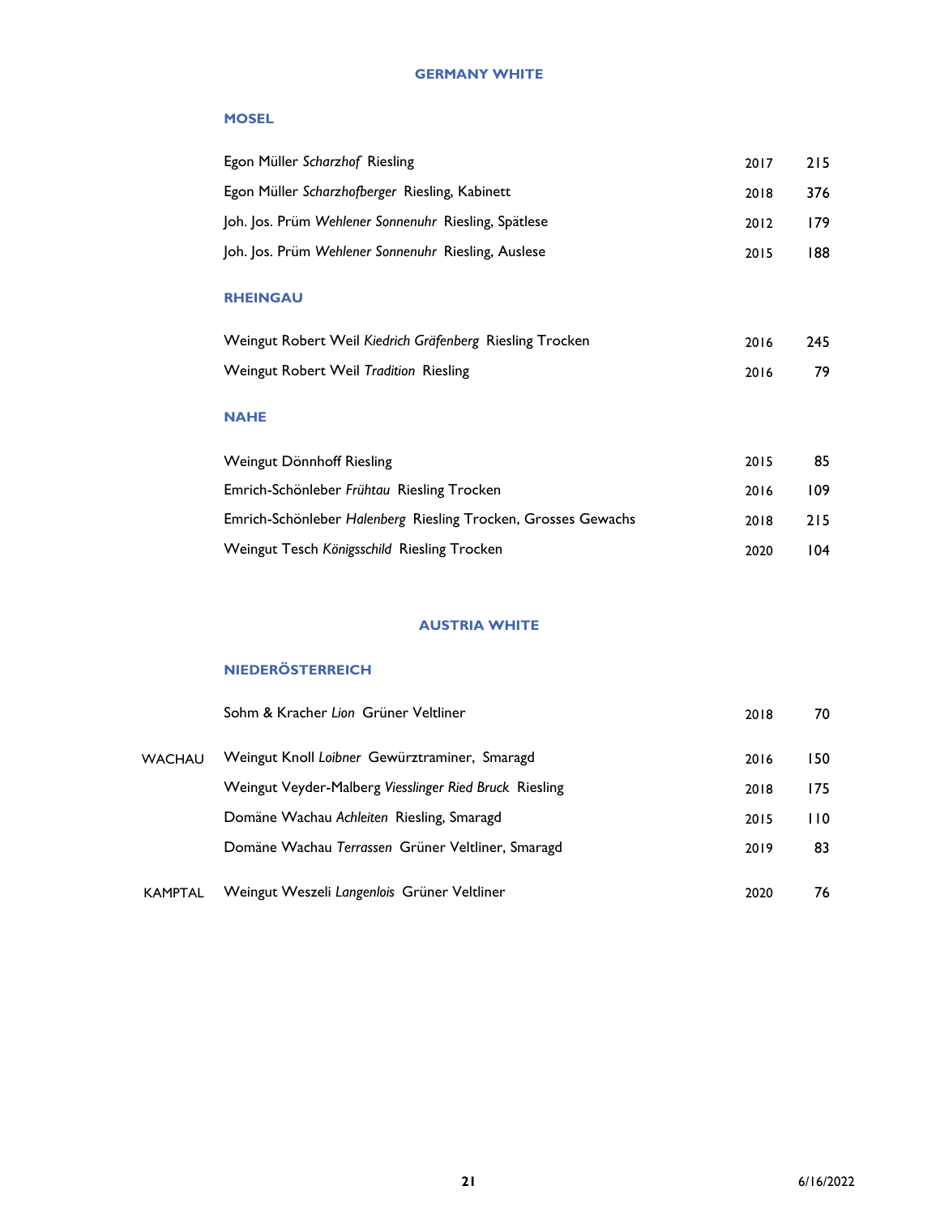# GERMANY WHITE

## MOSEL

| Wine | Vintage | Price |
|---|---|---|
| Egon Müller *Scharzhof* Riesling | 2017 | 215 |
| Egon Müller *Scharzhofberger* Riesling, Kabinett | 2018 | 376 |
| Joh. Jos. Prüm *Wehlener Sonnenuhr* Riesling, Spätlese | 2012 | 179 |
| Joh. Jos. Prüm *Wehlener Sonnenuhr* Riesling, Auslese | 2015 | 188 |

## RHEINGAU

| Wine | Vintage | Price |
|---|---|---|
| Weingut Robert Weil *Kiedrich Gräfenberg* Riesling Trocken | 2016 | 245 |
| Weingut Robert Weil *Tradition* Riesling | 2016 | 79 |

## NAHE

| Wine | Vintage | Price |
|---|---|---|
| Weingut Dönnhoff Riesling | 2015 | 85 |
| Emrich-Schönleber *Frühtau* Riesling Trocken | 2016 | 109 |
| Emrich-Schönleber *Halenberg* Riesling Trocken, Grosses Gewachs | 2018 | 215 |
| Weingut Tesch *Königsschild* Riesling Trocken | 2020 | 104 |

# AUSTRIA WHITE

## NIEDERÖSTERREICH

| Sub-region | Wine | Vintage | Price |
|---|---|---|---|
| | Sohm & Kracher *Lion* Grüner Veltliner | 2018 | 70 |
| WACHAU | Weingut Knoll *Loibner* Gewürztraminer, Smaragd | 2016 | 150 |
| | Weingut Veyder-Malberg *Viesslinger Ried Bruck* Riesling | 2018 | 175 |
| | Domäne Wachau *Achleiten* Riesling, Smaragd | 2015 | 110 |
| | Domäne Wachau *Terrassen* Grüner Veltliner, Smaragd | 2019 | 83 |
| KAMPTAL | Weingut Weszeli *Langenlois* Grüner Veltliner | 2020 | 76 |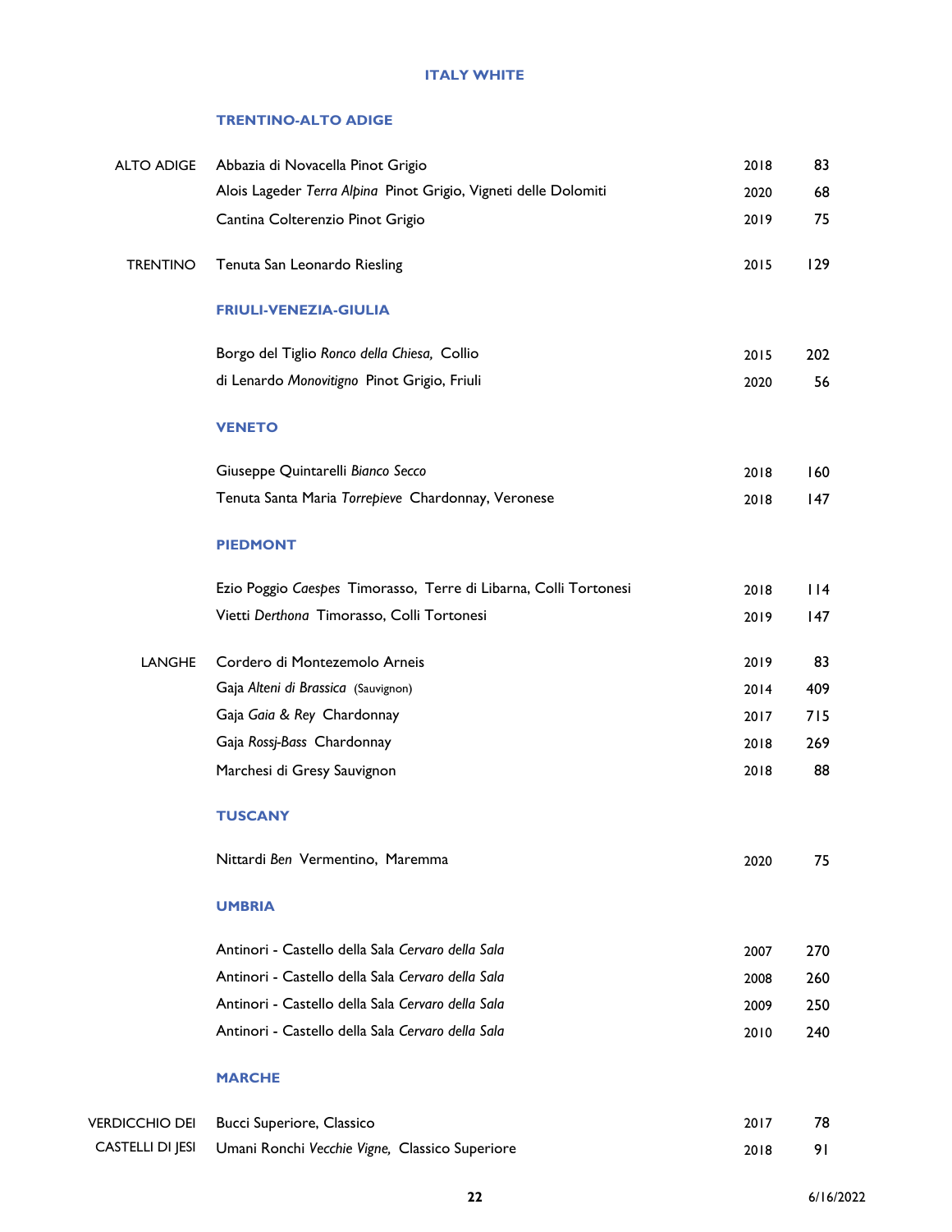# ITALY WHITE

## TRENTINO-ALTO ADIGE

| | | | |
|---|---|---|---|
| ALTO ADIGE | Abbazia di Novacella Pinot Grigio | 2018 | 83 |
| | Alois Lageder *Terra Alpina* Pinot Grigio, Vigneti delle Dolomiti | 2020 | 68 |
| | Cantina Colterenzio Pinot Grigio | 2019 | 75 |
| TRENTINO | Tenuta San Leonardo Riesling | 2015 | 129 |

## FRIULI-VENEZIA-GIULIA

| | | |
|---|---|---|
| Borgo del Tiglio *Ronco della Chiesa,* Collio | 2015 | 202 |
| di Lenardo *Monovitigno* Pinot Grigio, Friuli | 2020 | 56 |

## VENETO

| | | |
|---|---|---|
| Giuseppe Quintarelli *Bianco Secco* | 2018 | 160 |
| Tenuta Santa Maria *Torrepieve* Chardonnay, Veronese | 2018 | 147 |

## PIEDMONT

| | | | |
|---|---|---|---|
| | Ezio Poggio *Caespes* Timorasso, Terre di Libarna, Colli Tortonesi | 2018 | 114 |
| | Vietti *Derthona* Timorasso, Colli Tortonesi | 2019 | 147 |
| LANGHE | Cordero di Montezemolo Arneis | 2019 | 83 |
| | Gaja *Alteni di Brassica* (Sauvignon) | 2014 | 409 |
| | Gaja *Gaia & Rey* Chardonnay | 2017 | 715 |
| | Gaja *Rossj-Bass* Chardonnay | 2018 | 269 |
| | Marchesi di Gresy Sauvignon | 2018 | 88 |

## TUSCANY

| | | |
|---|---|---|
| Nittardi *Ben* Vermentino, Maremma | 2020 | 75 |

## UMBRIA

| | | |
|---|---|---|
| Antinori - Castello della Sala *Cervaro della Sala* | 2007 | 270 |
| Antinori - Castello della Sala *Cervaro della Sala* | 2008 | 260 |
| Antinori - Castello della Sala *Cervaro della Sala* | 2009 | 250 |
| Antinori - Castello della Sala *Cervaro della Sala* | 2010 | 240 |

## MARCHE

| | | | |
|---|---|---|---|
| VERDICCHIO DEI CASTELLI DI JESI | Bucci Superiore, Classico | 2017 | 78 |
| | Umani Ronchi *Vecchie Vigne,* Classico Superiore | 2018 | 91 |

6/16/2022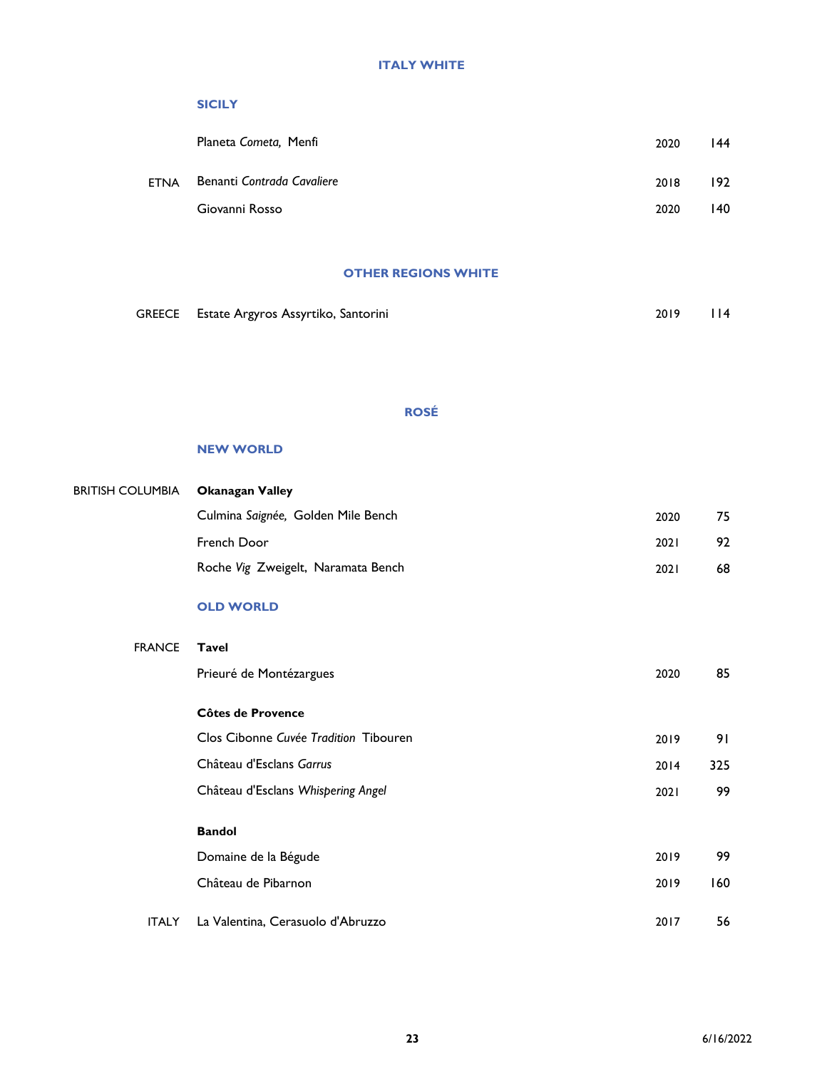## ITALY WHITE

### SICILY

| | | | |
|---|---|---|---|
| | Planeta *Cometa,* Menfi | 2020 | 144 |
| ETNA | Benanti *Contrada Cavaliere* | 2018 | 192 |
| | Giovanni Rosso | 2020 | 140 |

## OTHER REGIONS WHITE

| | | | |
|---|---|---|---|
| GREECE | Estate Argyros Assyrtiko, Santorini | 2019 | 114 |

## ROSÉ

### NEW WORLD

| | | | |
|---|---|---|---|
| BRITISH COLUMBIA | **Okanagan Valley** | | |
| | Culmina *Saignée,* Golden Mile Bench | 2020 | 75 |
| | French Door | 2021 | 92 |
| | Roche *Vig* Zweigelt, Naramata Bench | 2021 | 68 |

### OLD WORLD

| | | | |
|---|---|---|---|
| FRANCE | **Tavel** | | |
| | Prieuré de Montézargues | 2020 | 85 |
| | **Côtes de Provence** | | |
| | Clos Cibonne *Cuvée Tradition* Tibouren | 2019 | 91 |
| | Château d'Esclans *Garrus* | 2014 | 325 |
| | Château d'Esclans *Whispering Angel* | 2021 | 99 |
| | **Bandol** | | |
| | Domaine de la Bégude | 2019 | 99 |
| | Château de Pibarnon | 2019 | 160 |
| ITALY | La Valentina, Cerasuolo d'Abruzzo | 2017 | 56 |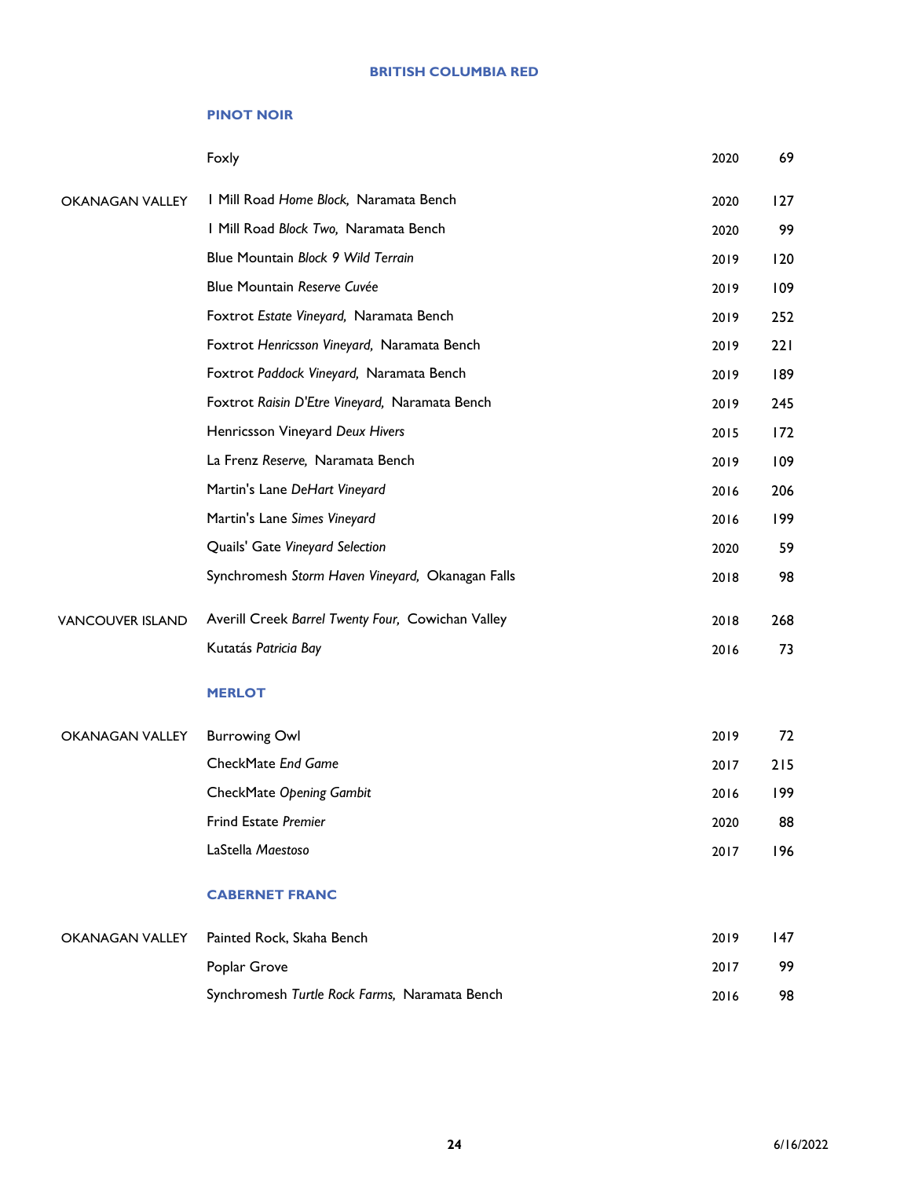## BRITISH COLUMBIA RED

### PINOT NOIR

| | | | |
|---|---|---|---|
| | Foxly | 2020 | 69 |
| OKANAGAN VALLEY | 1 Mill Road *Home Block,* Naramata Bench | 2020 | 127 |
| | 1 Mill Road *Block Two,* Naramata Bench | 2020 | 99 |
| | Blue Mountain *Block 9 Wild Terrain* | 2019 | 120 |
| | Blue Mountain *Reserve Cuvée* | 2019 | 109 |
| | Foxtrot *Estate Vineyard,* Naramata Bench | 2019 | 252 |
| | Foxtrot *Henricsson Vineyard,* Naramata Bench | 2019 | 221 |
| | Foxtrot *Paddock Vineyard,* Naramata Bench | 2019 | 189 |
| | Foxtrot *Raisin D'Etre Vineyard,* Naramata Bench | 2019 | 245 |
| | Henricsson Vineyard *Deux Hivers* | 2015 | 172 |
| | La Frenz *Reserve,* Naramata Bench | 2019 | 109 |
| | Martin's Lane *DeHart Vineyard* | 2016 | 206 |
| | Martin's Lane *Simes Vineyard* | 2016 | 199 |
| | Quails' Gate *Vineyard Selection* | 2020 | 59 |
| | Synchromesh *Storm Haven Vineyard,* Okanagan Falls | 2018 | 98 |
| VANCOUVER ISLAND | Averill Creek *Barrel Twenty Four,* Cowichan Valley | 2018 | 268 |
| | Kutatás *Patricia Bay* | 2016 | 73 |

### MERLOT

| | | | |
|---|---|---|---|
| OKANAGAN VALLEY | Burrowing Owl | 2019 | 72 |
| | CheckMate *End Game* | 2017 | 215 |
| | CheckMate *Opening Gambit* | 2016 | 199 |
| | Frind Estate *Premier* | 2020 | 88 |
| | LaStella *Maestoso* | 2017 | 196 |

### CABERNET FRANC

| | | | |
|---|---|---|---|
| OKANAGAN VALLEY | Painted Rock, Skaha Bench | 2019 | 147 |
| | Poplar Grove | 2017 | 99 |
| | Synchromesh *Turtle Rock Farms,* Naramata Bench | 2016 | 98 |

6/16/2022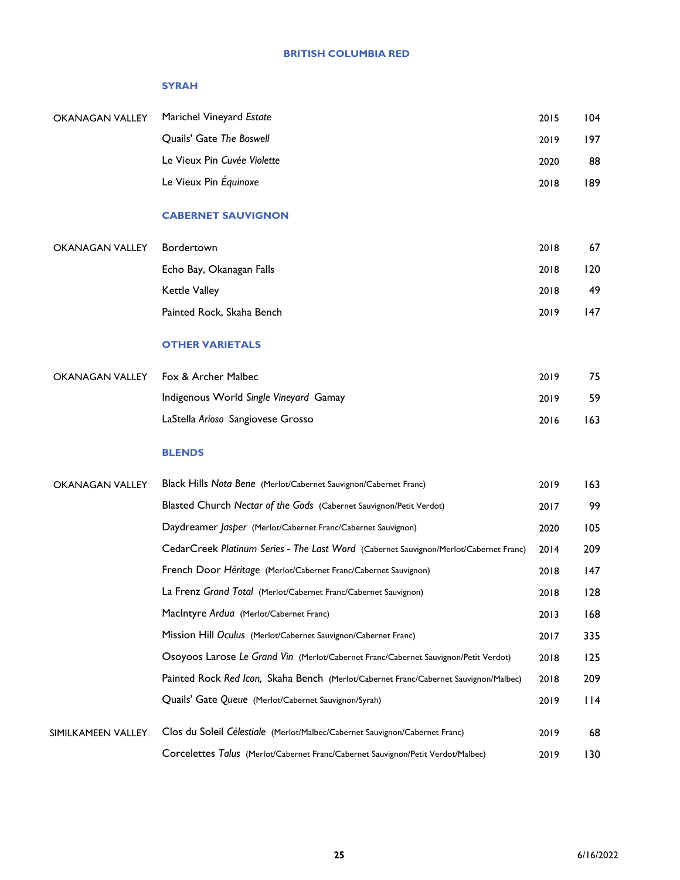## BRITISH COLUMBIA RED

### SYRAH

| Region | Wine | Vintage | Price |
|---|---|---|---|
| OKANAGAN VALLEY | Marichel Vineyard *Estate* | 2015 | 104 |
| | Quails' Gate *The Boswell* | 2019 | 197 |
| | Le Vieux Pin *Cuvée Violette* | 2020 | 88 |
| | Le Vieux Pin *Équinoxe* | 2018 | 189 |

### CABERNET SAUVIGNON

| Region | Wine | Vintage | Price |
|---|---|---|---|
| OKANAGAN VALLEY | Bordertown | 2018 | 67 |
| | Echo Bay, Okanagan Falls | 2018 | 120 |
| | Kettle Valley | 2018 | 49 |
| | Painted Rock, Skaha Bench | 2019 | 147 |

### OTHER VARIETALS

| Region | Wine | Vintage | Price |
|---|---|---|---|
| OKANAGAN VALLEY | Fox & Archer Malbec | 2019 | 75 |
| | Indigenous World *Single Vineyard* Gamay | 2019 | 59 |
| | LaStella *Arioso* Sangiovese Grosso | 2016 | 163 |

### BLENDS

| Region | Wine | Vintage | Price |
|---|---|---|---|
| OKANAGAN VALLEY | Black Hills *Nota Bene* (Merlot/Cabernet Sauvignon/Cabernet Franc) | 2019 | 163 |
| | Blasted Church *Nectar of the Gods* (Cabernet Sauvignon/Petit Verdot) | 2017 | 99 |
| | Daydreamer *Jasper* (Merlot/Cabernet Franc/Cabernet Sauvignon) | 2020 | 105 |
| | CedarCreek *Platinum Series - The Last Word* (Cabernet Sauvignon/Merlot/Cabernet Franc) | 2014 | 209 |
| | French Door *Héritage* (Merlot/Cabernet Franc/Cabernet Sauvignon) | 2018 | 147 |
| | La Frenz *Grand Total* (Merlot/Cabernet Franc/Cabernet Sauvignon) | 2018 | 128 |
| | MacIntyre *Ardua* (Merlot/Cabernet Franc) | 2013 | 168 |
| | Mission Hill *Oculus* (Merlot/Cabernet Sauvignon/Cabernet Franc) | 2017 | 335 |
| | Osoyoos Larose *Le Grand Vin* (Merlot/Cabernet Franc/Cabernet Sauvignon/Petit Verdot) | 2018 | 125 |
| | Painted Rock *Red Icon,* Skaha Bench (Merlot/Cabernet Franc/Cabernet Sauvignon/Malbec) | 2018 | 209 |
| | Quails' Gate *Queue* (Merlot/Cabernet Sauvignon/Syrah) | 2019 | 114 |
| SIMILKAMEEN VALLEY | Clos du Soleil *Célestiale* (Merlot/Malbec/Cabernet Sauvignon/Cabernet Franc) | 2019 | 68 |
| | Corcelettes *Talus* (Merlot/Cabernet Franc/Cabernet Sauvignon/Petit Verdot/Malbec) | 2019 | 130 |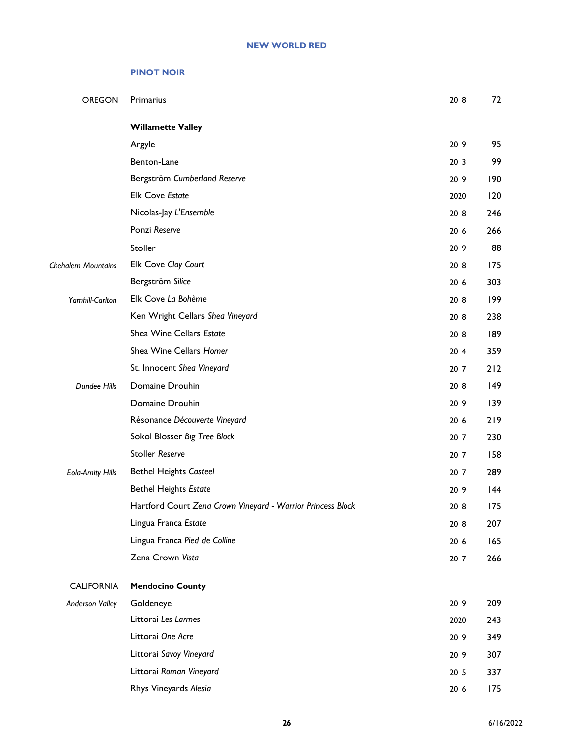## NEW WORLD RED

### PINOT NOIR

| | | | |
|---|---|---|---|
| OREGON | Primarius | 2018 | 72 |
| | **Willamette Valley** | | |
| | Argyle | 2019 | 95 |
| | Benton-Lane | 2013 | 99 |
| | Bergström *Cumberland Reserve* | 2019 | 190 |
| | Elk Cove *Estate* | 2020 | 120 |
| | Nicolas-Jay *L'Ensemble* | 2018 | 246 |
| | Ponzi *Reserve* | 2016 | 266 |
| | Stoller | 2019 | 88 |
| *Chehalem Mountains* | Elk Cove *Clay Court* | 2018 | 175 |
| | Bergström *Silice* | 2016 | 303 |
| *Yamhill-Carlton* | Elk Cove *La Bohème* | 2018 | 199 |
| | Ken Wright Cellars *Shea Vineyard* | 2018 | 238 |
| | Shea Wine Cellars *Estate* | 2018 | 189 |
| | Shea Wine Cellars *Homer* | 2014 | 359 |
| | St. Innocent *Shea Vineyard* | 2017 | 212 |
| *Dundee Hills* | Domaine Drouhin | 2018 | 149 |
| | Domaine Drouhin | 2019 | 139 |
| | Résonance *Découverte Vineyard* | 2016 | 219 |
| | Sokol Blosser *Big Tree Block* | 2017 | 230 |
| | Stoller *Reserve* | 2017 | 158 |
| *Eola-Amity Hills* | Bethel Heights *Casteel* | 2017 | 289 |
| | Bethel Heights *Estate* | 2019 | 144 |
| | Hartford Court *Zena Crown Vineyard - Warrior Princess Block* | 2018 | 175 |
| | Lingua Franca *Estate* | 2018 | 207 |
| | Lingua Franca *Pied de Colline* | 2016 | 165 |
| | Zena Crown *Vista* | 2017 | 266 |
| CALIFORNIA | **Mendocino County** | | |
| *Anderson Valley* | Goldeneye | 2019 | 209 |
| | Littorai *Les Larmes* | 2020 | 243 |
| | Littorai *One Acre* | 2019 | 349 |
| | Littorai *Savoy Vineyard* | 2019 | 307 |
| | Littorai *Roman Vineyard* | 2015 | 337 |
| | Rhys Vineyards *Alesia* | 2016 | 175 |

6/16/2022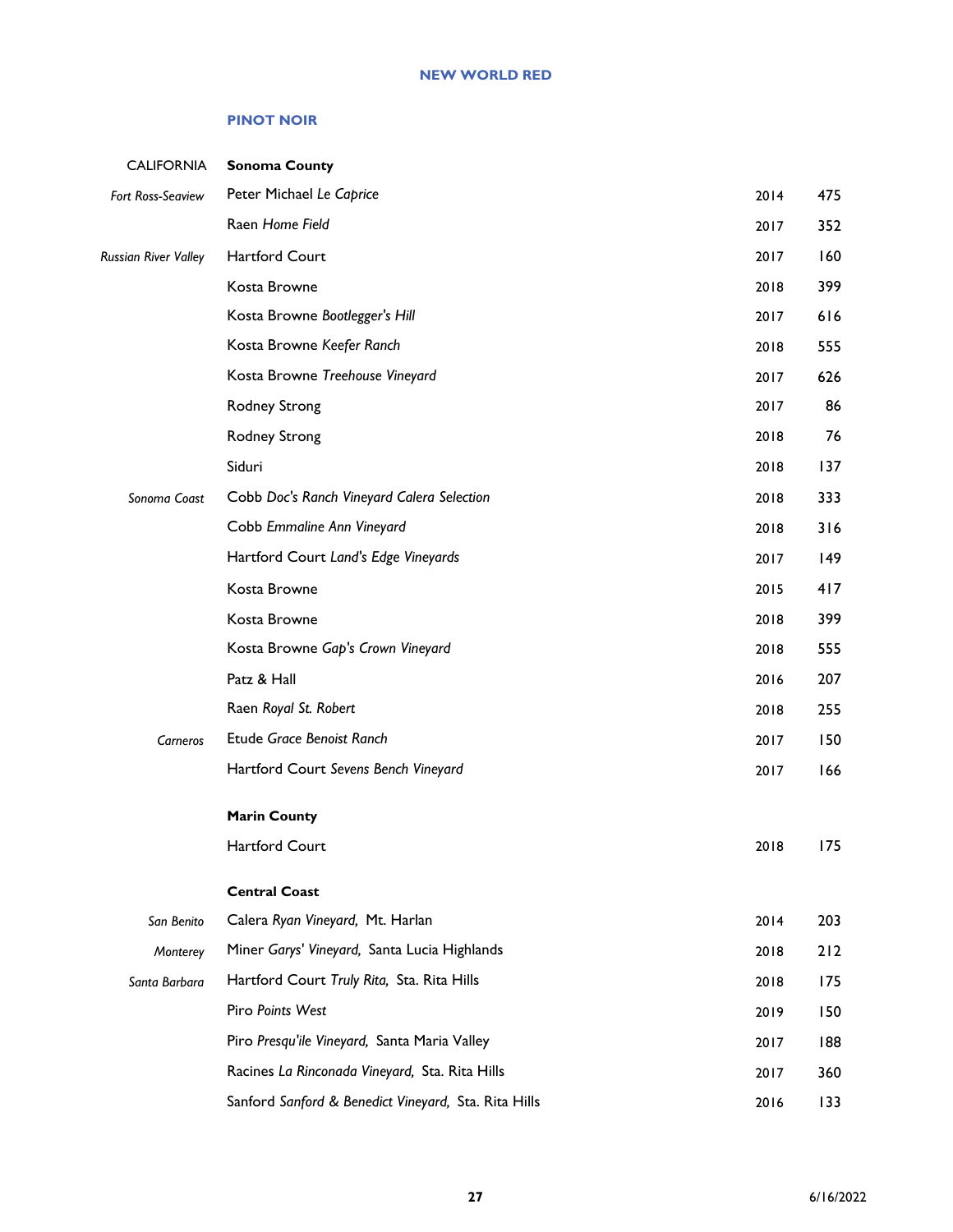## NEW WORLD RED

### PINOT NOIR

| | | | |
|---|---|---|---|
| CALIFORNIA | **Sonoma County** | | |
| *Fort Ross-Seaview* | Peter Michael *Le Caprice* | 2014 | 475 |
| | Raen *Home Field* | 2017 | 352 |
| *Russian River Valley* | Hartford Court | 2017 | 160 |
| | Kosta Browne | 2018 | 399 |
| | Kosta Browne *Bootlegger's Hill* | 2017 | 616 |
| | Kosta Browne *Keefer Ranch* | 2018 | 555 |
| | Kosta Browne *Treehouse Vineyard* | 2017 | 626 |
| | Rodney Strong | 2017 | 86 |
| | Rodney Strong | 2018 | 76 |
| | Siduri | 2018 | 137 |
| *Sonoma Coast* | Cobb *Doc's Ranch Vineyard Calera Selection* | 2018 | 333 |
| | Cobb *Emmaline Ann Vineyard* | 2018 | 316 |
| | Hartford Court *Land's Edge Vineyards* | 2017 | 149 |
| | Kosta Browne | 2015 | 417 |
| | Kosta Browne | 2018 | 399 |
| | Kosta Browne *Gap's Crown Vineyard* | 2018 | 555 |
| | Patz & Hall | 2016 | 207 |
| | Raen *Royal St. Robert* | 2018 | 255 |
| *Carneros* | Etude *Grace Benoist Ranch* | 2017 | 150 |
| | Hartford Court *Sevens Bench Vineyard* | 2017 | 166 |
| | **Marin County** | | |
| | Hartford Court | 2018 | 175 |
| | **Central Coast** | | |
| *San Benito* | Calera *Ryan Vineyard,* Mt. Harlan | 2014 | 203 |
| *Monterey* | Miner *Garys' Vineyard,* Santa Lucia Highlands | 2018 | 212 |
| *Santa Barbara* | Hartford Court *Truly Rita,* Sta. Rita Hills | 2018 | 175 |
| | Piro *Points West* | 2019 | 150 |
| | Piro *Presqu'ile Vineyard,* Santa Maria Valley | 2017 | 188 |
| | Racines *La Rinconada Vineyard,* Sta. Rita Hills | 2017 | 360 |
| | Sanford *Sanford & Benedict Vineyard,* Sta. Rita Hills | 2016 | 133 |

6/16/2022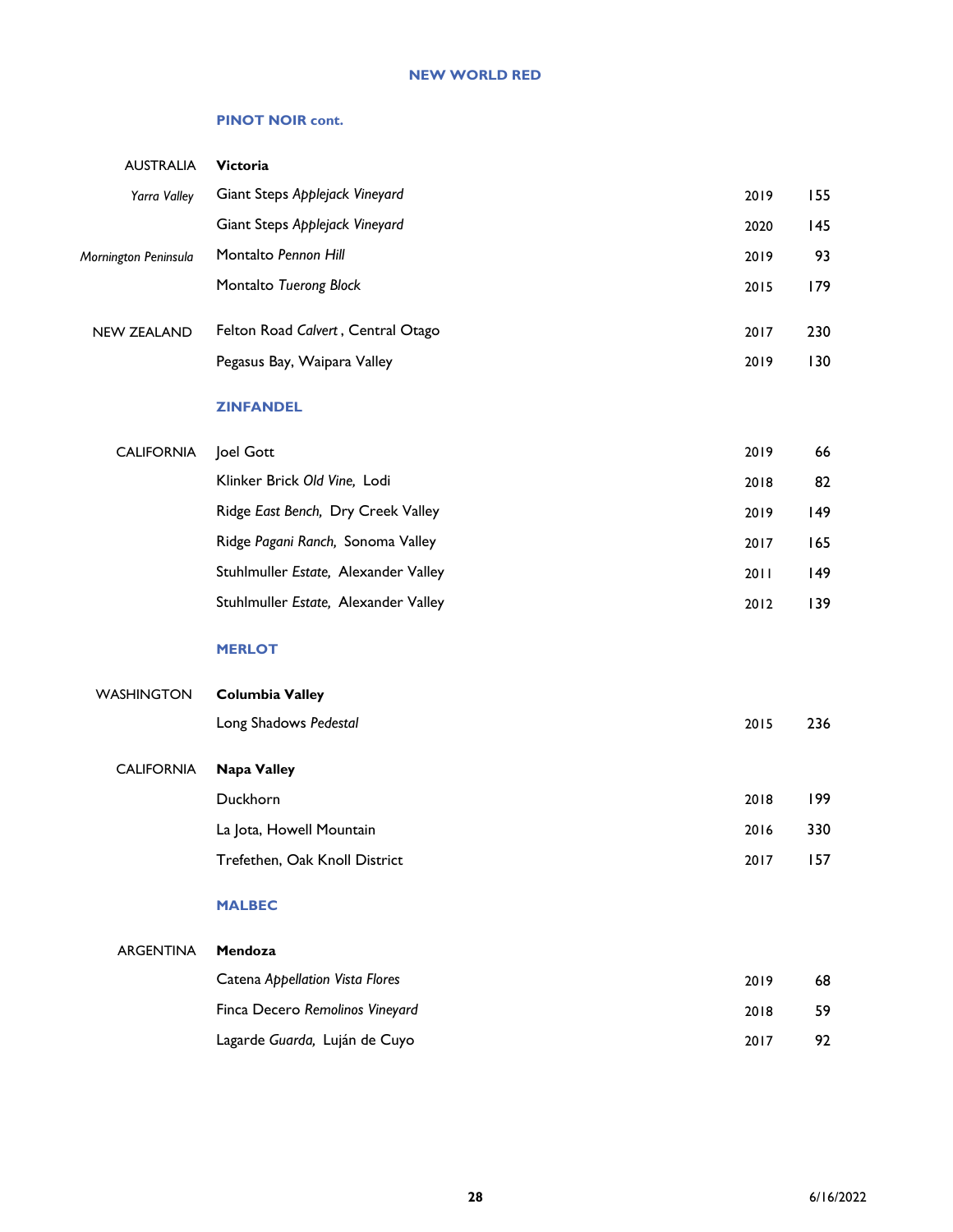## NEW WORLD RED

### PINOT NOIR cont.

| | | | |
|---|---|---|---|
| AUSTRALIA | **Victoria** | | |
| *Yarra Valley* | Giant Steps *Applejack Vineyard* | 2019 | 155 |
| | Giant Steps *Applejack Vineyard* | 2020 | 145 |
| *Mornington Peninsula* | Montalto *Pennon Hill* | 2019 | 93 |
| | Montalto *Tuerong Block* | 2015 | 179 |
| NEW ZEALAND | Felton Road *Calvert* , Central Otago | 2017 | 230 |
| | Pegasus Bay, Waipara Valley | 2019 | 130 |

### ZINFANDEL

| | | | |
|---|---|---|---|
| CALIFORNIA | Joel Gott | 2019 | 66 |
| | Klinker Brick *Old Vine,* Lodi | 2018 | 82 |
| | Ridge *East Bench,* Dry Creek Valley | 2019 | 149 |
| | Ridge *Pagani Ranch,* Sonoma Valley | 2017 | 165 |
| | Stuhlmuller *Estate,* Alexander Valley | 2011 | 149 |
| | Stuhlmuller *Estate,* Alexander Valley | 2012 | 139 |

### MERLOT

| | | | |
|---|---|---|---|
| WASHINGTON | **Columbia Valley** | | |
| | Long Shadows *Pedestal* | 2015 | 236 |
| CALIFORNIA | **Napa Valley** | | |
| | Duckhorn | 2018 | 199 |
| | La Jota, Howell Mountain | 2016 | 330 |
| | Trefethen, Oak Knoll District | 2017 | 157 |

### MALBEC

| | | | |
|---|---|---|---|
| ARGENTINA | **Mendoza** | | |
| | Catena *Appellation Vista Flores* | 2019 | 68 |
| | Finca Decero *Remolinos Vineyard* | 2018 | 59 |
| | Lagarde *Guarda,* Luján de Cuyo | 2017 | 92 |

6/16/2022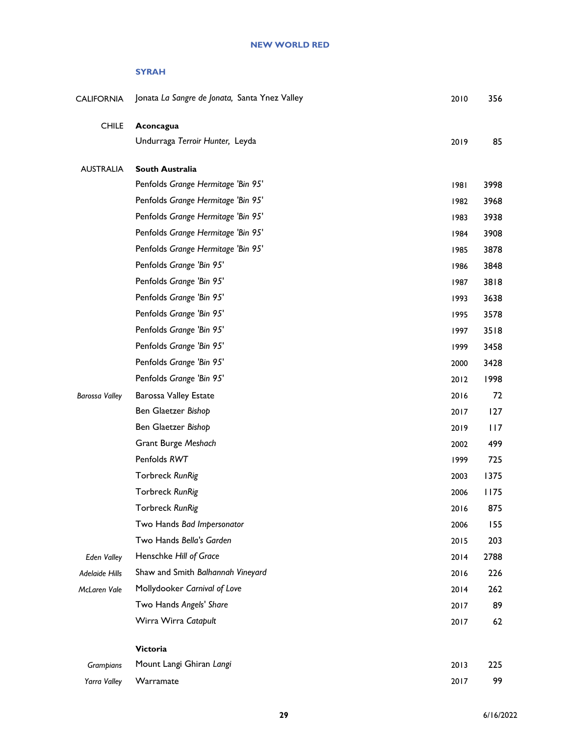# NEW WORLD RED

## SYRAH

| | | | |
|---|---|---|---|
| CALIFORNIA | Jonata *La Sangre de Jonata,* Santa Ynez Valley | 2010 | 356 |
| CHILE | **Aconcagua** | | |
| | Undurraga *Terroir Hunter,* Leyda | 2019 | 85 |
| AUSTRALIA | **South Australia** | | |
| | Penfolds *Grange Hermitage 'Bin 95'* | 1981 | 3998 |
| | Penfolds *Grange Hermitage 'Bin 95'* | 1982 | 3968 |
| | Penfolds *Grange Hermitage 'Bin 95'* | 1983 | 3938 |
| | Penfolds *Grange Hermitage 'Bin 95'* | 1984 | 3908 |
| | Penfolds *Grange Hermitage 'Bin 95'* | 1985 | 3878 |
| | Penfolds *Grange 'Bin 95'* | 1986 | 3848 |
| | Penfolds *Grange 'Bin 95'* | 1987 | 3818 |
| | Penfolds *Grange 'Bin 95'* | 1993 | 3638 |
| | Penfolds *Grange 'Bin 95'* | 1995 | 3578 |
| | Penfolds *Grange 'Bin 95'* | 1997 | 3518 |
| | Penfolds *Grange 'Bin 95'* | 1999 | 3458 |
| | Penfolds *Grange 'Bin 95'* | 2000 | 3428 |
| | Penfolds *Grange 'Bin 95'* | 2012 | 1998 |
| *Barossa Valley* | Barossa Valley Estate | 2016 | 72 |
| | Ben Glaetzer *Bishop* | 2017 | 127 |
| | Ben Glaetzer *Bishop* | 2019 | 117 |
| | Grant Burge *Meshach* | 2002 | 499 |
| | Penfolds *RWT* | 1999 | 725 |
| | Torbreck *RunRig* | 2003 | 1375 |
| | Torbreck *RunRig* | 2006 | 1175 |
| | Torbreck *RunRig* | 2016 | 875 |
| | Two Hands *Bad Impersonator* | 2006 | 155 |
| | Two Hands *Bella's Garden* | 2015 | 203 |
| *Eden Valley* | Henschke *Hill of Grace* | 2014 | 2788 |
| *Adelaide Hills* | Shaw and Smith *Balhannah Vineyard* | 2016 | 226 |
| *McLaren Vale* | Mollydooker *Carnival of Love* | 2014 | 262 |
| | Two Hands *Angels' Share* | 2017 | 89 |
| | Wirra Wirra *Catapult* | 2017 | 62 |
| | **Victoria** | | |
| *Grampians* | Mount Langi Ghiran *Langi* | 2013 | 225 |
| *Yarra Valley* | Warramate | 2017 | 99 |

6/16/2022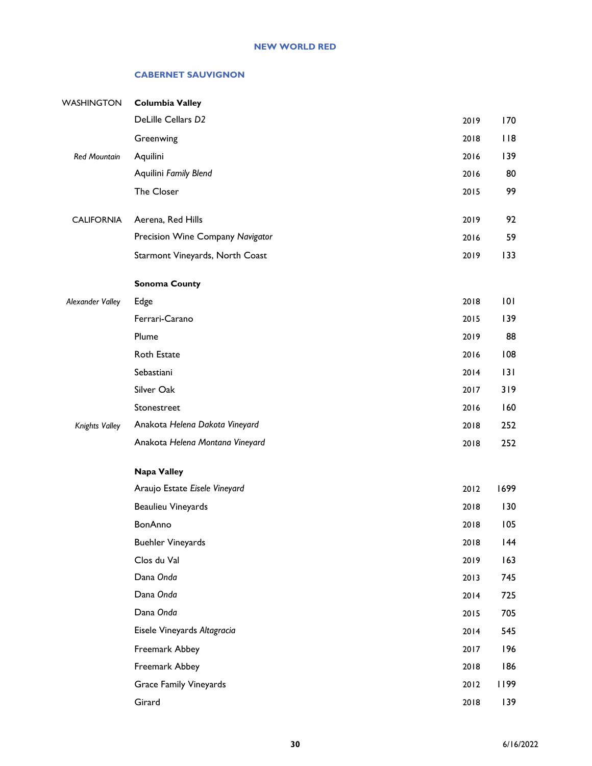## NEW WORLD RED

### CABERNET SAUVIGNON

| | | | |
|---|---|---|---|
| WASHINGTON | **Columbia Valley** | | |
| | DeLille Cellars *D2* | 2019 | 170 |
| | Greenwing | 2018 | 118 |
| *Red Mountain* | Aquilini | 2016 | 139 |
| | Aquilini *Family Blend* | 2016 | 80 |
| | The Closer | 2015 | 99 |
| CALIFORNIA | Aerena, Red Hills | 2019 | 92 |
| | Precision Wine Company *Navigator* | 2016 | 59 |
| | Starmont Vineyards, North Coast | 2019 | 133 |
| | **Sonoma County** | | |
| *Alexander Valley* | Edge | 2018 | 101 |
| | Ferrari-Carano | 2015 | 139 |
| | Plume | 2019 | 88 |
| | Roth Estate | 2016 | 108 |
| | Sebastiani | 2014 | 131 |
| | Silver Oak | 2017 | 319 |
| | Stonestreet | 2016 | 160 |
| *Knights Valley* | Anakota *Helena Dakota Vineyard* | 2018 | 252 |
| | Anakota *Helena Montana Vineyard* | 2018 | 252 |
| | **Napa Valley** | | |
| | Araujo Estate *Eisele Vineyard* | 2012 | 1699 |
| | Beaulieu Vineyards | 2018 | 130 |
| | BonAnno | 2018 | 105 |
| | Buehler Vineyards | 2018 | 144 |
| | Clos du Val | 2019 | 163 |
| | Dana *Onda* | 2013 | 745 |
| | Dana *Onda* | 2014 | 725 |
| | Dana *Onda* | 2015 | 705 |
| | Eisele Vineyards *Altagracia* | 2014 | 545 |
| | Freemark Abbey | 2017 | 196 |
| | Freemark Abbey | 2018 | 186 |
| | Grace Family Vineyards | 2012 | 1199 |
| | Girard | 2018 | 139 |

6/16/2022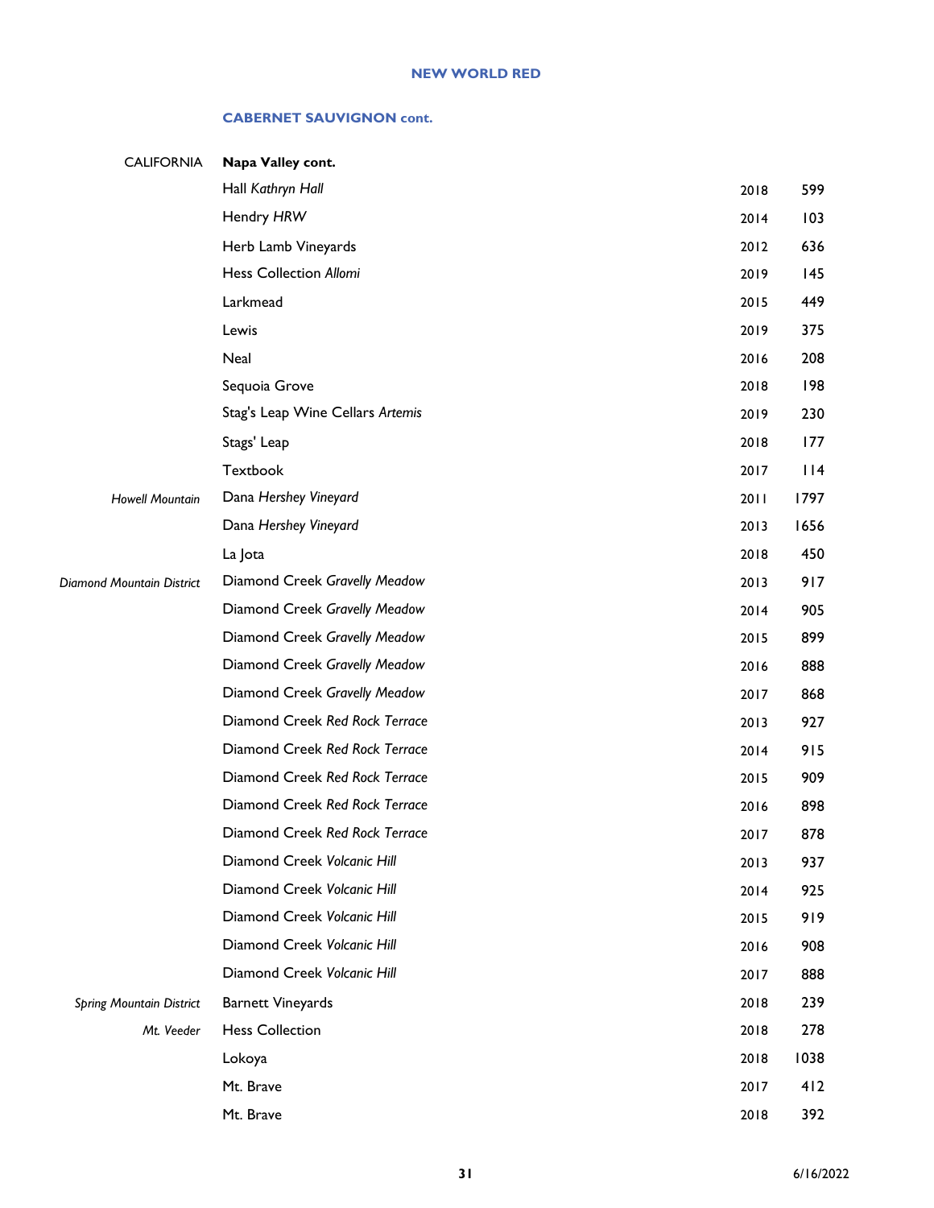## NEW WORLD RED

### CABERNET SAUVIGNON cont.

| | | | |
|---|---|---|---|
| CALIFORNIA | **Napa Valley cont.** | | |
| | Hall *Kathryn Hall* | 2018 | 599 |
| | Hendry *HRW* | 2014 | 103 |
| | Herb Lamb Vineyards | 2012 | 636 |
| | Hess Collection *Allomi* | 2019 | 145 |
| | Larkmead | 2015 | 449 |
| | Lewis | 2019 | 375 |
| | Neal | 2016 | 208 |
| | Sequoia Grove | 2018 | 198 |
| | Stag's Leap Wine Cellars *Artemis* | 2019 | 230 |
| | Stags' Leap | 2018 | 177 |
| | Textbook | 2017 | 114 |
| *Howell Mountain* | Dana *Hershey Vineyard* | 2011 | 1797 |
| | Dana *Hershey Vineyard* | 2013 | 1656 |
| | La Jota | 2018 | 450 |
| *Diamond Mountain District* | Diamond Creek *Gravelly Meadow* | 2013 | 917 |
| | Diamond Creek *Gravelly Meadow* | 2014 | 905 |
| | Diamond Creek *Gravelly Meadow* | 2015 | 899 |
| | Diamond Creek *Gravelly Meadow* | 2016 | 888 |
| | Diamond Creek *Gravelly Meadow* | 2017 | 868 |
| | Diamond Creek *Red Rock Terrace* | 2013 | 927 |
| | Diamond Creek *Red Rock Terrace* | 2014 | 915 |
| | Diamond Creek *Red Rock Terrace* | 2015 | 909 |
| | Diamond Creek *Red Rock Terrace* | 2016 | 898 |
| | Diamond Creek *Red Rock Terrace* | 2017 | 878 |
| | Diamond Creek *Volcanic Hill* | 2013 | 937 |
| | Diamond Creek *Volcanic Hill* | 2014 | 925 |
| | Diamond Creek *Volcanic Hill* | 2015 | 919 |
| | Diamond Creek *Volcanic Hill* | 2016 | 908 |
| | Diamond Creek *Volcanic Hill* | 2017 | 888 |
| *Spring Mountain District* | Barnett Vineyards | 2018 | 239 |
| *Mt. Veeder* | Hess Collection | 2018 | 278 |
| | Lokoya | 2018 | 1038 |
| | Mt. Brave | 2017 | 412 |
| | Mt. Brave | 2018 | 392 |

6/16/2022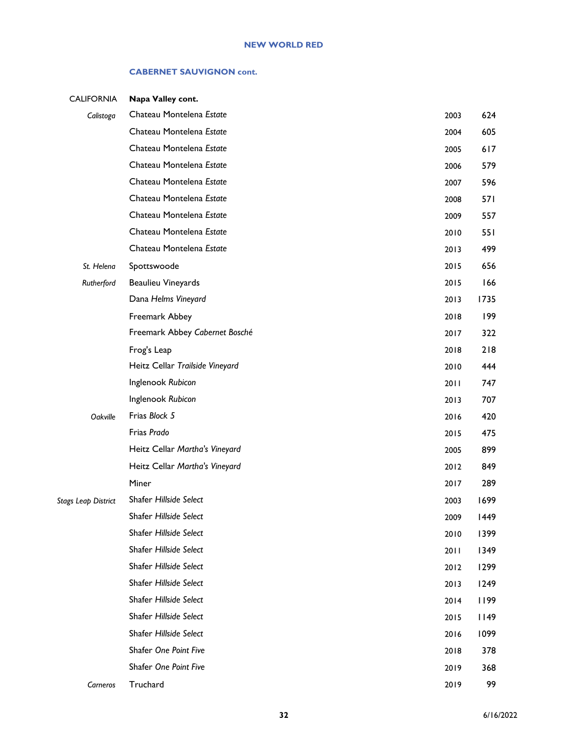## NEW WORLD RED

### CABERNET SAUVIGNON cont.

| | | | |
|---|---|---|---|
| CALIFORNIA | **Napa Valley cont.** | | |
| *Calistoga* | Chateau Montelena *Estate* | 2003 | 624 |
| | Chateau Montelena *Estate* | 2004 | 605 |
| | Chateau Montelena *Estate* | 2005 | 617 |
| | Chateau Montelena *Estate* | 2006 | 579 |
| | Chateau Montelena *Estate* | 2007 | 596 |
| | Chateau Montelena *Estate* | 2008 | 571 |
| | Chateau Montelena *Estate* | 2009 | 557 |
| | Chateau Montelena *Estate* | 2010 | 551 |
| | Chateau Montelena *Estate* | 2013 | 499 |
| *St. Helena* | Spottswoode | 2015 | 656 |
| *Rutherford* | Beaulieu Vineyards | 2015 | 166 |
| | Dana *Helms Vineyard* | 2013 | 1735 |
| | Freemark Abbey | 2018 | 199 |
| | Freemark Abbey *Cabernet Bosché* | 2017 | 322 |
| | Frog's Leap | 2018 | 218 |
| | Heitz Cellar *Trailside Vineyard* | 2010 | 444 |
| | Inglenook *Rubicon* | 2011 | 747 |
| | Inglenook *Rubicon* | 2013 | 707 |
| *Oakville* | Frias *Block 5* | 2016 | 420 |
| | Frias *Prado* | 2015 | 475 |
| | Heitz Cellar *Martha's Vineyard* | 2005 | 899 |
| | Heitz Cellar *Martha's Vineyard* | 2012 | 849 |
| | Miner | 2017 | 289 |
| *Stags Leap District* | Shafer *Hillside Select* | 2003 | 1699 |
| | Shafer *Hillside Select* | 2009 | 1449 |
| | Shafer *Hillside Select* | 2010 | 1399 |
| | Shafer *Hillside Select* | 2011 | 1349 |
| | Shafer *Hillside Select* | 2012 | 1299 |
| | Shafer *Hillside Select* | 2013 | 1249 |
| | Shafer *Hillside Select* | 2014 | 1199 |
| | Shafer *Hillside Select* | 2015 | 1149 |
| | Shafer *Hillside Select* | 2016 | 1099 |
| | Shafer *One Point Five* | 2018 | 378 |
| | Shafer *One Point Five* | 2019 | 368 |
| *Carneros* | Truchard | 2019 | 99 |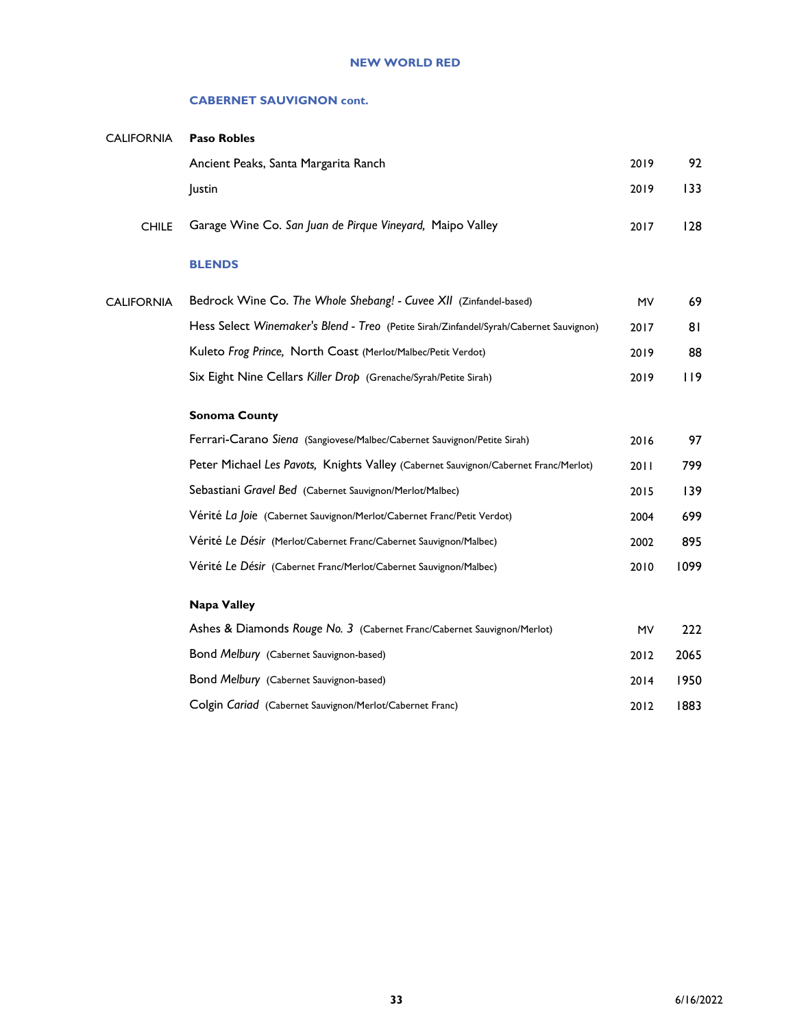## NEW WORLD RED

### CABERNET SAUVIGNON cont.

| | | | |
|---|---|---|---|
| CALIFORNIA | **Paso Robles** | | |
| | Ancient Peaks, Santa Margarita Ranch | 2019 | 92 |
| | Justin | 2019 | 133 |
| CHILE | Garage Wine Co. *San Juan de Pirque Vineyard,* Maipo Valley | 2017 | 128 |

### BLENDS

| | | | |
|---|---|---|---|
| CALIFORNIA | Bedrock Wine Co. *The Whole Shebang! - Cuvee XII* (Zinfandel-based) | MV | 69 |
| | Hess Select *Winemaker's Blend - Treo* (Petite Sirah/Zinfandel/Syrah/Cabernet Sauvignon) | 2017 | 81 |
| | Kuleto *Frog Prince,* North Coast (Merlot/Malbec/Petit Verdot) | 2019 | 88 |
| | Six Eight Nine Cellars *Killer Drop* (Grenache/Syrah/Petite Sirah) | 2019 | 119 |
| | **Sonoma County** | | |
| | Ferrari-Carano *Siena* (Sangiovese/Malbec/Cabernet Sauvignon/Petite Sirah) | 2016 | 97 |
| | Peter Michael *Les Pavots,* Knights Valley (Cabernet Sauvignon/Cabernet Franc/Merlot) | 2011 | 799 |
| | Sebastiani *Gravel Bed* (Cabernet Sauvignon/Merlot/Malbec) | 2015 | 139 |
| | Vérité *La Joie* (Cabernet Sauvignon/Merlot/Cabernet Franc/Petit Verdot) | 2004 | 699 |
| | Vérité *Le Désir* (Merlot/Cabernet Franc/Cabernet Sauvignon/Malbec) | 2002 | 895 |
| | Vérité *Le Désir* (Cabernet Franc/Merlot/Cabernet Sauvignon/Malbec) | 2010 | 1099 |
| | **Napa Valley** | | |
| | Ashes & Diamonds *Rouge No. 3* (Cabernet Franc/Cabernet Sauvignon/Merlot) | MV | 222 |
| | Bond *Melbury* (Cabernet Sauvignon-based) | 2012 | 2065 |
| | Bond *Melbury* (Cabernet Sauvignon-based) | 2014 | 1950 |
| | Colgin *Cariad* (Cabernet Sauvignon/Merlot/Cabernet Franc) | 2012 | 1883 |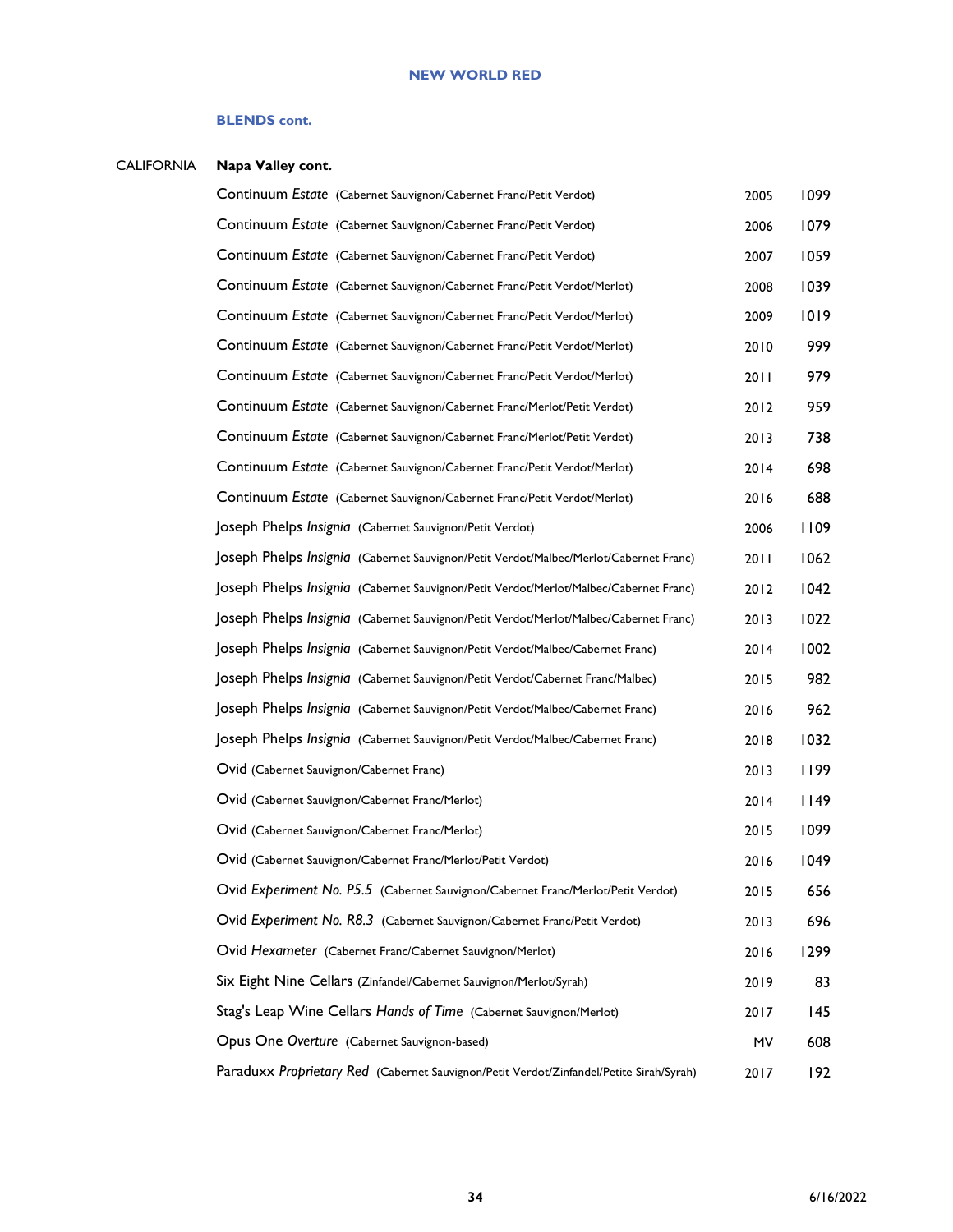## NEW WORLD RED

### BLENDS cont.

CALIFORNIA **Napa Valley cont.**

| Wine | Vintage | Price |
|---|---|---|
| Continuum *Estate* (Cabernet Sauvignon/Cabernet Franc/Petit Verdot) | 2005 | 1099 |
| Continuum *Estate* (Cabernet Sauvignon/Cabernet Franc/Petit Verdot) | 2006 | 1079 |
| Continuum *Estate* (Cabernet Sauvignon/Cabernet Franc/Petit Verdot) | 2007 | 1059 |
| Continuum *Estate* (Cabernet Sauvignon/Cabernet Franc/Petit Verdot/Merlot) | 2008 | 1039 |
| Continuum *Estate* (Cabernet Sauvignon/Cabernet Franc/Petit Verdot/Merlot) | 2009 | 1019 |
| Continuum *Estate* (Cabernet Sauvignon/Cabernet Franc/Petit Verdot/Merlot) | 2010 | 999 |
| Continuum *Estate* (Cabernet Sauvignon/Cabernet Franc/Petit Verdot/Merlot) | 2011 | 979 |
| Continuum *Estate* (Cabernet Sauvignon/Cabernet Franc/Merlot/Petit Verdot) | 2012 | 959 |
| Continuum *Estate* (Cabernet Sauvignon/Cabernet Franc/Merlot/Petit Verdot) | 2013 | 738 |
| Continuum *Estate* (Cabernet Sauvignon/Cabernet Franc/Petit Verdot/Merlot) | 2014 | 698 |
| Continuum *Estate* (Cabernet Sauvignon/Cabernet Franc/Petit Verdot/Merlot) | 2016 | 688 |
| Joseph Phelps *Insignia* (Cabernet Sauvignon/Petit Verdot) | 2006 | 1109 |
| Joseph Phelps *Insignia* (Cabernet Sauvignon/Petit Verdot/Malbec/Merlot/Cabernet Franc) | 2011 | 1062 |
| Joseph Phelps *Insignia* (Cabernet Sauvignon/Petit Verdot/Merlot/Malbec/Cabernet Franc) | 2012 | 1042 |
| Joseph Phelps *Insignia* (Cabernet Sauvignon/Petit Verdot/Merlot/Malbec/Cabernet Franc) | 2013 | 1022 |
| Joseph Phelps *Insignia* (Cabernet Sauvignon/Petit Verdot/Malbec/Cabernet Franc) | 2014 | 1002 |
| Joseph Phelps *Insignia* (Cabernet Sauvignon/Petit Verdot/Cabernet Franc/Malbec) | 2015 | 982 |
| Joseph Phelps *Insignia* (Cabernet Sauvignon/Petit Verdot/Malbec/Cabernet Franc) | 2016 | 962 |
| Joseph Phelps *Insignia* (Cabernet Sauvignon/Petit Verdot/Malbec/Cabernet Franc) | 2018 | 1032 |
| Ovid (Cabernet Sauvignon/Cabernet Franc) | 2013 | 1199 |
| Ovid (Cabernet Sauvignon/Cabernet Franc/Merlot) | 2014 | 1149 |
| Ovid (Cabernet Sauvignon/Cabernet Franc/Merlot) | 2015 | 1099 |
| Ovid (Cabernet Sauvignon/Cabernet Franc/Merlot/Petit Verdot) | 2016 | 1049 |
| Ovid *Experiment No. P5.5* (Cabernet Sauvignon/Cabernet Franc/Merlot/Petit Verdot) | 2015 | 656 |
| Ovid *Experiment No. R8.3* (Cabernet Sauvignon/Cabernet Franc/Petit Verdot) | 2013 | 696 |
| Ovid *Hexameter* (Cabernet Franc/Cabernet Sauvignon/Merlot) | 2016 | 1299 |
| Six Eight Nine Cellars (Zinfandel/Cabernet Sauvignon/Merlot/Syrah) | 2019 | 83 |
| Stag's Leap Wine Cellars *Hands of Time* (Cabernet Sauvignon/Merlot) | 2017 | 145 |
| Opus One *Overture* (Cabernet Sauvignon-based) | MV | 608 |
| Paraduxx *Proprietary Red* (Cabernet Sauvignon/Petit Verdot/Zinfandel/Petite Sirah/Syrah) | 2017 | 192 |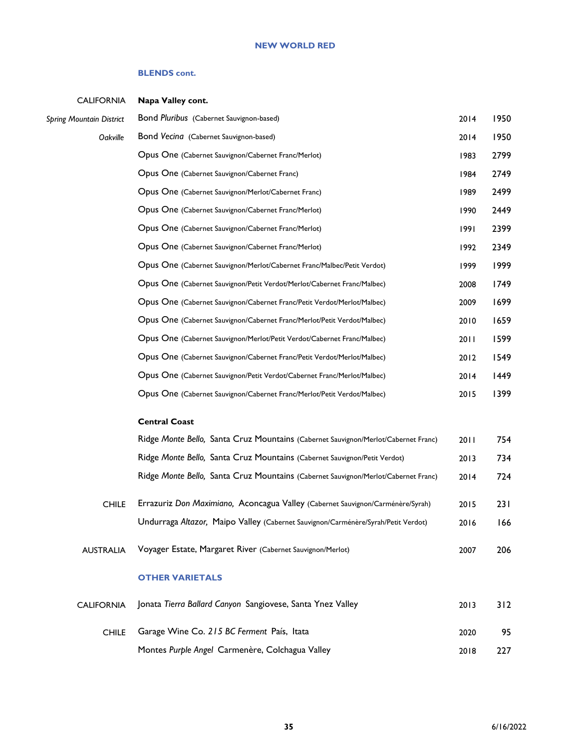## NEW WORLD RED

### BLENDS cont.

| | | | |
|---|---|---|---|
| CALIFORNIA | **Napa Valley cont.** | | |
| *Spring Mountain District* | Bond *Pluribus* (Cabernet Sauvignon-based) | 2014 | 1950 |
| *Oakville* | Bond *Vecina* (Cabernet Sauvignon-based) | 2014 | 1950 |
| | Opus One (Cabernet Sauvignon/Cabernet Franc/Merlot) | 1983 | 2799 |
| | Opus One (Cabernet Sauvignon/Cabernet Franc) | 1984 | 2749 |
| | Opus One (Cabernet Sauvignon/Merlot/Cabernet Franc) | 1989 | 2499 |
| | Opus One (Cabernet Sauvignon/Cabernet Franc/Merlot) | 1990 | 2449 |
| | Opus One (Cabernet Sauvignon/Cabernet Franc/Merlot) | 1991 | 2399 |
| | Opus One (Cabernet Sauvignon/Cabernet Franc/Merlot) | 1992 | 2349 |
| | Opus One (Cabernet Sauvignon/Merlot/Cabernet Franc/Malbec/Petit Verdot) | 1999 | 1999 |
| | Opus One (Cabernet Sauvignon/Petit Verdot/Merlot/Cabernet Franc/Malbec) | 2008 | 1749 |
| | Opus One (Cabernet Sauvignon/Cabernet Franc/Petit Verdot/Merlot/Malbec) | 2009 | 1699 |
| | Opus One (Cabernet Sauvignon/Cabernet Franc/Merlot/Petit Verdot/Malbec) | 2010 | 1659 |
| | Opus One (Cabernet Sauvignon/Merlot/Petit Verdot/Cabernet Franc/Malbec) | 2011 | 1599 |
| | Opus One (Cabernet Sauvignon/Cabernet Franc/Petit Verdot/Merlot/Malbec) | 2012 | 1549 |
| | Opus One (Cabernet Sauvignon/Petit Verdot/Cabernet Franc/Merlot/Malbec) | 2014 | 1449 |
| | Opus One (Cabernet Sauvignon/Cabernet Franc/Merlot/Petit Verdot/Malbec) | 2015 | 1399 |
| | **Central Coast** | | |
| | Ridge *Monte Bello,* Santa Cruz Mountains (Cabernet Sauvignon/Merlot/Cabernet Franc) | 2011 | 754 |
| | Ridge *Monte Bello,* Santa Cruz Mountains (Cabernet Sauvignon/Petit Verdot) | 2013 | 734 |
| | Ridge *Monte Bello,* Santa Cruz Mountains (Cabernet Sauvignon/Merlot/Cabernet Franc) | 2014 | 724 |
| CHILE | Errazuriz *Don Maximiano,* Aconcagua Valley (Cabernet Sauvignon/Carménère/Syrah) | 2015 | 231 |
| | Undurraga *Altazor,* Maipo Valley (Cabernet Sauvignon/Carménère/Syrah/Petit Verdot) | 2016 | 166 |
| AUSTRALIA | Voyager Estate, Margaret River (Cabernet Sauvignon/Merlot) | 2007 | 206 |

### OTHER VARIETALS

| | | | |
|---|---|---|---|
| CALIFORNIA | Jonata *Tierra Ballard Canyon* Sangiovese, Santa Ynez Valley | 2013 | 312 |
| CHILE | Garage Wine Co. *215 BC Ferment* País, Itata | 2020 | 95 |
| | Montes *Purple Angel* Carmenère, Colchagua Valley | 2018 | 227 |

6/16/2022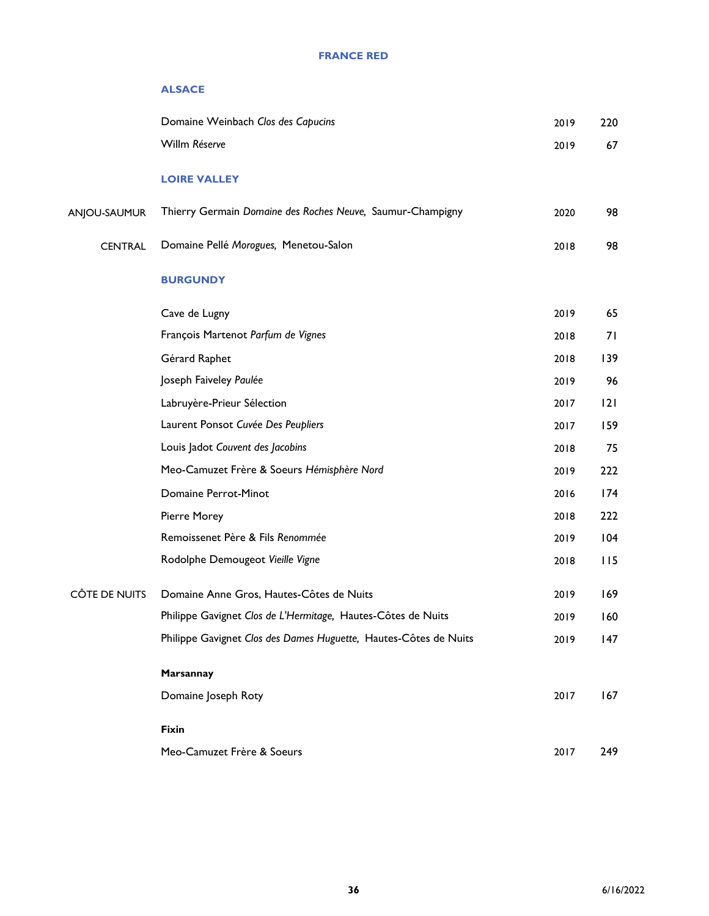# FRANCE RED

## ALSACE

| Region | Wine | Vintage | Price |
|---|---|---|---|
| | Domaine Weinbach *Clos des Capucins* | 2019 | 220 |
| | Willm *Réserve* | 2019 | 67 |

## LOIRE VALLEY

| Region | Wine | Vintage | Price |
|---|---|---|---|
| ANJOU-SAUMUR | Thierry Germain *Domaine des Roches Neuve,* Saumur-Champigny | 2020 | 98 |
| CENTRAL | Domaine Pellé *Morogues,* Menetou-Salon | 2018 | 98 |

## BURGUNDY

| Region | Wine | Vintage | Price |
|---|---|---|---|
| | Cave de Lugny | 2019 | 65 |
| | François Martenot *Parfum de Vignes* | 2018 | 71 |
| | Gérard Raphet | 2018 | 139 |
| | Joseph Faiveley *Paulée* | 2019 | 96 |
| | Labruyère-Prieur Sélection | 2017 | 121 |
| | Laurent Ponsot *Cuvée Des Peupliers* | 2017 | 159 |
| | Louis Jadot *Couvent des Jacobins* | 2018 | 75 |
| | Meo-Camuzet Frère & Soeurs *Hémisphère Nord* | 2019 | 222 |
| | Domaine Perrot-Minot | 2016 | 174 |
| | Pierre Morey | 2018 | 222 |
| | Remoissenet Père & Fils *Renommée* | 2019 | 104 |
| | Rodolphe Demougeot *Vieille Vigne* | 2018 | 115 |
| CÔTE DE NUITS | Domaine Anne Gros, Hautes-Côtes de Nuits | 2019 | 169 |
| | Philippe Gavignet *Clos de L'Hermitage,* Hautes-Côtes de Nuits | 2019 | 160 |
| | Philippe Gavignet *Clos des Dames Huguette,* Hautes-Côtes de Nuits | 2019 | 147 |

**Marsannay**

| Wine | Vintage | Price |
|---|---|---|
| Domaine Joseph Roty | 2017 | 167 |

**Fixin**

| Wine | Vintage | Price |
|---|---|---|
| Meo-Camuzet Frère & Soeurs | 2017 | 249 |

6/16/2022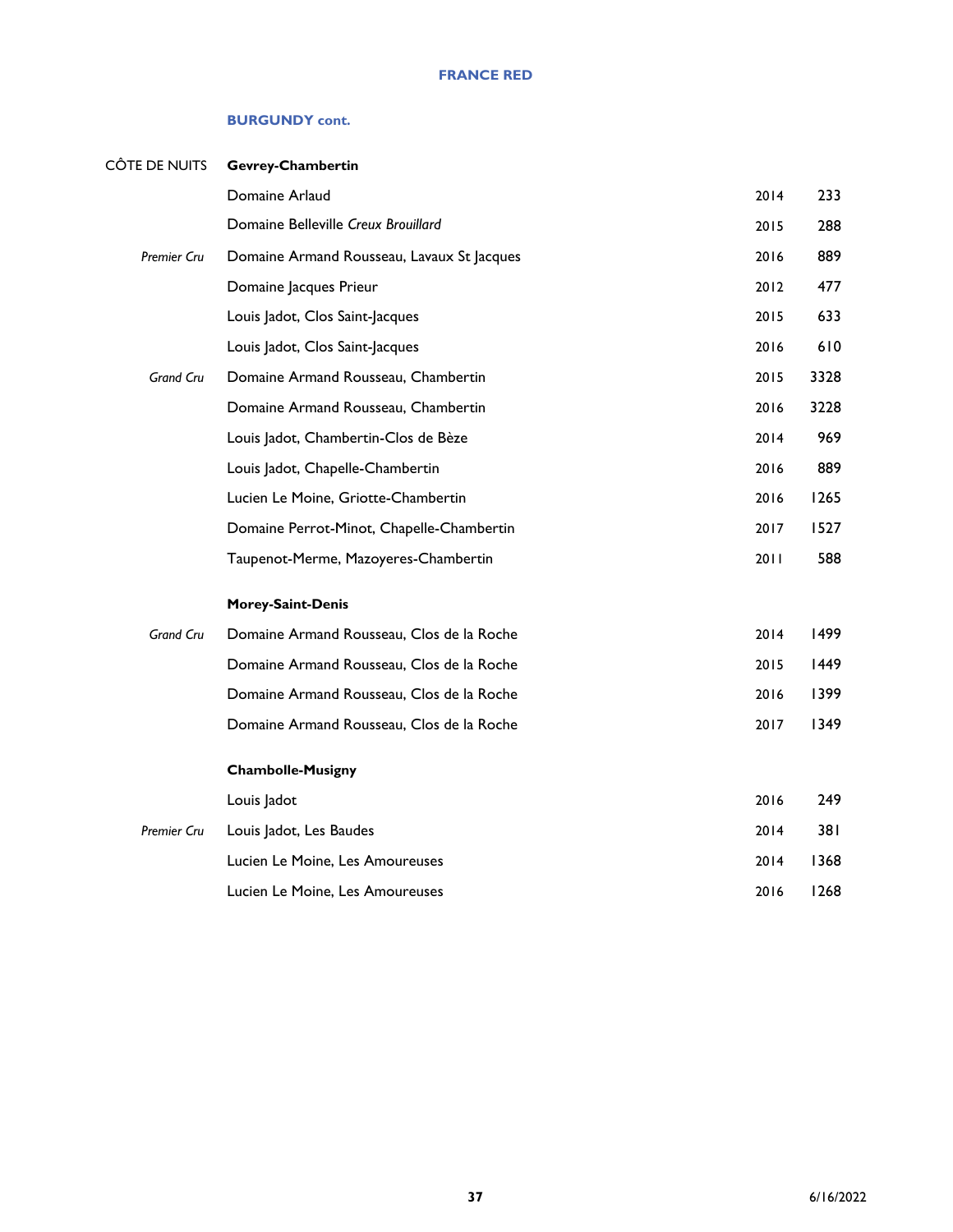# FRANCE RED

## BURGUNDY cont.

| | | | |
|---|---|---|---|
| CÔTE DE NUITS | **Gevrey-Chambertin** | | |
| | Domaine Arlaud | 2014 | 233 |
| | Domaine Belleville *Creux Brouillard* | 2015 | 288 |
| *Premier Cru* | Domaine Armand Rousseau, Lavaux St Jacques | 2016 | 889 |
| | Domaine Jacques Prieur | 2012 | 477 |
| | Louis Jadot, Clos Saint-Jacques | 2015 | 633 |
| | Louis Jadot, Clos Saint-Jacques | 2016 | 610 |
| *Grand Cru* | Domaine Armand Rousseau, Chambertin | 2015 | 3328 |
| | Domaine Armand Rousseau, Chambertin | 2016 | 3228 |
| | Louis Jadot, Chambertin-Clos de Bèze | 2014 | 969 |
| | Louis Jadot, Chapelle-Chambertin | 2016 | 889 |
| | Lucien Le Moine, Griotte-Chambertin | 2016 | 1265 |
| | Domaine Perrot-Minot, Chapelle-Chambertin | 2017 | 1527 |
| | Taupenot-Merme, Mazoyeres-Chambertin | 2011 | 588 |
| | **Morey-Saint-Denis** | | |
| *Grand Cru* | Domaine Armand Rousseau, Clos de la Roche | 2014 | 1499 |
| | Domaine Armand Rousseau, Clos de la Roche | 2015 | 1449 |
| | Domaine Armand Rousseau, Clos de la Roche | 2016 | 1399 |
| | Domaine Armand Rousseau, Clos de la Roche | 2017 | 1349 |
| | **Chambolle-Musigny** | | |
| | Louis Jadot | 2016 | 249 |
| *Premier Cru* | Louis Jadot, Les Baudes | 2014 | 381 |
| | Lucien Le Moine, Les Amoureuses | 2014 | 1368 |
| | Lucien Le Moine, Les Amoureuses | 2016 | 1268 |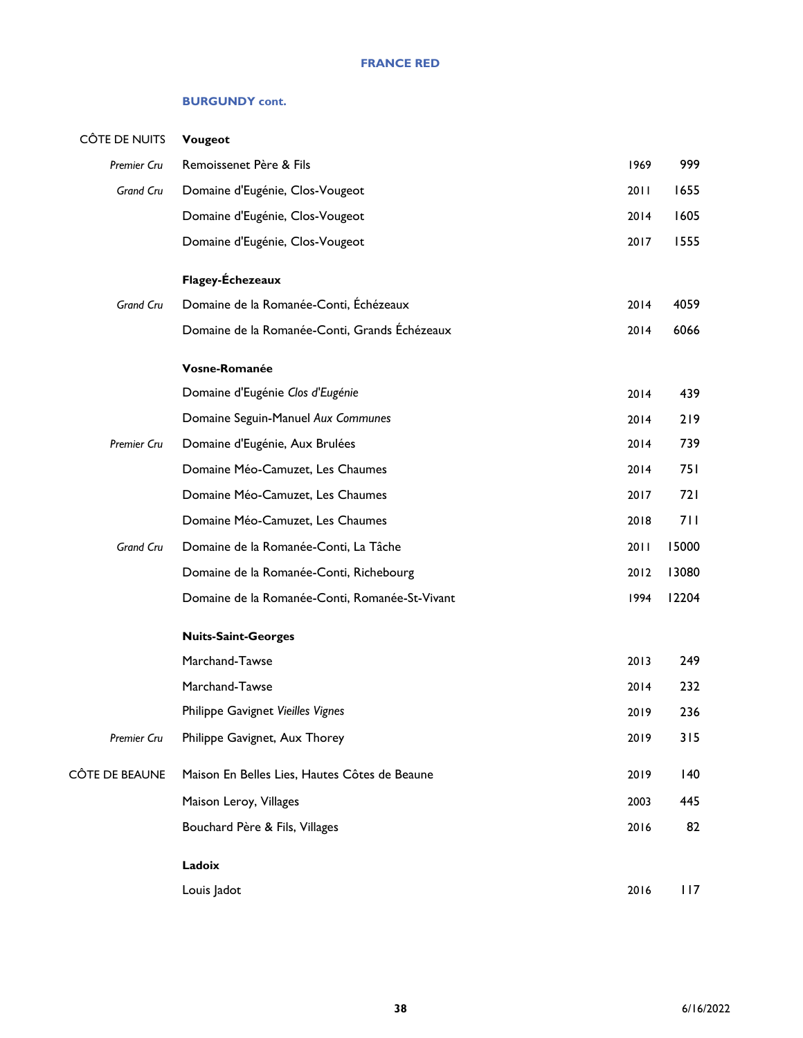## FRANCE RED

### BURGUNDY cont.

| | | | |
|---|---|---|---|
| CÔTE DE NUITS | **Vougeot** | | |
| *Premier Cru* | Remoissenet Père & Fils | 1969 | 999 |
| *Grand Cru* | Domaine d'Eugénie, Clos-Vougeot | 2011 | 1655 |
| | Domaine d'Eugénie, Clos-Vougeot | 2014 | 1605 |
| | Domaine d'Eugénie, Clos-Vougeot | 2017 | 1555 |
| | **Flagey-Échezeaux** | | |
| *Grand Cru* | Domaine de la Romanée-Conti, Échézeaux | 2014 | 4059 |
| | Domaine de la Romanée-Conti, Grands Échézeaux | 2014 | 6066 |
| | **Vosne-Romanée** | | |
| | Domaine d'Eugénie *Clos d'Eugénie* | 2014 | 439 |
| | Domaine Seguin-Manuel *Aux Communes* | 2014 | 219 |
| *Premier Cru* | Domaine d'Eugénie, Aux Brulées | 2014 | 739 |
| | Domaine Méo-Camuzet, Les Chaumes | 2014 | 751 |
| | Domaine Méo-Camuzet, Les Chaumes | 2017 | 721 |
| | Domaine Méo-Camuzet, Les Chaumes | 2018 | 711 |
| *Grand Cru* | Domaine de la Romanée-Conti, La Tâche | 2011 | 15000 |
| | Domaine de la Romanée-Conti, Richebourg | 2012 | 13080 |
| | Domaine de la Romanée-Conti, Romanée-St-Vivant | 1994 | 12204 |
| | **Nuits-Saint-Georges** | | |
| | Marchand-Tawse | 2013 | 249 |
| | Marchand-Tawse | 2014 | 232 |
| | Philippe Gavignet *Vieilles Vignes* | 2019 | 236 |
| *Premier Cru* | Philippe Gavignet, Aux Thorey | 2019 | 315 |
| CÔTE DE BEAUNE | Maison En Belles Lies, Hautes Côtes de Beaune | 2019 | 140 |
| | Maison Leroy, Villages | 2003 | 445 |
| | Bouchard Père & Fils, Villages | 2016 | 82 |
| | **Ladoix** | | |
| | Louis Jadot | 2016 | 117 |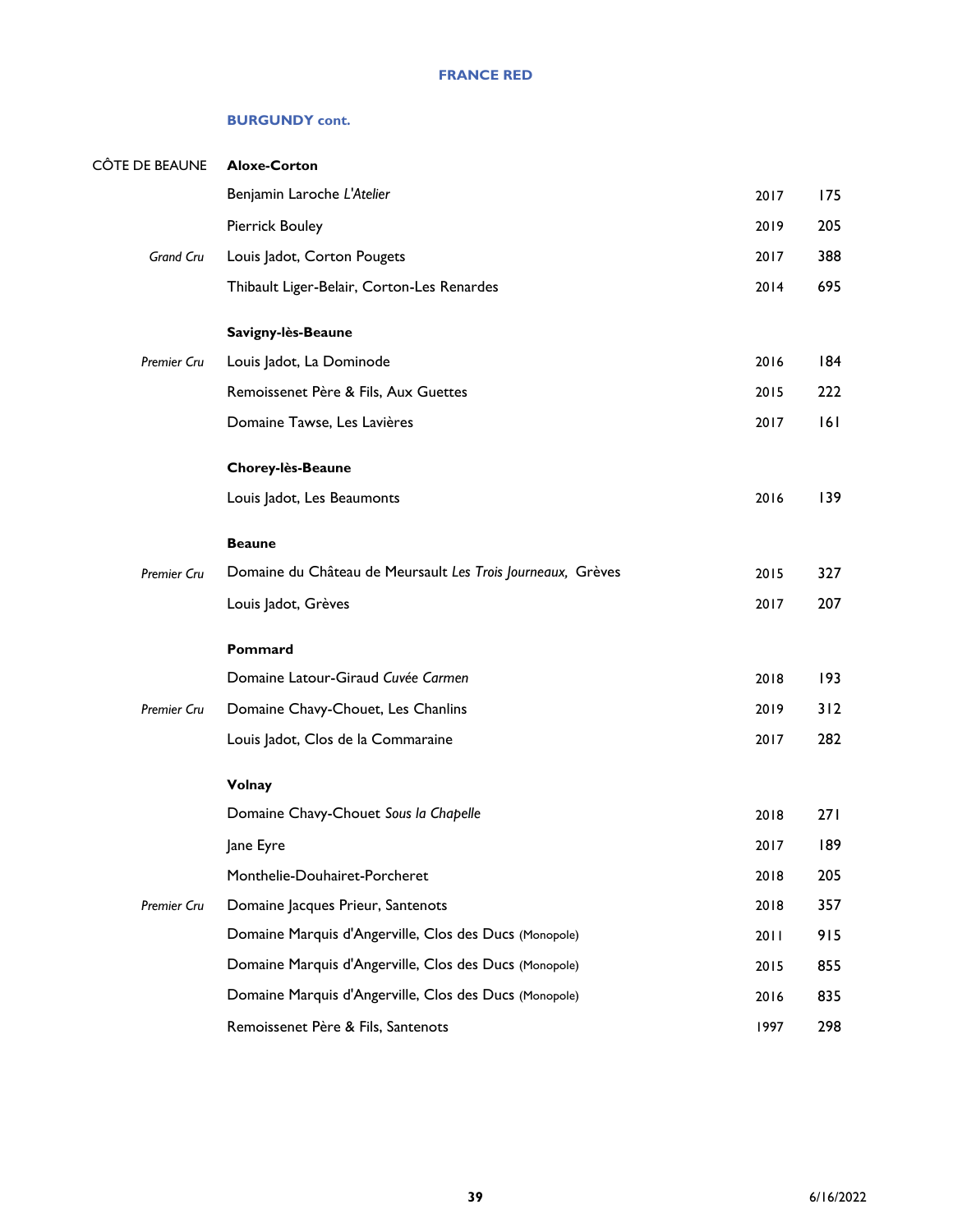## FRANCE RED

### BURGUNDY cont.

| | | | |
|---|---|---|---|
| CÔTE DE BEAUNE | **Aloxe-Corton** | | |
| | Benjamin Laroche *L'Atelier* | 2017 | 175 |
| | Pierrick Bouley | 2019 | 205 |
| *Grand Cru* | Louis Jadot, Corton Pougets | 2017 | 388 |
| | Thibault Liger-Belair, Corton-Les Renardes | 2014 | 695 |
| | **Savigny-lès-Beaune** | | |
| *Premier Cru* | Louis Jadot, La Dominode | 2016 | 184 |
| | Remoissenet Père & Fils, Aux Guettes | 2015 | 222 |
| | Domaine Tawse, Les Lavières | 2017 | 161 |
| | **Chorey-lès-Beaune** | | |
| | Louis Jadot, Les Beaumonts | 2016 | 139 |
| | **Beaune** | | |
| *Premier Cru* | Domaine du Château de Meursault *Les Trois Journeaux,* Grèves | 2015 | 327 |
| | Louis Jadot, Grèves | 2017 | 207 |
| | **Pommard** | | |
| | Domaine Latour-Giraud *Cuvée Carmen* | 2018 | 193 |
| *Premier Cru* | Domaine Chavy-Chouet, Les Chanlins | 2019 | 312 |
| | Louis Jadot, Clos de la Commaraine | 2017 | 282 |
| | **Volnay** | | |
| | Domaine Chavy-Chouet *Sous la Chapelle* | 2018 | 271 |
| | Jane Eyre | 2017 | 189 |
| | Monthelie-Douhairet-Porcheret | 2018 | 205 |
| *Premier Cru* | Domaine Jacques Prieur, Santenots | 2018 | 357 |
| | Domaine Marquis d'Angerville, Clos des Ducs (Monopole) | 2011 | 915 |
| | Domaine Marquis d'Angerville, Clos des Ducs (Monopole) | 2015 | 855 |
| | Domaine Marquis d'Angerville, Clos des Ducs (Monopole) | 2016 | 835 |
| | Remoissenet Père & Fils, Santenots | 1997 | 298 |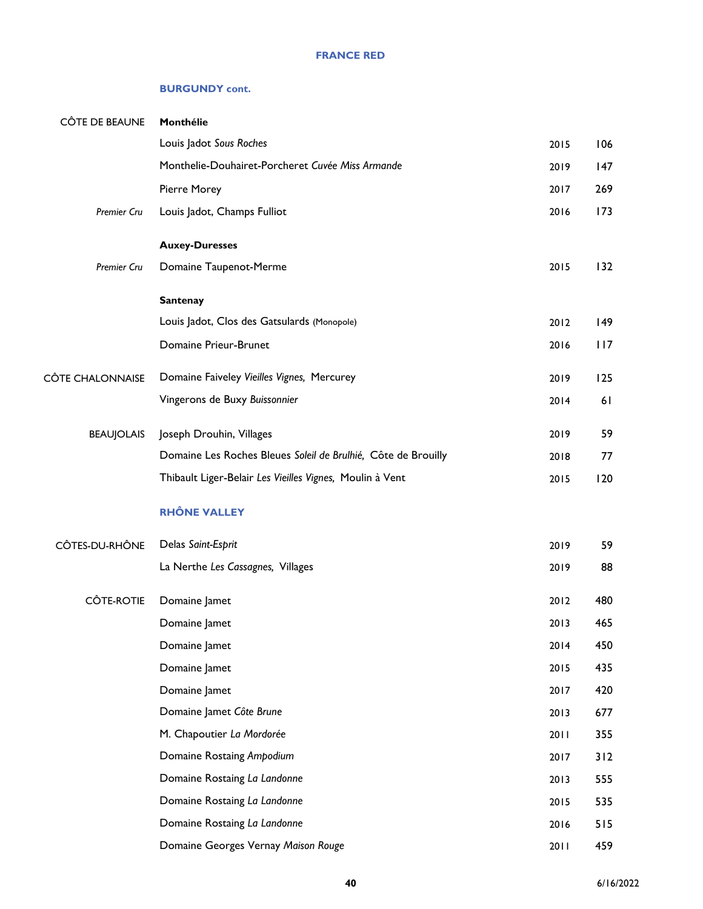## FRANCE RED

### BURGUNDY cont.

| | | | |
|---|---|---|---|
| CÔTE DE BEAUNE | **Monthélie** | | |
| | Louis Jadot *Sous Roches* | 2015 | 106 |
| | Monthelie-Douhairet-Porcheret *Cuvée Miss Armande* | 2019 | 147 |
| | Pierre Morey | 2017 | 269 |
| *Premier Cru* | Louis Jadot, Champs Fulliot | 2016 | 173 |
| | **Auxey-Duresses** | | |
| *Premier Cru* | Domaine Taupenot-Merme | 2015 | 132 |
| | **Santenay** | | |
| | Louis Jadot, Clos des Gatsulards (Monopole) | 2012 | 149 |
| | Domaine Prieur-Brunet | 2016 | 117 |
| CÔTE CHALONNAISE | Domaine Faiveley *Vieilles Vignes,* Mercurey | 2019 | 125 |
| | Vingerons de Buxy *Buissonnier* | 2014 | 61 |
| BEAUJOLAIS | Joseph Drouhin, Villages | 2019 | 59 |
| | Domaine Les Roches Bleues *Soleil de Brulhié,* Côte de Brouilly | 2018 | 77 |
| | Thibault Liger-Belair *Les Vieilles Vignes,* Moulin à Vent | 2015 | 120 |

### RHÔNE VALLEY

| | | | |
|---|---|---|---|
| CÔTES-DU-RHÔNE | Delas *Saint-Esprit* | 2019 | 59 |
| | La Nerthe *Les Cassagnes,* Villages | 2019 | 88 |
| CÔTE-ROTIE | Domaine Jamet | 2012 | 480 |
| | Domaine Jamet | 2013 | 465 |
| | Domaine Jamet | 2014 | 450 |
| | Domaine Jamet | 2015 | 435 |
| | Domaine Jamet | 2017 | 420 |
| | Domaine Jamet *Côte Brune* | 2013 | 677 |
| | M. Chapoutier *La Mordorée* | 2011 | 355 |
| | Domaine Rostaing *Ampodium* | 2017 | 312 |
| | Domaine Rostaing *La Landonne* | 2013 | 555 |
| | Domaine Rostaing *La Landonne* | 2015 | 535 |
| | Domaine Rostaing *La Landonne* | 2016 | 515 |
| | Domaine Georges Vernay *Maison Rouge* | 2011 | 459 |

6/16/2022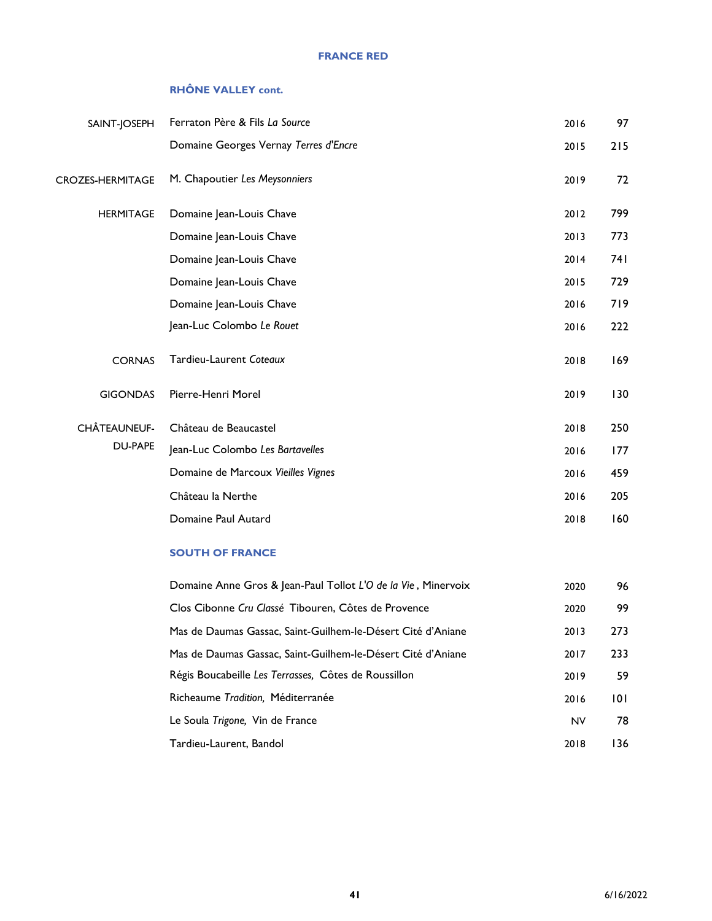# FRANCE RED

## RHÔNE VALLEY cont.

| | | | |
|---|---|---|---|
| SAINT-JOSEPH | Ferraton Père & Fils *La Source* | 2016 | 97 |
| | Domaine Georges Vernay *Terres d'Encre* | 2015 | 215 |
| CROZES-HERMITAGE | M. Chapoutier *Les Meysonniers* | 2019 | 72 |
| HERMITAGE | Domaine Jean-Louis Chave | 2012 | 799 |
| | Domaine Jean-Louis Chave | 2013 | 773 |
| | Domaine Jean-Louis Chave | 2014 | 741 |
| | Domaine Jean-Louis Chave | 2015 | 729 |
| | Domaine Jean-Louis Chave | 2016 | 719 |
| | Jean-Luc Colombo *Le Rouet* | 2016 | 222 |
| CORNAS | Tardieu-Laurent *Coteaux* | 2018 | 169 |
| GIGONDAS | Pierre-Henri Morel | 2019 | 130 |
| CHÂTEAUNEUF-DU-PAPE | Château de Beaucastel | 2018 | 250 |
| | Jean-Luc Colombo *Les Bartavelles* | 2016 | 177 |
| | Domaine de Marcoux *Vieilles Vignes* | 2016 | 459 |
| | Château la Nerthe | 2016 | 205 |
| | Domaine Paul Autard | 2018 | 160 |

## SOUTH OF FRANCE

| | | |
|---|---|---|
| Domaine Anne Gros & Jean-Paul Tollot *L'O de la Vie*, Minervoix | 2020 | 96 |
| Clos Cibonne *Cru Classé* Tibouren, Côtes de Provence | 2020 | 99 |
| Mas de Daumas Gassac, Saint-Guilhem-le-Désert Cité d'Aniane | 2013 | 273 |
| Mas de Daumas Gassac, Saint-Guilhem-le-Désert Cité d'Aniane | 2017 | 233 |
| Régis Boucabeille *Les Terrasses,* Côtes de Roussillon | 2019 | 59 |
| Richeaume *Tradition,* Méditerranée | 2016 | 101 |
| Le Soula *Trigone,* Vin de France | NV | 78 |
| Tardieu-Laurent, Bandol | 2018 | 136 |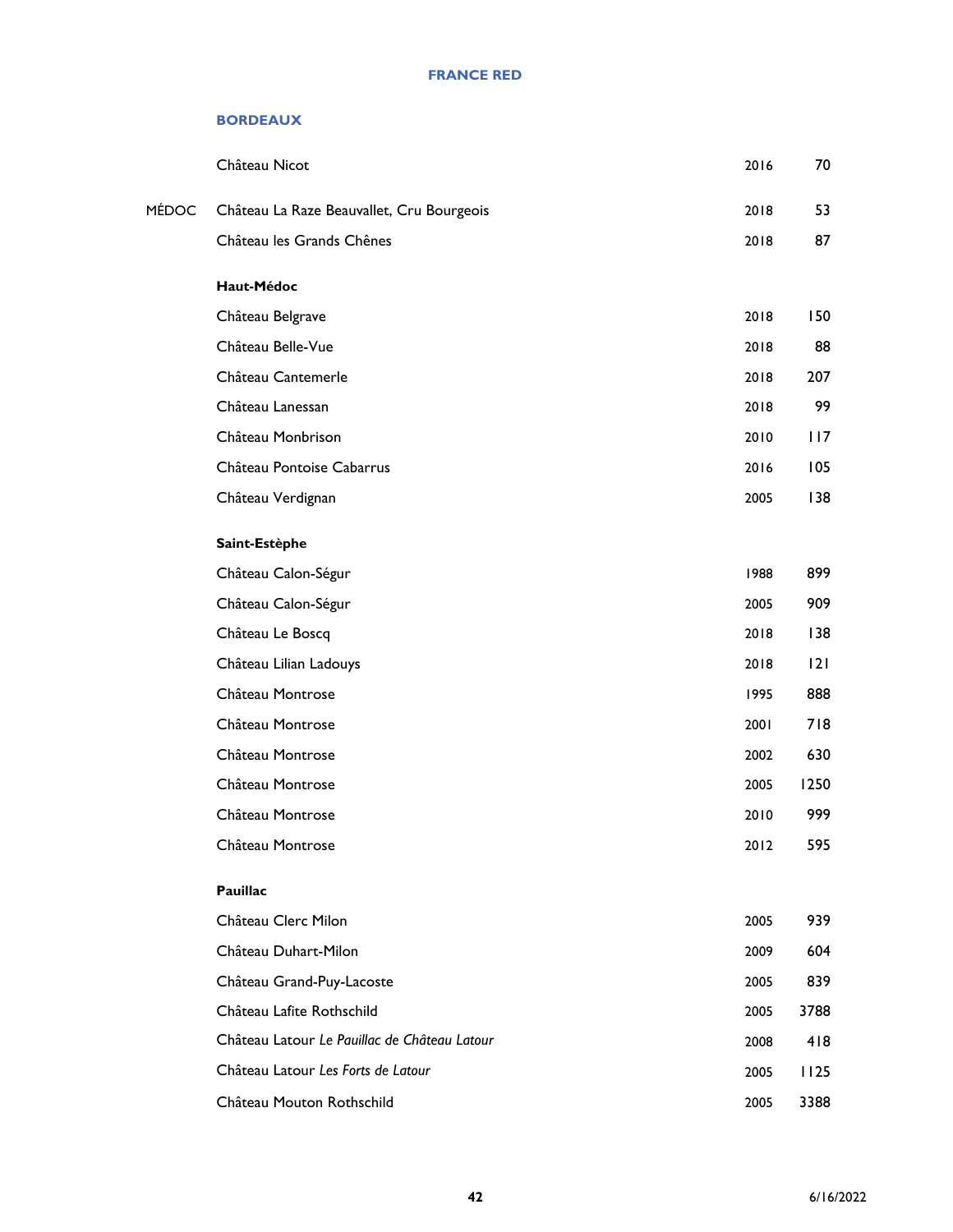# FRANCE RED

## BORDEAUX

| | | | |
|---|---|---|---|
| | Château Nicot | 2016 | 70 |
| MÉDOC | Château La Raze Beauvallet, Cru Bourgeois | 2018 | 53 |
| | Château les Grands Chênes | 2018 | 87 |

**Haut-Médoc**

| | | |
|---|---|---|
| Château Belgrave | 2018 | 150 |
| Château Belle-Vue | 2018 | 88 |
| Château Cantemerle | 2018 | 207 |
| Château Lanessan | 2018 | 99 |
| Château Monbrison | 2010 | 117 |
| Château Pontoise Cabarrus | 2016 | 105 |
| Château Verdignan | 2005 | 138 |

**Saint-Estèphe**

| | | |
|---|---|---|
| Château Calon-Ségur | 1988 | 899 |
| Château Calon-Ségur | 2005 | 909 |
| Château Le Boscq | 2018 | 138 |
| Château Lilian Ladouys | 2018 | 121 |
| Château Montrose | 1995 | 888 |
| Château Montrose | 2001 | 718 |
| Château Montrose | 2002 | 630 |
| Château Montrose | 2005 | 1250 |
| Château Montrose | 2010 | 999 |
| Château Montrose | 2012 | 595 |

**Pauillac**

| | | |
|---|---|---|
| Château Clerc Milon | 2005 | 939 |
| Château Duhart-Milon | 2009 | 604 |
| Château Grand-Puy-Lacoste | 2005 | 839 |
| Château Lafite Rothschild | 2005 | 3788 |
| Château Latour *Le Pauillac de Château Latour* | 2008 | 418 |
| Château Latour *Les Forts de Latour* | 2005 | 1125 |
| Château Mouton Rothschild | 2005 | 3388 |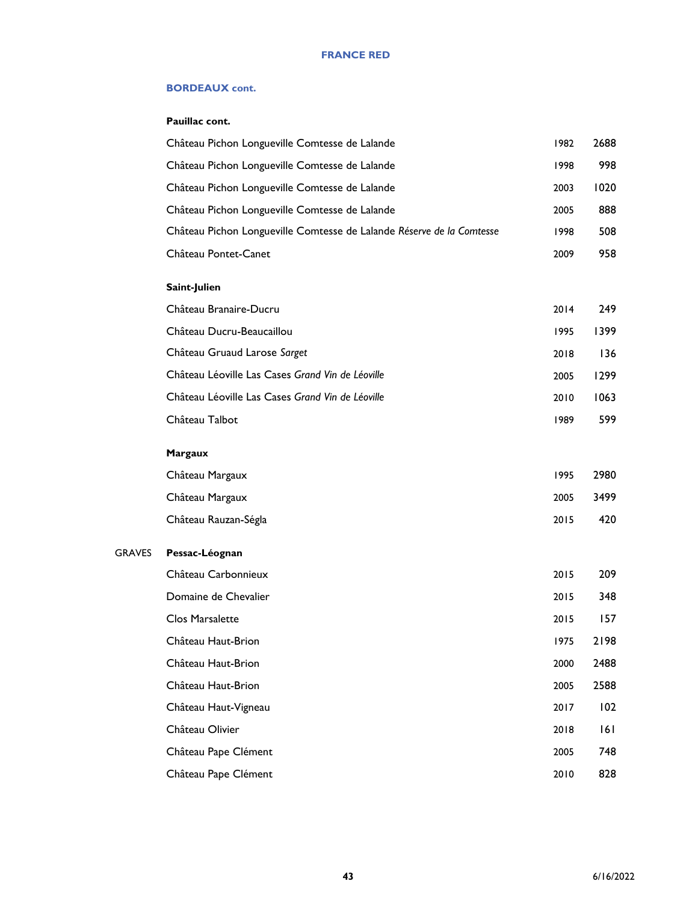# FRANCE RED

## BORDEAUX cont.

### Pauillac cont.

| Wine | Vintage | Price |
|---|---|---|
| Château Pichon Longueville Comtesse de Lalande | 1982 | 2688 |
| Château Pichon Longueville Comtesse de Lalande | 1998 | 998 |
| Château Pichon Longueville Comtesse de Lalande | 2003 | 1020 |
| Château Pichon Longueville Comtesse de Lalande | 2005 | 888 |
| Château Pichon Longueville Comtesse de Lalande *Réserve de la Comtesse* | 1998 | 508 |
| Château Pontet-Canet | 2009 | 958 |

### Saint-Julien

| Wine | Vintage | Price |
|---|---|---|
| Château Branaire-Ducru | 2014 | 249 |
| Château Ducru-Beaucaillou | 1995 | 1399 |
| Château Gruaud Larose *Sarget* | 2018 | 136 |
| Château Léoville Las Cases *Grand Vin de Léoville* | 2005 | 1299 |
| Château Léoville Las Cases *Grand Vin de Léoville* | 2010 | 1063 |
| Château Talbot | 1989 | 599 |

### Margaux

| Wine | Vintage | Price |
|---|---|---|
| Château Margaux | 1995 | 2980 |
| Château Margaux | 2005 | 3499 |
| Château Rauzan-Ségla | 2015 | 420 |

### GRAVES — Pessac-Léognan

| Wine | Vintage | Price |
|---|---|---|
| Château Carbonnieux | 2015 | 209 |
| Domaine de Chevalier | 2015 | 348 |
| Clos Marsalette | 2015 | 157 |
| Château Haut-Brion | 1975 | 2198 |
| Château Haut-Brion | 2000 | 2488 |
| Château Haut-Brion | 2005 | 2588 |
| Château Haut-Vigneau | 2017 | 102 |
| Château Olivier | 2018 | 161 |
| Château Pape Clément | 2005 | 748 |
| Château Pape Clément | 2010 | 828 |

6/16/2022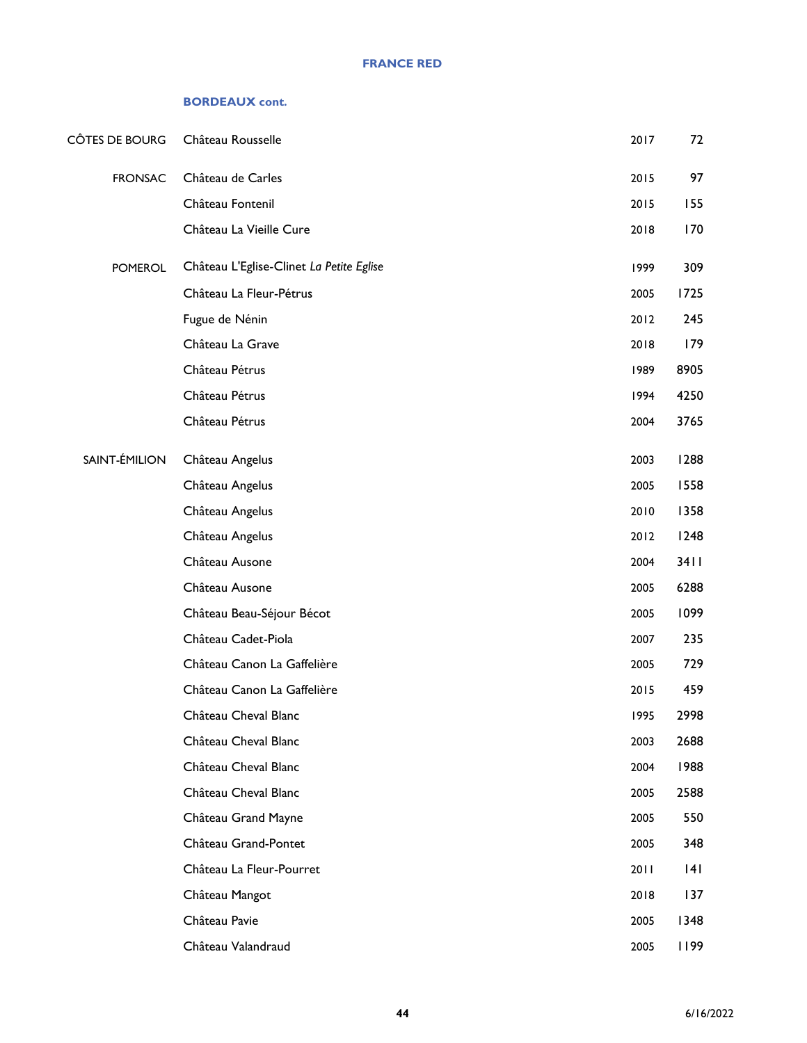## FRANCE RED

### BORDEAUX cont.

| | | | |
|---|---|---|---|
| CÔTES DE BOURG | Château Rousselle | 2017 | 72 |
| FRONSAC | Château de Carles | 2015 | 97 |
| | Château Fontenil | 2015 | 155 |
| | Château La Vieille Cure | 2018 | 170 |
| POMEROL | Château L'Eglise-Clinet *La Petite Eglise* | 1999 | 309 |
| | Château La Fleur-Pétrus | 2005 | 1725 |
| | Fugue de Nénin | 2012 | 245 |
| | Château La Grave | 2018 | 179 |
| | Château Pétrus | 1989 | 8905 |
| | Château Pétrus | 1994 | 4250 |
| | Château Pétrus | 2004 | 3765 |
| SAINT-ÉMILION | Château Angelus | 2003 | 1288 |
| | Château Angelus | 2005 | 1558 |
| | Château Angelus | 2010 | 1358 |
| | Château Angelus | 2012 | 1248 |
| | Château Ausone | 2004 | 3411 |
| | Château Ausone | 2005 | 6288 |
| | Château Beau-Séjour Bécot | 2005 | 1099 |
| | Château Cadet-Piola | 2007 | 235 |
| | Château Canon La Gaffelière | 2005 | 729 |
| | Château Canon La Gaffelière | 2015 | 459 |
| | Château Cheval Blanc | 1995 | 2998 |
| | Château Cheval Blanc | 2003 | 2688 |
| | Château Cheval Blanc | 2004 | 1988 |
| | Château Cheval Blanc | 2005 | 2588 |
| | Château Grand Mayne | 2005 | 550 |
| | Château Grand-Pontet | 2005 | 348 |
| | Château La Fleur-Pourret | 2011 | 141 |
| | Château Mangot | 2018 | 137 |
| | Château Pavie | 2005 | 1348 |
| | Château Valandraud | 2005 | 1199 |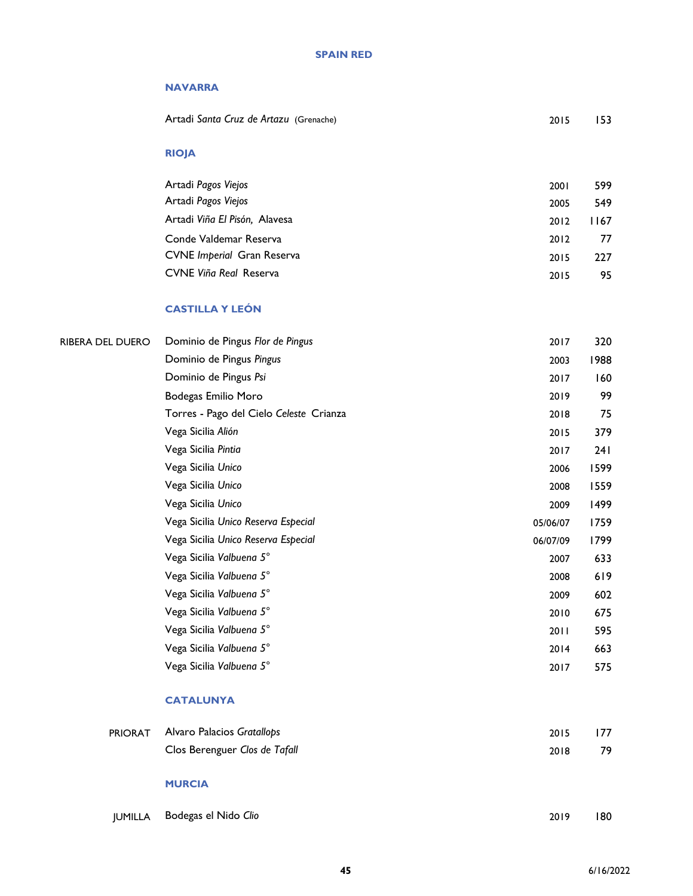## SPAIN RED

### NAVARRA

| | Wine | Vintage | Price |
|---|---|---|---|
| | Artadi *Santa Cruz de Artazu* (Grenache) | 2015 | 153 |

### RIOJA

| | Wine | Vintage | Price |
|---|---|---|---|
| | Artadi *Pagos Viejos* | 2001 | 599 |
| | Artadi *Pagos Viejos* | 2005 | 549 |
| | Artadi *Viña El Pisón,* Alavesa | 2012 | 1167 |
| | Conde Valdemar Reserva | 2012 | 77 |
| | CVNE *Imperial* Gran Reserva | 2015 | 227 |
| | CVNE *Viña Real* Reserva | 2015 | 95 |

### CASTILLA Y LEÓN

| | Wine | Vintage | Price |
|---|---|---|---|
| RIBERA DEL DUERO | Dominio de Pingus *Flor de Pingus* | 2017 | 320 |
| | Dominio de Pingus *Pingus* | 2003 | 1988 |
| | Dominio de Pingus *Psi* | 2017 | 160 |
| | Bodegas Emilio Moro | 2019 | 99 |
| | Torres - Pago del Cielo *Celeste* Crianza | 2018 | 75 |
| | Vega Sicilia *Alión* | 2015 | 379 |
| | Vega Sicilia *Pintia* | 2017 | 241 |
| | Vega Sicilia *Unico* | 2006 | 1599 |
| | Vega Sicilia *Unico* | 2008 | 1559 |
| | Vega Sicilia *Unico* | 2009 | 1499 |
| | Vega Sicilia *Unico Reserva Especial* | 05/06/07 | 1759 |
| | Vega Sicilia *Unico Reserva Especial* | 06/07/09 | 1799 |
| | Vega Sicilia *Valbuena 5°* | 2007 | 633 |
| | Vega Sicilia *Valbuena 5°* | 2008 | 619 |
| | Vega Sicilia *Valbuena 5°* | 2009 | 602 |
| | Vega Sicilia *Valbuena 5°* | 2010 | 675 |
| | Vega Sicilia *Valbuena 5°* | 2011 | 595 |
| | Vega Sicilia *Valbuena 5°* | 2014 | 663 |
| | Vega Sicilia *Valbuena 5°* | 2017 | 575 |

### CATALUNYA

| | Wine | Vintage | Price |
|---|---|---|---|
| PRIORAT | Alvaro Palacios *Gratallops* | 2015 | 177 |
| | Clos Berenguer *Clos de Tafall* | 2018 | 79 |

### MURCIA

| | Wine | Vintage | Price |
|---|---|---|---|
| JUMILLA | Bodegas el Nido *Clio* | 2019 | 180 |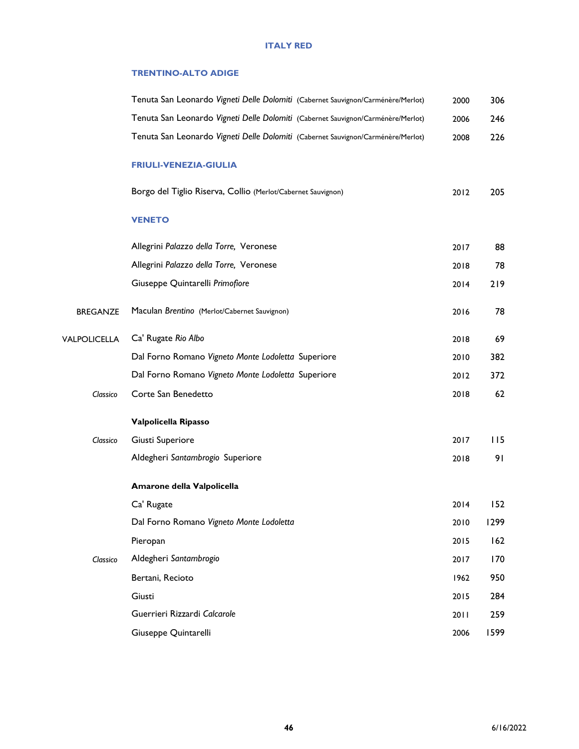# ITALY RED

## TRENTINO-ALTO ADIGE

| | Wine | Vintage | Price |
|---|---|---|---|
| | Tenuta San Leonardo *Vigneti Delle Dolomiti* (Cabernet Sauvignon/Carménère/Merlot) | 2000 | 306 |
| | Tenuta San Leonardo *Vigneti Delle Dolomiti* (Cabernet Sauvignon/Carménère/Merlot) | 2006 | 246 |
| | Tenuta San Leonardo *Vigneti Delle Dolomiti* (Cabernet Sauvignon/Carménère/Merlot) | 2008 | 226 |

## FRIULI-VENEZIA-GIULIA

| | Wine | Vintage | Price |
|---|---|---|---|
| | Borgo del Tiglio Riserva, Collio (Merlot/Cabernet Sauvignon) | 2012 | 205 |

## VENETO

| | Wine | Vintage | Price |
|---|---|---|---|
| | Allegrini *Palazzo della Torre,* Veronese | 2017 | 88 |
| | Allegrini *Palazzo della Torre,* Veronese | 2018 | 78 |
| | Giuseppe Quintarelli *Primofiore* | 2014 | 219 |
| BREGANZE | Maculan *Brentino* (Merlot/Cabernet Sauvignon) | 2016 | 78 |
| VALPOLICELLA | Ca' Rugate *Rio Albo* | 2018 | 69 |
| | Dal Forno Romano *Vigneto Monte Lodoletta* Superiore | 2010 | 382 |
| | Dal Forno Romano *Vigneto Monte Lodoletta* Superiore | 2012 | 372 |
| *Classico* | Corte San Benedetto | 2018 | 62 |
| | **Valpolicella Ripasso** | | |
| *Classico* | Giusti Superiore | 2017 | 115 |
| | Aldegheri *Santambrogio* Superiore | 2018 | 91 |
| | **Amarone della Valpolicella** | | |
| | Ca' Rugate | 2014 | 152 |
| | Dal Forno Romano *Vigneto Monte Lodoletta* | 2010 | 1299 |
| | Pieropan | 2015 | 162 |
| *Classico* | Aldegheri *Santambrogio* | 2017 | 170 |
| | Bertani, Recioto | 1962 | 950 |
| | Giusti | 2015 | 284 |
| | Guerrieri Rizzardi *Calcarole* | 2011 | 259 |
| | Giuseppe Quintarelli | 2006 | 1599 |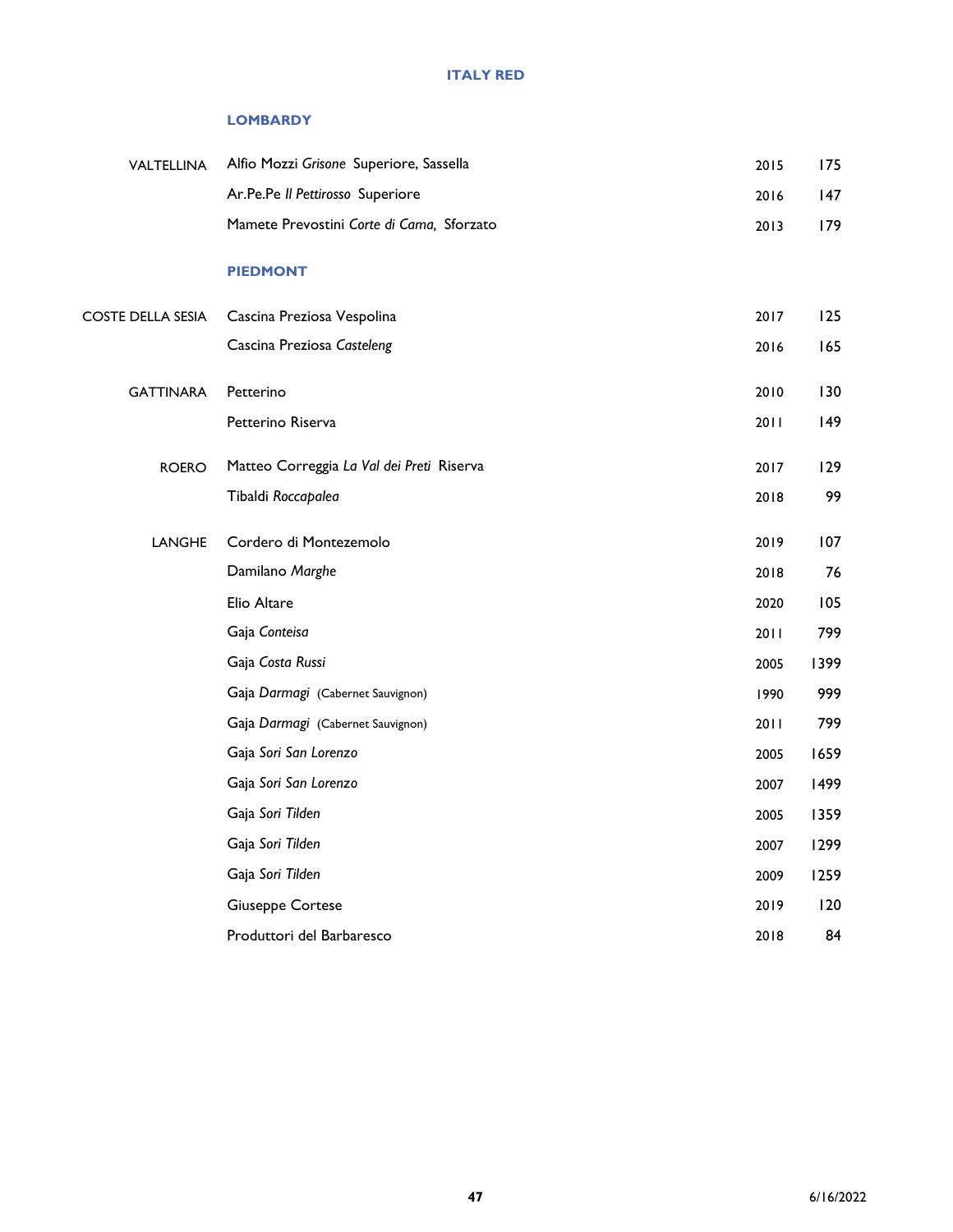# ITALY RED

## LOMBARDY

| | | | |
|---|---|---|---|
| VALTELLINA | Alfio Mozzi *Grisone* Superiore, Sassella | 2015 | 175 |
| | Ar.Pe.Pe *Il Pettirosso* Superiore | 2016 | 147 |
| | Mamete Prevostini *Corte di Cama,* Sforzato | 2013 | 179 |

## PIEDMONT

| | | | |
|---|---|---|---|
| COSTE DELLA SESIA | Cascina Preziosa Vespolina | 2017 | 125 |
| | Cascina Preziosa *Casteleng* | 2016 | 165 |
| GATTINARA | Petterino | 2010 | 130 |
| | Petterino Riserva | 2011 | 149 |
| ROERO | Matteo Correggia *La Val dei Preti* Riserva | 2017 | 129 |
| | Tibaldi *Roccapalea* | 2018 | 99 |
| LANGHE | Cordero di Montezemolo | 2019 | 107 |
| | Damilano *Marghe* | 2018 | 76 |
| | Elio Altare | 2020 | 105 |
| | Gaja *Conteisa* | 2011 | 799 |
| | Gaja *Costa Russi* | 2005 | 1399 |
| | Gaja *Darmagi* (Cabernet Sauvignon) | 1990 | 999 |
| | Gaja *Darmagi* (Cabernet Sauvignon) | 2011 | 799 |
| | Gaja *Sori San Lorenzo* | 2005 | 1659 |
| | Gaja *Sori San Lorenzo* | 2007 | 1499 |
| | Gaja *Sori Tilden* | 2005 | 1359 |
| | Gaja *Sori Tilden* | 2007 | 1299 |
| | Gaja *Sori Tilden* | 2009 | 1259 |
| | Giuseppe Cortese | 2019 | 120 |
| | Produttori del Barbaresco | 2018 | 84 |

6/16/2022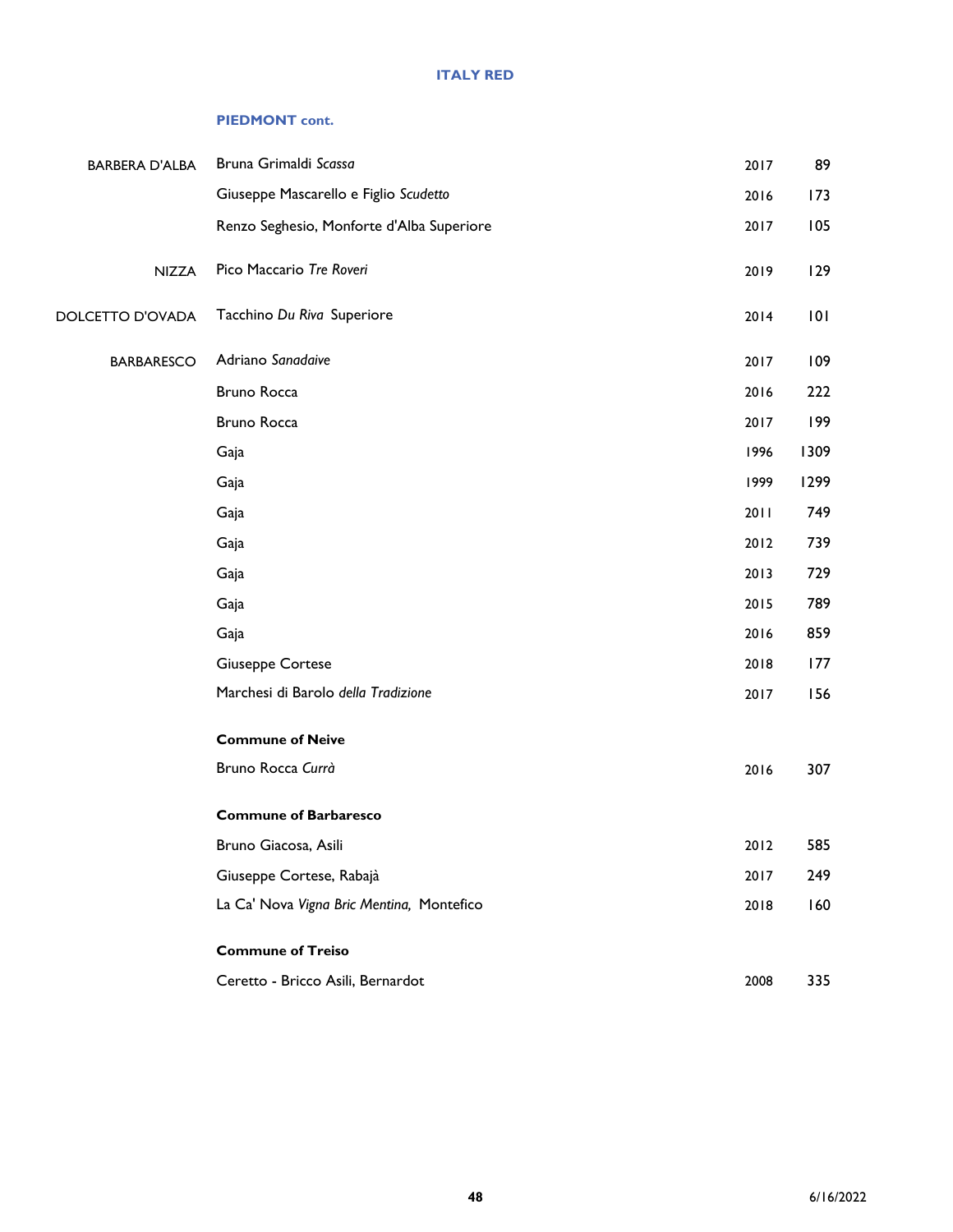## ITALY RED

### PIEDMONT cont.

| | | | |
|---|---|---|---|
| BARBERA D'ALBA | Bruna Grimaldi *Scassa* | 2017 | 89 |
| | Giuseppe Mascarello e Figlio *Scudetto* | 2016 | 173 |
| | Renzo Seghesio, Monforte d'Alba Superiore | 2017 | 105 |
| NIZZA | Pico Maccario *Tre Roveri* | 2019 | 129 |
| DOLCETTO D'OVADA | Tacchino *Du Riva* Superiore | 2014 | 101 |
| BARBARESCO | Adriano *Sanadaive* | 2017 | 109 |
| | Bruno Rocca | 2016 | 222 |
| | Bruno Rocca | 2017 | 199 |
| | Gaja | 1996 | 1309 |
| | Gaja | 1999 | 1299 |
| | Gaja | 2011 | 749 |
| | Gaja | 2012 | 739 |
| | Gaja | 2013 | 729 |
| | Gaja | 2015 | 789 |
| | Gaja | 2016 | 859 |
| | Giuseppe Cortese | 2018 | 177 |
| | Marchesi di Barolo *della Tradizione* | 2017 | 156 |
| | **Commune of Neive** | | |
| | Bruno Rocca *Currà* | 2016 | 307 |
| | **Commune of Barbaresco** | | |
| | Bruno Giacosa, Asili | 2012 | 585 |
| | Giuseppe Cortese, Rabajà | 2017 | 249 |
| | La Ca' Nova *Vigna Bric Mentina,* Montefico | 2018 | 160 |
| | **Commune of Treiso** | | |
| | Ceretto - Bricco Asili, Bernardot | 2008 | 335 |

6/16/2022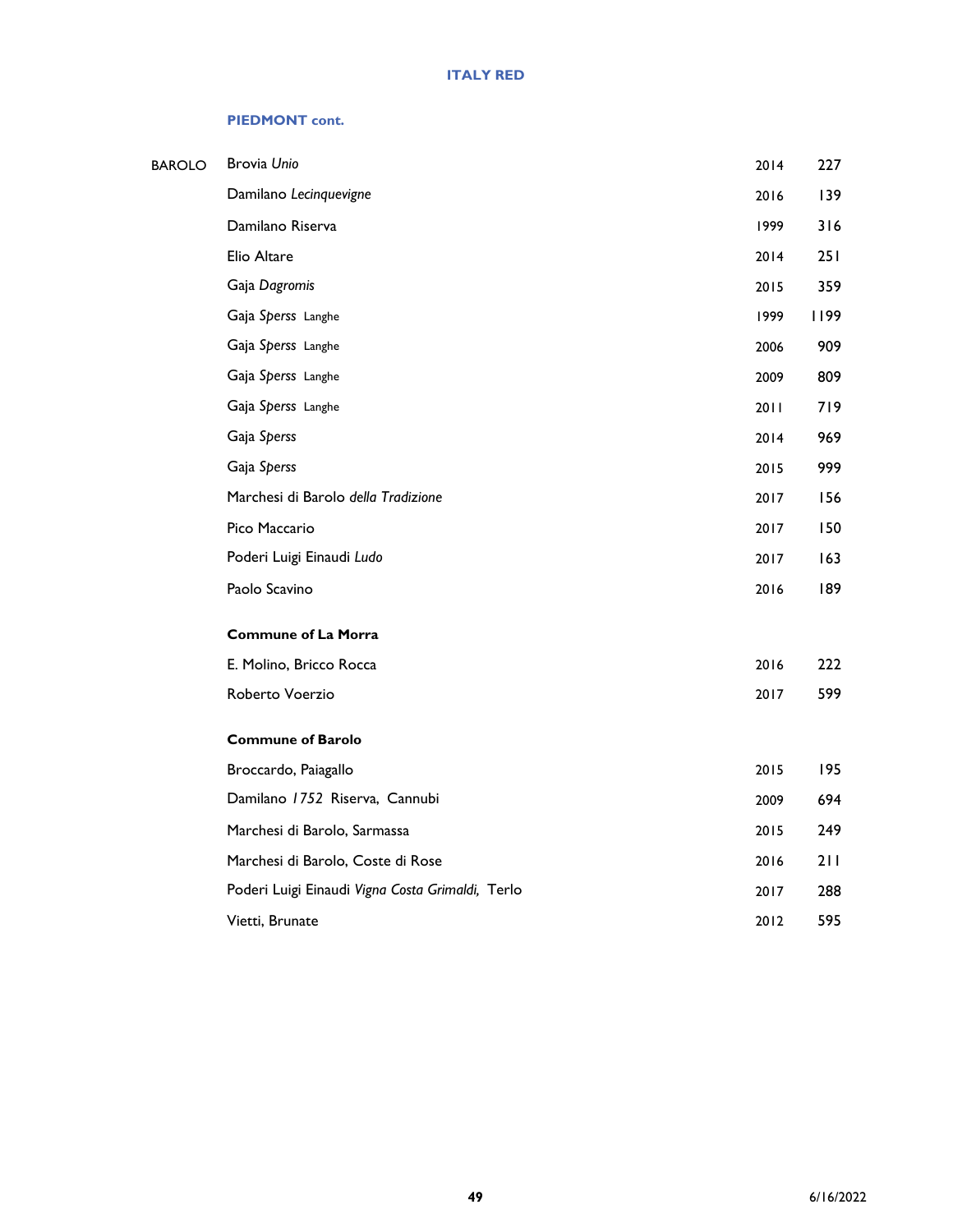## ITALY RED

### PIEDMONT cont.

| | | | |
|---|---|---|---|
| BAROLO | Brovia *Unio* | 2014 | 227 |
| | Damilano *Lecinquevigne* | 2016 | 139 |
| | Damilano Riserva | 1999 | 316 |
| | Elio Altare | 2014 | 251 |
| | Gaja *Dagromis* | 2015 | 359 |
| | Gaja *Sperss* Langhe | 1999 | 1199 |
| | Gaja *Sperss* Langhe | 2006 | 909 |
| | Gaja *Sperss* Langhe | 2009 | 809 |
| | Gaja *Sperss* Langhe | 2011 | 719 |
| | Gaja *Sperss* | 2014 | 969 |
| | Gaja *Sperss* | 2015 | 999 |
| | Marchesi di Barolo *della Tradizione* | 2017 | 156 |
| | Pico Maccario | 2017 | 150 |
| | Poderi Luigi Einaudi *Ludo* | 2017 | 163 |
| | Paolo Scavino | 2016 | 189 |
| | **Commune of La Morra** | | |
| | E. Molino, Bricco Rocca | 2016 | 222 |
| | Roberto Voerzio | 2017 | 599 |
| | **Commune of Barolo** | | |
| | Broccardo, Paiagallo | 2015 | 195 |
| | Damilano *1752* Riserva, Cannubi | 2009 | 694 |
| | Marchesi di Barolo, Sarmassa | 2015 | 249 |
| | Marchesi di Barolo, Coste di Rose | 2016 | 211 |
| | Poderi Luigi Einaudi *Vigna Costa Grimaldi,* Terlo | 2017 | 288 |
| | Vietti, Brunate | 2012 | 595 |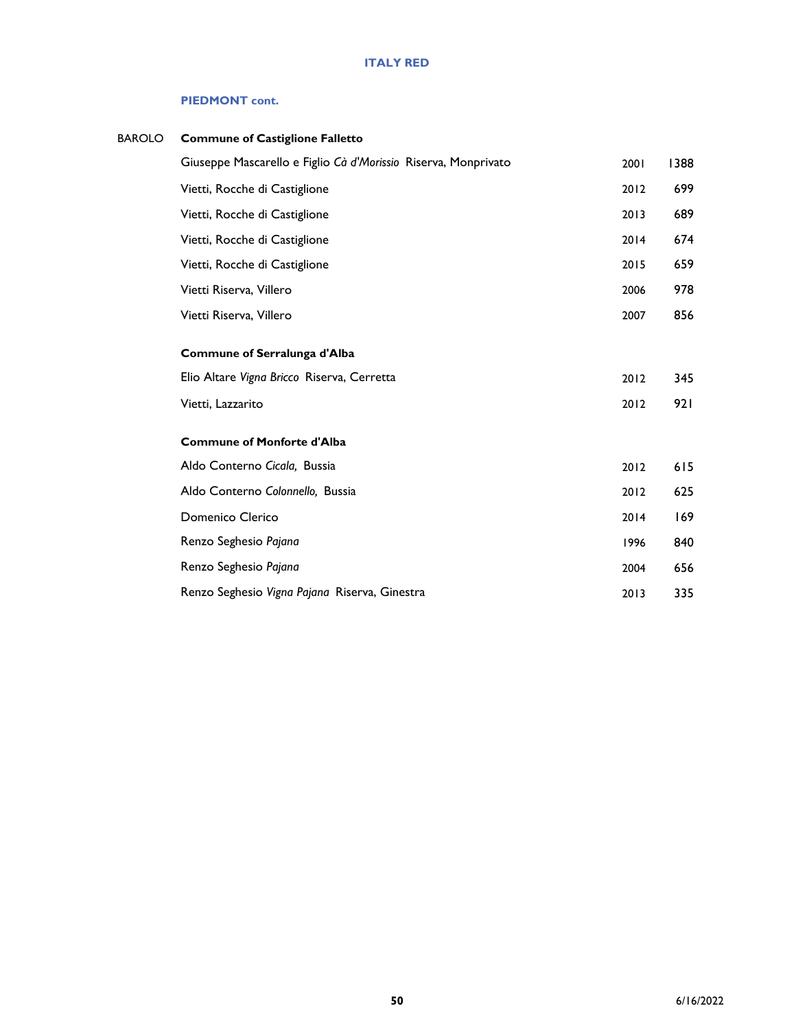## ITALY RED

### PIEDMONT cont.

BAROLO

**Commune of Castiglione Falletto**

| Wine | Vintage | Price |
|---|---|---|
| Giuseppe Mascarello e Figlio *Cà d'Morissio* Riserva, Monprivato | 2001 | 1388 |
| Vietti, Rocche di Castiglione | 2012 | 699 |
| Vietti, Rocche di Castiglione | 2013 | 689 |
| Vietti, Rocche di Castiglione | 2014 | 674 |
| Vietti, Rocche di Castiglione | 2015 | 659 |
| Vietti Riserva, Villero | 2006 | 978 |
| Vietti Riserva, Villero | 2007 | 856 |

**Commune of Serralunga d'Alba**

| Wine | Vintage | Price |
|---|---|---|
| Elio Altare *Vigna Bricco* Riserva, Cerretta | 2012 | 345 |
| Vietti, Lazzarito | 2012 | 921 |

**Commune of Monforte d'Alba**

| Wine | Vintage | Price |
|---|---|---|
| Aldo Conterno *Cicala,* Bussia | 2012 | 615 |
| Aldo Conterno *Colonnello,* Bussia | 2012 | 625 |
| Domenico Clerico | 2014 | 169 |
| Renzo Seghesio *Pajana* | 1996 | 840 |
| Renzo Seghesio *Pajana* | 2004 | 656 |
| Renzo Seghesio *Vigna Pajana* Riserva, Ginestra | 2013 | 335 |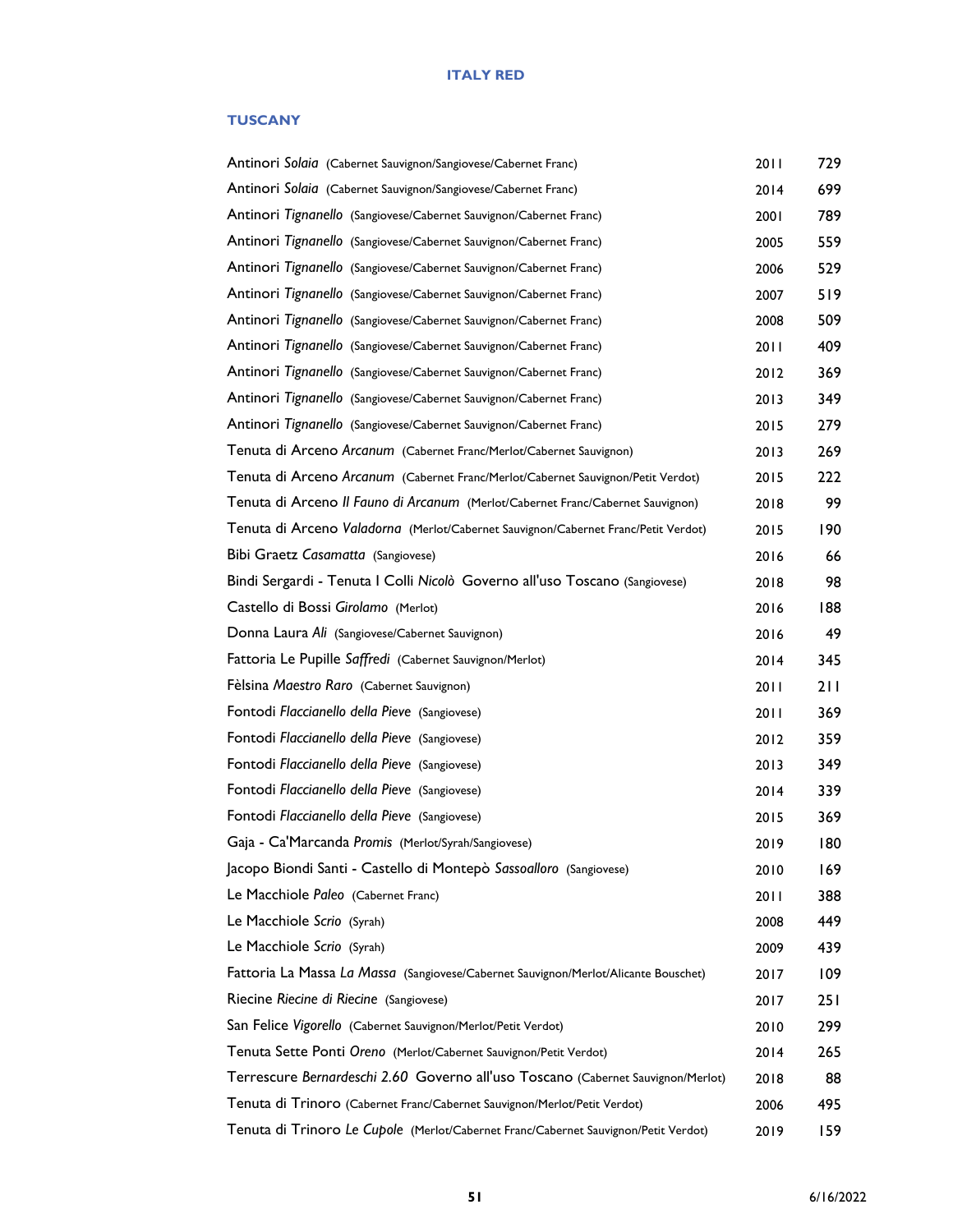# ITALY RED

## TUSCANY

| | | |
|---|---|---|
| Antinori *Solaia* (Cabernet Sauvignon/Sangiovese/Cabernet Franc) | 2011 | 729 |
| Antinori *Solaia* (Cabernet Sauvignon/Sangiovese/Cabernet Franc) | 2014 | 699 |
| Antinori *Tignanello* (Sangiovese/Cabernet Sauvignon/Cabernet Franc) | 2001 | 789 |
| Antinori *Tignanello* (Sangiovese/Cabernet Sauvignon/Cabernet Franc) | 2005 | 559 |
| Antinori *Tignanello* (Sangiovese/Cabernet Sauvignon/Cabernet Franc) | 2006 | 529 |
| Antinori *Tignanello* (Sangiovese/Cabernet Sauvignon/Cabernet Franc) | 2007 | 519 |
| Antinori *Tignanello* (Sangiovese/Cabernet Sauvignon/Cabernet Franc) | 2008 | 509 |
| Antinori *Tignanello* (Sangiovese/Cabernet Sauvignon/Cabernet Franc) | 2011 | 409 |
| Antinori *Tignanello* (Sangiovese/Cabernet Sauvignon/Cabernet Franc) | 2012 | 369 |
| Antinori *Tignanello* (Sangiovese/Cabernet Sauvignon/Cabernet Franc) | 2013 | 349 |
| Antinori *Tignanello* (Sangiovese/Cabernet Sauvignon/Cabernet Franc) | 2015 | 279 |
| Tenuta di Arceno *Arcanum* (Cabernet Franc/Merlot/Cabernet Sauvignon) | 2013 | 269 |
| Tenuta di Arceno *Arcanum* (Cabernet Franc/Merlot/Cabernet Sauvignon/Petit Verdot) | 2015 | 222 |
| Tenuta di Arceno *Il Fauno di Arcanum* (Merlot/Cabernet Franc/Cabernet Sauvignon) | 2018 | 99 |
| Tenuta di Arceno *Valadorna* (Merlot/Cabernet Sauvignon/Cabernet Franc/Petit Verdot) | 2015 | 190 |
| Bibi Graetz *Casamatta* (Sangiovese) | 2016 | 66 |
| Bindi Sergardi - Tenuta I Colli *Nicolò* Governo all'uso Toscano (Sangiovese) | 2018 | 98 |
| Castello di Bossi *Girolamo* (Merlot) | 2016 | 188 |
| Donna Laura *Ali* (Sangiovese/Cabernet Sauvignon) | 2016 | 49 |
| Fattoria Le Pupille *Saffredi* (Cabernet Sauvignon/Merlot) | 2014 | 345 |
| Fèlsina *Maestro Raro* (Cabernet Sauvignon) | 2011 | 211 |
| Fontodi *Flaccianello della Pieve* (Sangiovese) | 2011 | 369 |
| Fontodi *Flaccianello della Pieve* (Sangiovese) | 2012 | 359 |
| Fontodi *Flaccianello della Pieve* (Sangiovese) | 2013 | 349 |
| Fontodi *Flaccianello della Pieve* (Sangiovese) | 2014 | 339 |
| Fontodi *Flaccianello della Pieve* (Sangiovese) | 2015 | 369 |
| Gaja - Ca'Marcanda *Promis* (Merlot/Syrah/Sangiovese) | 2019 | 180 |
| Jacopo Biondi Santi - Castello di Montepò *Sassoalloro* (Sangiovese) | 2010 | 169 |
| Le Macchiole *Paleo* (Cabernet Franc) | 2011 | 388 |
| Le Macchiole *Scrio* (Syrah) | 2008 | 449 |
| Le Macchiole *Scrio* (Syrah) | 2009 | 439 |
| Fattoria La Massa *La Massa* (Sangiovese/Cabernet Sauvignon/Merlot/Alicante Bouschet) | 2017 | 109 |
| Riecine *Riecine di Riecine* (Sangiovese) | 2017 | 251 |
| San Felice *Vigorello* (Cabernet Sauvignon/Merlot/Petit Verdot) | 2010 | 299 |
| Tenuta Sette Ponti *Oreno* (Merlot/Cabernet Sauvignon/Petit Verdot) | 2014 | 265 |
| Terrescure *Bernardeschi 2.60* Governo all'uso Toscano (Cabernet Sauvignon/Merlot) | 2018 | 88 |
| Tenuta di Trinoro (Cabernet Franc/Cabernet Sauvignon/Merlot/Petit Verdot) | 2006 | 495 |
| Tenuta di Trinoro *Le Cupole* (Merlot/Cabernet Franc/Cabernet Sauvignon/Petit Verdot) | 2019 | 159 |

6/16/2022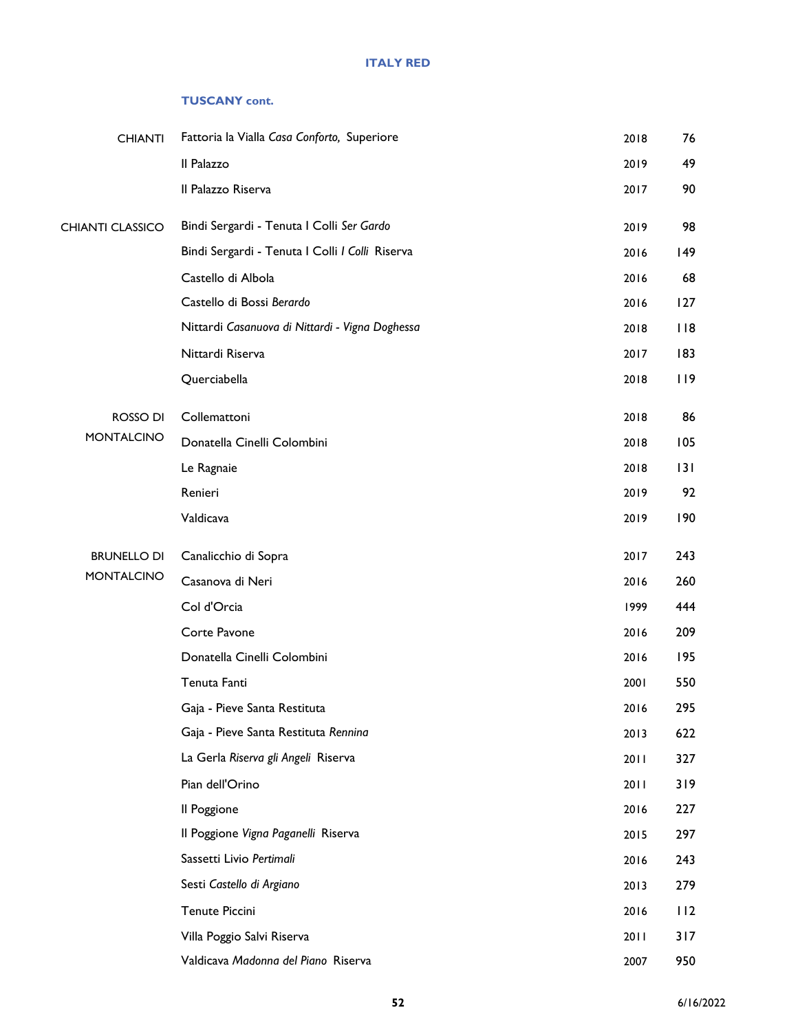## ITALY RED

### TUSCANY cont.

| | | | |
|---|---|---|---|
| CHIANTI | Fattoria la Vialla *Casa Conforto,* Superiore | 2018 | 76 |
| | Il Palazzo | 2019 | 49 |
| | Il Palazzo Riserva | 2017 | 90 |
| CHIANTI CLASSICO | Bindi Sergardi - Tenuta I Colli *Ser Gardo* | 2019 | 98 |
| | Bindi Sergardi - Tenuta I Colli *I Colli* Riserva | 2016 | 149 |
| | Castello di Albola | 2016 | 68 |
| | Castello di Bossi *Berardo* | 2016 | 127 |
| | Nittardi *Casanuova di Nittardi - Vigna Doghessa* | 2018 | 118 |
| | Nittardi Riserva | 2017 | 183 |
| | Querciabella | 2018 | 119 |
| ROSSO DI MONTALCINO | Collemattoni | 2018 | 86 |
| | Donatella Cinelli Colombini | 2018 | 105 |
| | Le Ragnaie | 2018 | 131 |
| | Renieri | 2019 | 92 |
| | Valdicava | 2019 | 190 |
| BRUNELLO DI MONTALCINO | Canalicchio di Sopra | 2017 | 243 |
| | Casanova di Neri | 2016 | 260 |
| | Col d'Orcia | 1999 | 444 |
| | Corte Pavone | 2016 | 209 |
| | Donatella Cinelli Colombini | 2016 | 195 |
| | Tenuta Fanti | 2001 | 550 |
| | Gaja - Pieve Santa Restituta | 2016 | 295 |
| | Gaja - Pieve Santa Restituta *Rennina* | 2013 | 622 |
| | La Gerla *Riserva gli Angeli* Riserva | 2011 | 327 |
| | Pian dell'Orino | 2011 | 319 |
| | Il Poggione | 2016 | 227 |
| | Il Poggione *Vigna Paganelli* Riserva | 2015 | 297 |
| | Sassetti Livio *Pertimali* | 2016 | 243 |
| | Sesti *Castello di Argiano* | 2013 | 279 |
| | Tenute Piccini | 2016 | 112 |
| | Villa Poggio Salvi Riserva | 2011 | 317 |
| | Valdicava *Madonna del Piano* Riserva | 2007 | 950 |

6/16/2022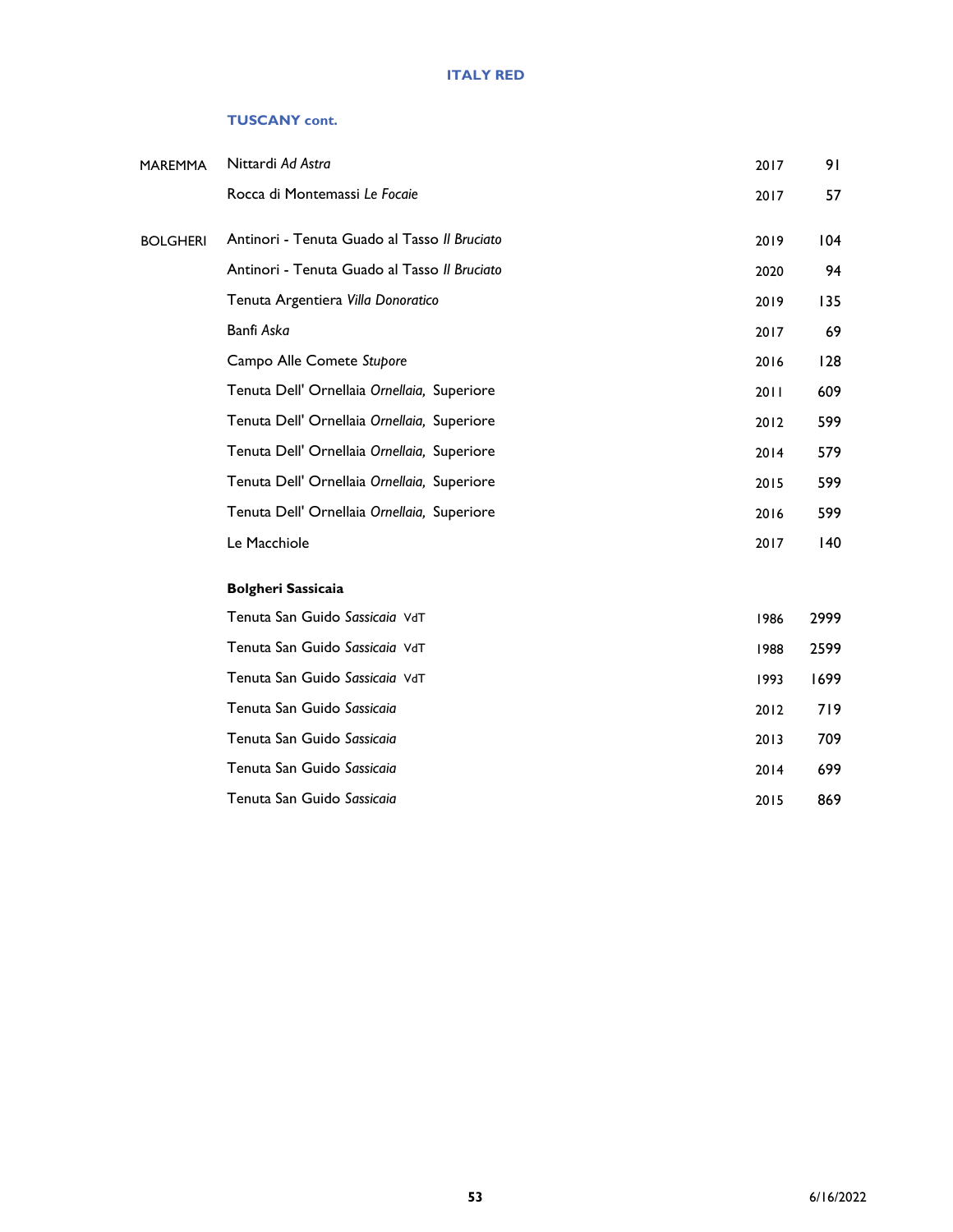## ITALY RED

### TUSCANY cont.

| | | | |
|---|---|---|---|
| MAREMMA | Nittardi *Ad Astra* | 2017 | 91 |
| | Rocca di Montemassi *Le Focaie* | 2017 | 57 |
| BOLGHERI | Antinori - Tenuta Guado al Tasso *Il Bruciato* | 2019 | 104 |
| | Antinori - Tenuta Guado al Tasso *Il Bruciato* | 2020 | 94 |
| | Tenuta Argentiera *Villa Donoratico* | 2019 | 135 |
| | Banfi *Aska* | 2017 | 69 |
| | Campo Alle Comete *Stupore* | 2016 | 128 |
| | Tenuta Dell' Ornellaia *Ornellaia,* Superiore | 2011 | 609 |
| | Tenuta Dell' Ornellaia *Ornellaia,* Superiore | 2012 | 599 |
| | Tenuta Dell' Ornellaia *Ornellaia,* Superiore | 2014 | 579 |
| | Tenuta Dell' Ornellaia *Ornellaia,* Superiore | 2015 | 599 |
| | Tenuta Dell' Ornellaia *Ornellaia,* Superiore | 2016 | 599 |
| | Le Macchiole | 2017 | 140 |
| | **Bolgheri Sassicaia** | | |
| | Tenuta San Guido *Sassicaia* VdT | 1986 | 2999 |
| | Tenuta San Guido *Sassicaia* VdT | 1988 | 2599 |
| | Tenuta San Guido *Sassicaia* VdT | 1993 | 1699 |
| | Tenuta San Guido *Sassicaia* | 2012 | 719 |
| | Tenuta San Guido *Sassicaia* | 2013 | 709 |
| | Tenuta San Guido *Sassicaia* | 2014 | 699 |
| | Tenuta San Guido *Sassicaia* | 2015 | 869 |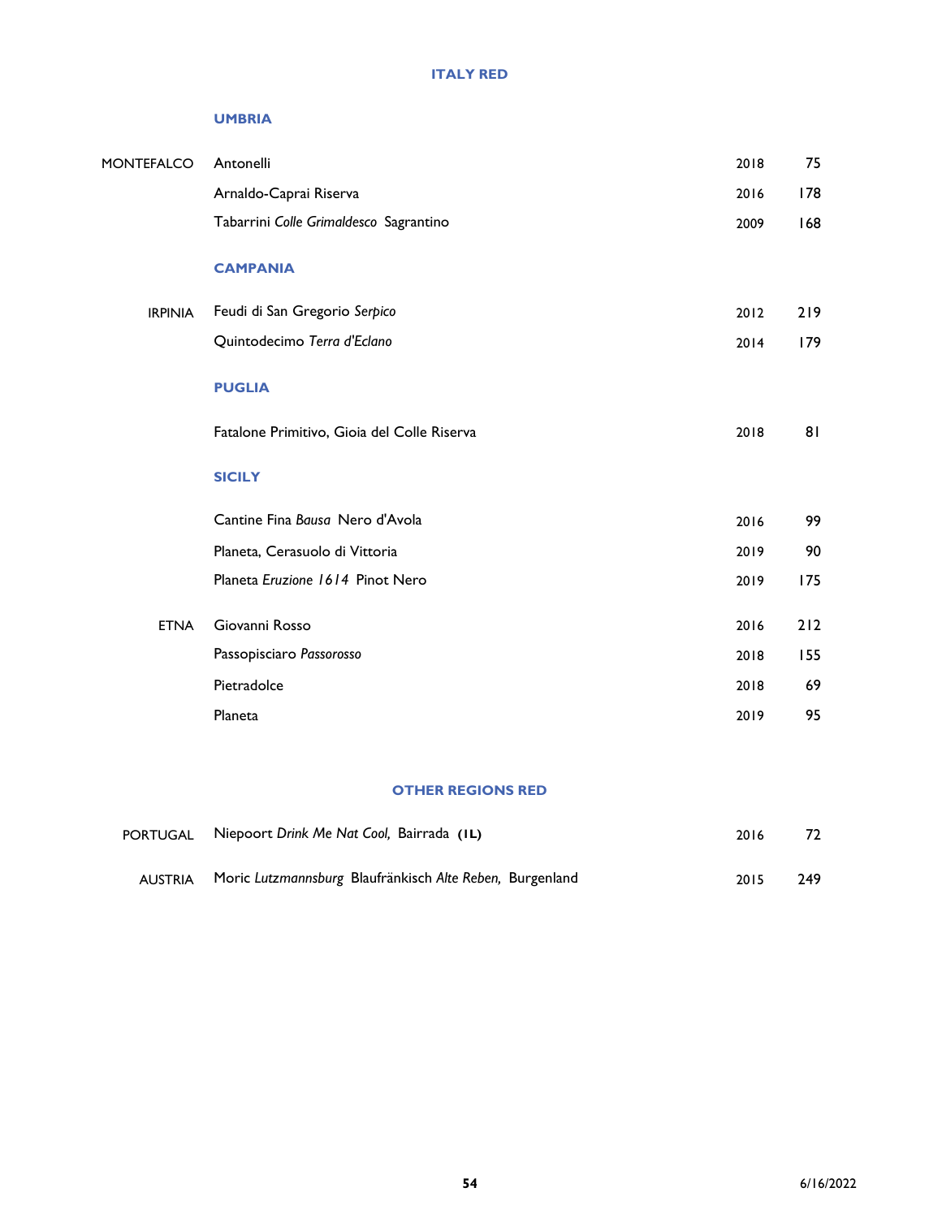# ITALY RED

## UMBRIA

| | | | |
|---|---|---|---|
| MONTEFALCO | Antonelli | 2018 | 75 |
| | Arnaldo-Caprai Riserva | 2016 | 178 |
| | Tabarrini *Colle Grimaldesco* Sagrantino | 2009 | 168 |

## CAMPANIA

| | | | |
|---|---|---|---|
| IRPINIA | Feudi di San Gregorio *Serpico* | 2012 | 219 |
| | Quintodecimo *Terra d'Eclano* | 2014 | 179 |

## PUGLIA

| | | | |
|---|---|---|---|
| | Fatalone Primitivo, Gioia del Colle Riserva | 2018 | 81 |

## SICILY

| | | | |
|---|---|---|---|
| | Cantine Fina *Bausa* Nero d'Avola | 2016 | 99 |
| | Planeta, Cerasuolo di Vittoria | 2019 | 90 |
| | Planeta *Eruzione 1614* Pinot Nero | 2019 | 175 |
| ETNA | Giovanni Rosso | 2016 | 212 |
| | Passopisciaro *Passorosso* | 2018 | 155 |
| | Pietradolce | 2018 | 69 |
| | Planeta | 2019 | 95 |

# OTHER REGIONS RED

| | | | |
|---|---|---|---|
| PORTUGAL | Niepoort *Drink Me Nat Cool,* Bairrada **(1L)** | 2016 | 72 |
| AUSTRIA | Moric *Lutzmannsburg* Blaufränkisch *Alte Reben,* Burgenland | 2015 | 249 |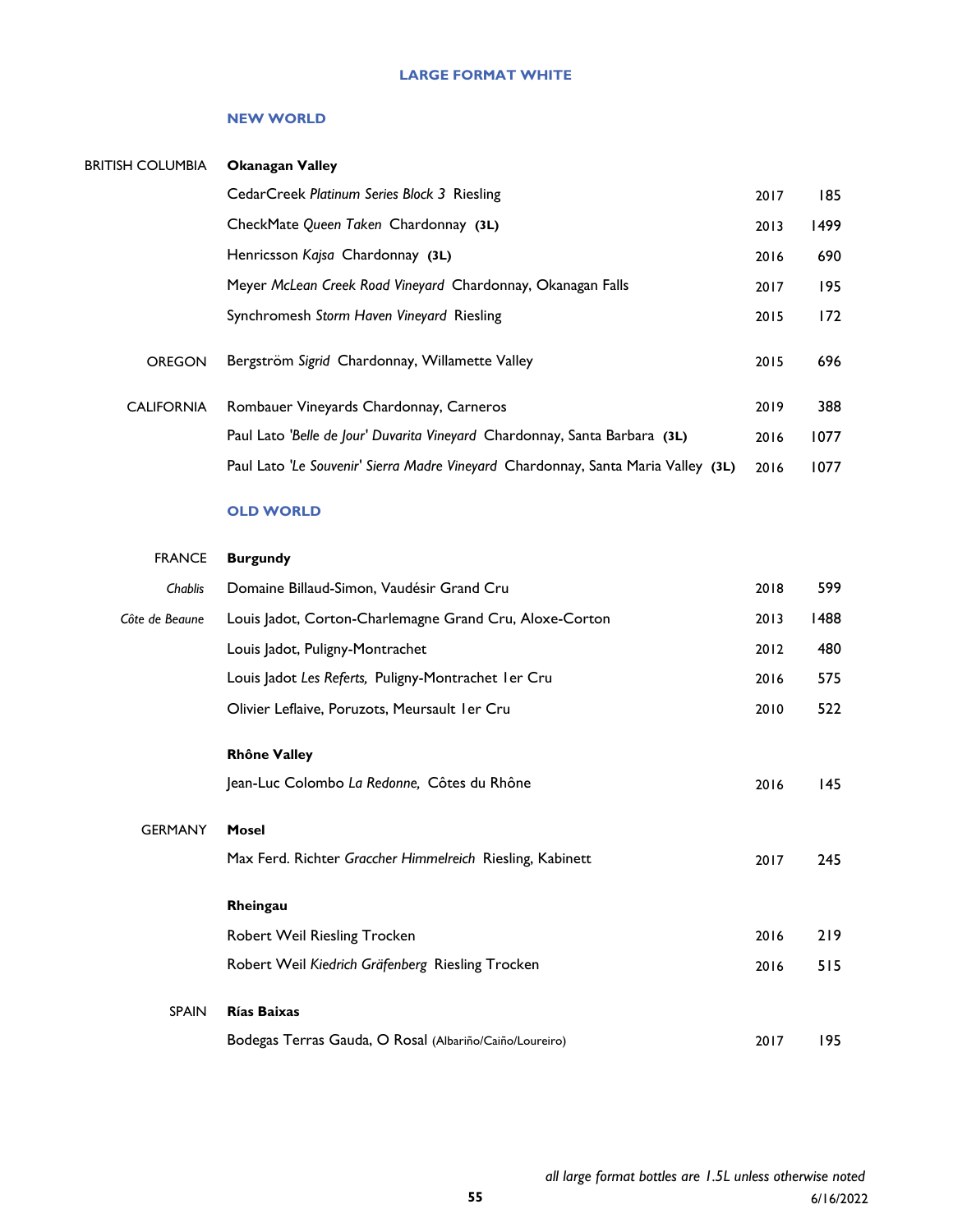## LARGE FORMAT WHITE

### NEW WORLD

| | | | |
|---|---|---|---|
| BRITISH COLUMBIA | **Okanagan Valley** | | |
| | CedarCreek *Platinum Series Block 3* Riesling | 2017 | 185 |
| | CheckMate *Queen Taken* Chardonnay **(3L)** | 2013 | 1499 |
| | Henricsson *Kajsa* Chardonnay **(3L)** | 2016 | 690 |
| | Meyer *McLean Creek Road Vineyard* Chardonnay, Okanagan Falls | 2017 | 195 |
| | Synchromesh *Storm Haven Vineyard* Riesling | 2015 | 172 |
| OREGON | Bergström *Sigrid* Chardonnay, Willamette Valley | 2015 | 696 |
| CALIFORNIA | Rombauer Vineyards Chardonnay, Carneros | 2019 | 388 |
| | Paul Lato *'Belle de Jour' Duvarita Vineyard* Chardonnay, Santa Barbara **(3L)** | 2016 | 1077 |
| | Paul Lato *'Le Souvenir' Sierra Madre Vineyard* Chardonnay, Santa Maria Valley **(3L)** | 2016 | 1077 |

### OLD WORLD

| | | | |
|---|---|---|---|
| FRANCE | **Burgundy** | | |
| *Chablis* | Domaine Billaud-Simon, Vaudésir Grand Cru | 2018 | 599 |
| *Côte de Beaune* | Louis Jadot, Corton-Charlemagne Grand Cru, Aloxe-Corton | 2013 | 1488 |
| | Louis Jadot, Puligny-Montrachet | 2012 | 480 |
| | Louis Jadot *Les Referts,* Puligny-Montrachet 1er Cru | 2016 | 575 |
| | Olivier Leflaive, Poruzots, Meursault 1er Cru | 2010 | 522 |
| | **Rhône Valley** | | |
| | Jean-Luc Colombo *La Redonne,* Côtes du Rhône | 2016 | 145 |
| GERMANY | **Mosel** | | |
| | Max Ferd. Richter *Graccher Himmelreich* Riesling, Kabinett | 2017 | 245 |
| | **Rheingau** | | |
| | Robert Weil Riesling Trocken | 2016 | 219 |
| | Robert Weil *Kiedrich Gräfenberg* Riesling Trocken | 2016 | 515 |
| SPAIN | **Rías Baixas** | | |
| | Bodegas Terras Gauda, O Rosal (Albariño/Caiño/Loureiro) | 2017 | 195 |

*all large format bottles are 1.5L unless otherwise noted*

6/16/2022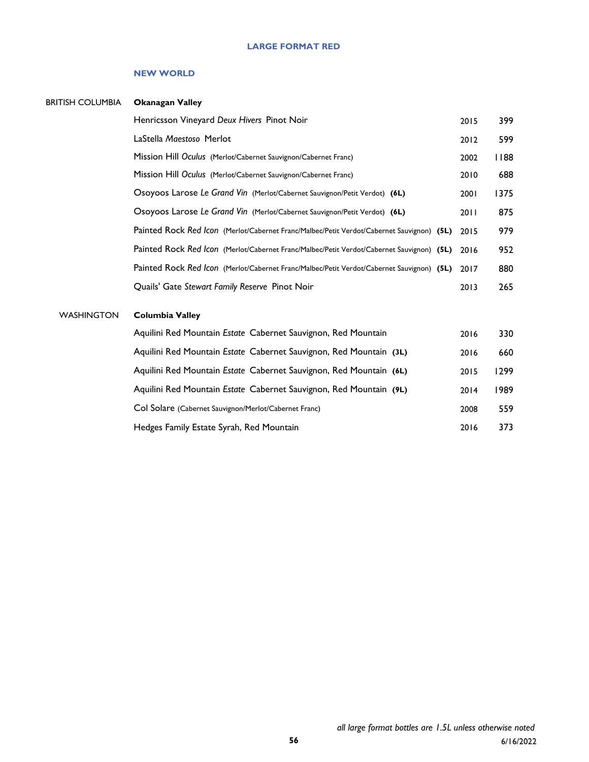## LARGE FORMAT RED

### NEW WORLD

| | | | |
|---|---|---|---|
| BRITISH COLUMBIA | **Okanagan Valley** | | |
| | Henricsson Vineyard *Deux Hivers* Pinot Noir | 2015 | 399 |
| | LaStella *Maestoso* Merlot | 2012 | 599 |
| | Mission Hill *Oculus* (Merlot/Cabernet Sauvignon/Cabernet Franc) | 2002 | 1188 |
| | Mission Hill *Oculus* (Merlot/Cabernet Sauvignon/Cabernet Franc) | 2010 | 688 |
| | Osoyoos Larose *Le Grand Vin* (Merlot/Cabernet Sauvignon/Petit Verdot) **(6L)** | 2001 | 1375 |
| | Osoyoos Larose *Le Grand Vin* (Merlot/Cabernet Sauvignon/Petit Verdot) **(6L)** | 2011 | 875 |
| | Painted Rock *Red Icon* (Merlot/Cabernet Franc/Malbec/Petit Verdot/Cabernet Sauvignon) **(5L)** | 2015 | 979 |
| | Painted Rock *Red Icon* (Merlot/Cabernet Franc/Malbec/Petit Verdot/Cabernet Sauvignon) **(5L)** | 2016 | 952 |
| | Painted Rock *Red Icon* (Merlot/Cabernet Franc/Malbec/Petit Verdot/Cabernet Sauvignon) **(5L)** | 2017 | 880 |
| | Quails' Gate *Stewart Family Reserve* Pinot Noir | 2013 | 265 |
| WASHINGTON | **Columbia Valley** | | |
| | Aquilini Red Mountain *Estate* Cabernet Sauvignon, Red Mountain | 2016 | 330 |
| | Aquilini Red Mountain *Estate* Cabernet Sauvignon, Red Mountain **(3L)** | 2016 | 660 |
| | Aquilini Red Mountain *Estate* Cabernet Sauvignon, Red Mountain **(6L)** | 2015 | 1299 |
| | Aquilini Red Mountain *Estate* Cabernet Sauvignon, Red Mountain **(9L)** | 2014 | 1989 |
| | Col Solare (Cabernet Sauvignon/Merlot/Cabernet Franc) | 2008 | 559 |
| | Hedges Family Estate Syrah, Red Mountain | 2016 | 373 |

*all large format bottles are 1.5L unless otherwise noted*

6/16/2022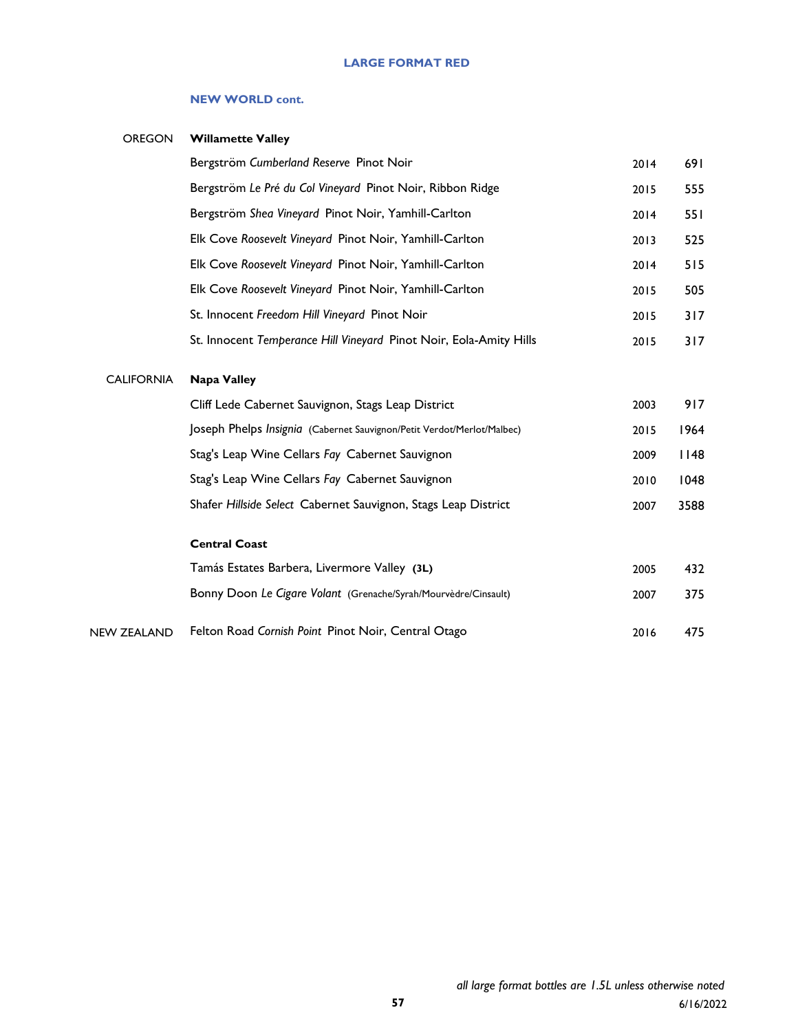## LARGE FORMAT RED

### NEW WORLD cont.

| Region | Wine | Vintage | Price |
|---|---|---|---|
| OREGON | **Willamette Valley** | | |
| | Bergström *Cumberland Reserve* Pinot Noir | 2014 | 691 |
| | Bergström *Le Pré du Col Vineyard* Pinot Noir, Ribbon Ridge | 2015 | 555 |
| | Bergström *Shea Vineyard* Pinot Noir, Yamhill-Carlton | 2014 | 551 |
| | Elk Cove *Roosevelt Vineyard* Pinot Noir, Yamhill-Carlton | 2013 | 525 |
| | Elk Cove *Roosevelt Vineyard* Pinot Noir, Yamhill-Carlton | 2014 | 515 |
| | Elk Cove *Roosevelt Vineyard* Pinot Noir, Yamhill-Carlton | 2015 | 505 |
| | St. Innocent *Freedom Hill Vineyard* Pinot Noir | 2015 | 317 |
| | St. Innocent *Temperance Hill Vineyard* Pinot Noir, Eola-Amity Hills | 2015 | 317 |
| CALIFORNIA | **Napa Valley** | | |
| | Cliff Lede Cabernet Sauvignon, Stags Leap District | 2003 | 917 |
| | Joseph Phelps *Insignia* (Cabernet Sauvignon/Petit Verdot/Merlot/Malbec) | 2015 | 1964 |
| | Stag's Leap Wine Cellars *Fay* Cabernet Sauvignon | 2009 | 1148 |
| | Stag's Leap Wine Cellars *Fay* Cabernet Sauvignon | 2010 | 1048 |
| | Shafer *Hillside Select* Cabernet Sauvignon, Stags Leap District | 2007 | 3588 |
| | **Central Coast** | | |
| | Tamás Estates Barbera, Livermore Valley **(3L)** | 2005 | 432 |
| | Bonny Doon *Le Cigare Volant* (Grenache/Syrah/Mourvèdre/Cinsault) | 2007 | 375 |
| NEW ZEALAND | Felton Road *Cornish Point* Pinot Noir, Central Otago | 2016 | 475 |

*all large format bottles are 1.5L unless otherwise noted*

6/16/2022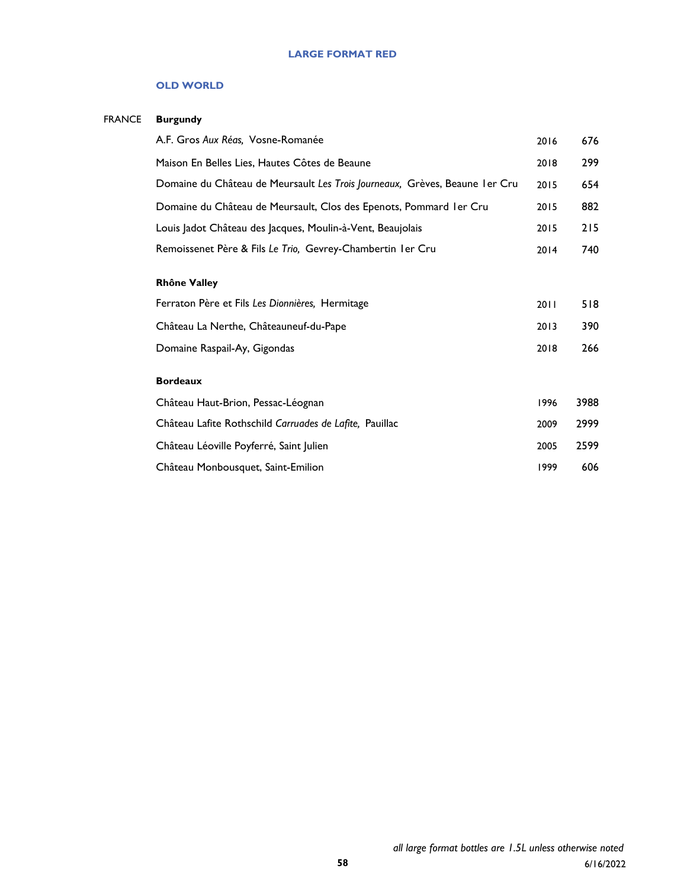# LARGE FORMAT RED

## OLD WORLD

### FRANCE

**Burgundy**

| | | |
|---|---|---|
| A.F. Gros *Aux Réas,* Vosne-Romanée | 2016 | 676 |
| Maison En Belles Lies, Hautes Côtes de Beaune | 2018 | 299 |
| Domaine du Château de Meursault *Les Trois Journeaux,* Grèves, Beaune 1er Cru | 2015 | 654 |
| Domaine du Château de Meursault, Clos des Epenots, Pommard 1er Cru | 2015 | 882 |
| Louis Jadot Château des Jacques, Moulin-à-Vent, Beaujolais | 2015 | 215 |
| Remoissenet Père & Fils *Le Trio,* Gevrey-Chambertin 1er Cru | 2014 | 740 |

**Rhône Valley**

| | | |
|---|---|---|
| Ferraton Père et Fils *Les Dionnières,* Hermitage | 2011 | 518 |
| Château La Nerthe, Châteauneuf-du-Pape | 2013 | 390 |
| Domaine Raspail-Ay, Gigondas | 2018 | 266 |

**Bordeaux**

| | | |
|---|---|---|
| Château Haut-Brion, Pessac-Léognan | 1996 | 3988 |
| Château Lafite Rothschild *Carruades de Lafite,* Pauillac | 2009 | 2999 |
| Château Léoville Poyferré, Saint Julien | 2005 | 2599 |
| Château Monbousquet, Saint-Emilion | 1999 | 606 |

*all large format bottles are 1.5L unless otherwise noted*

6/16/2022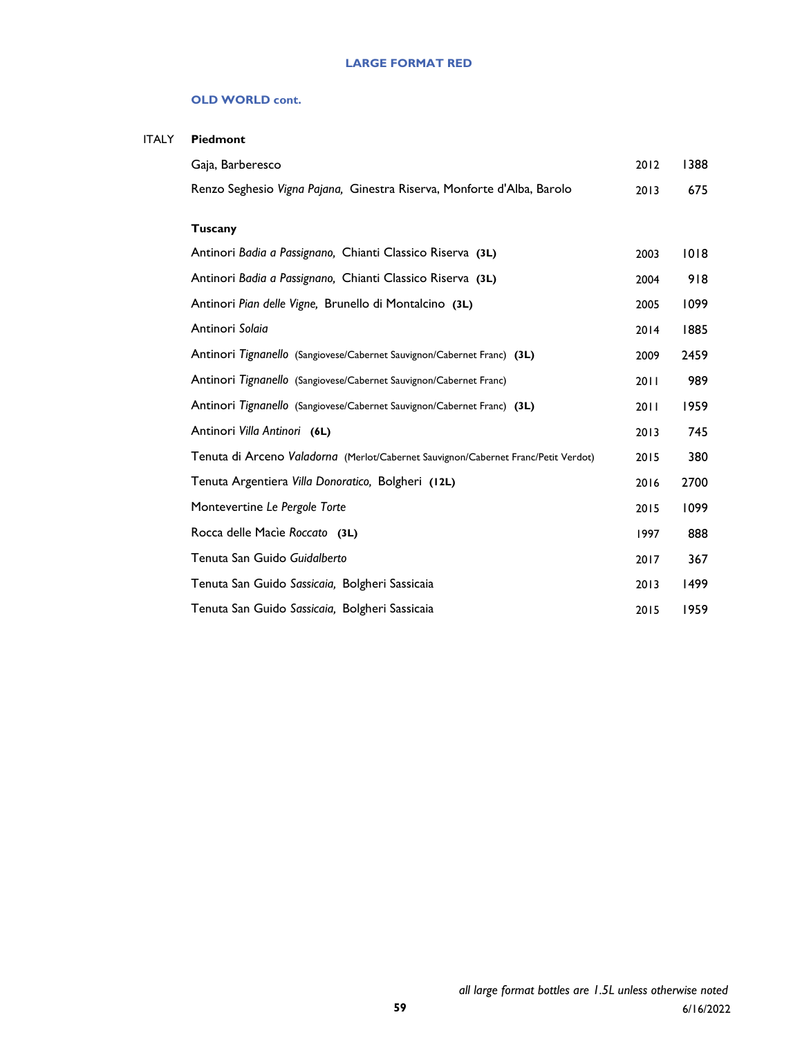# LARGE FORMAT RED

## OLD WORLD cont.

### ITALY

#### Piedmont

| Wine | Vintage | Price |
|---|---|---|
| Gaja, Barberesco | 2012 | 1388 |
| Renzo Seghesio *Vigna Pajana,* Ginestra Riserva, Monforte d'Alba, Barolo | 2013 | 675 |

#### Tuscany

| Wine | Vintage | Price |
|---|---|---|
| Antinori *Badia a Passignano,* Chianti Classico Riserva **(3L)** | 2003 | 1018 |
| Antinori *Badia a Passignano,* Chianti Classico Riserva **(3L)** | 2004 | 918 |
| Antinori *Pian delle Vigne,* Brunello di Montalcino **(3L)** | 2005 | 1099 |
| Antinori *Solaia* | 2014 | 1885 |
| Antinori *Tignanello* (Sangiovese/Cabernet Sauvignon/Cabernet Franc) **(3L)** | 2009 | 2459 |
| Antinori *Tignanello* (Sangiovese/Cabernet Sauvignon/Cabernet Franc) | 2011 | 989 |
| Antinori *Tignanello* (Sangiovese/Cabernet Sauvignon/Cabernet Franc) **(3L)** | 2011 | 1959 |
| Antinori *Villa Antinori* **(6L)** | 2013 | 745 |
| Tenuta di Arceno *Valadorna* (Merlot/Cabernet Sauvignon/Cabernet Franc/Petit Verdot) | 2015 | 380 |
| Tenuta Argentiera *Villa Donoratico,* Bolgheri **(12L)** | 2016 | 2700 |
| Montevertine *Le Pergole Torte* | 2015 | 1099 |
| Rocca delle Macìe *Roccato* **(3L)** | 1997 | 888 |
| Tenuta San Guido *Guidalberto* | 2017 | 367 |
| Tenuta San Guido *Sassicaia,* Bolgheri Sassicaia | 2013 | 1499 |
| Tenuta San Guido *Sassicaia,* Bolgheri Sassicaia | 2015 | 1959 |

*all large format bottles are 1.5L unless otherwise noted*

6/16/2022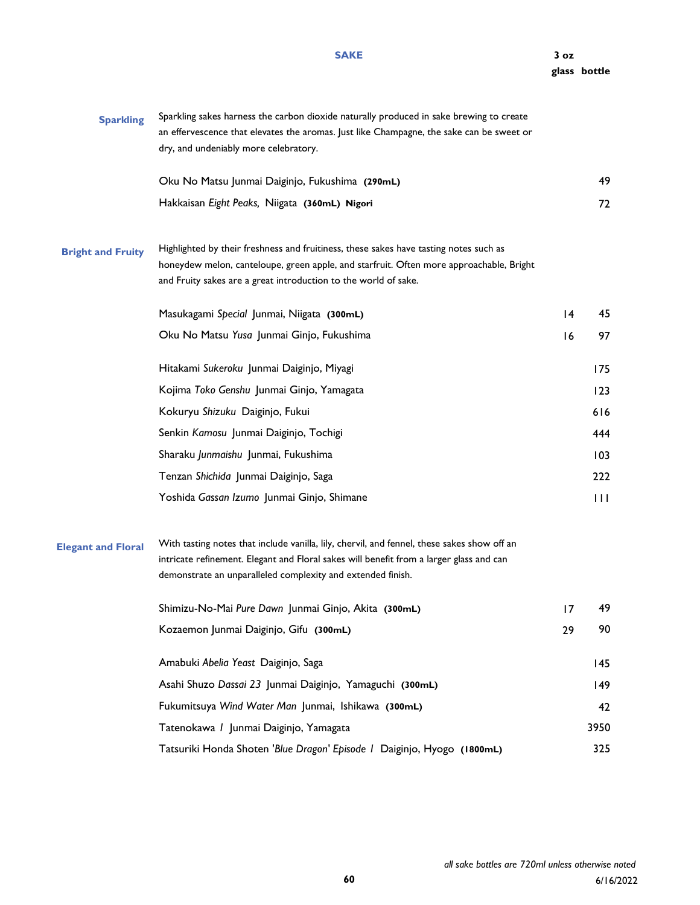# SAKE

| | | 3 oz glass | bottle |
|---|---|---|---|
| **Sparkling** | Sparkling sakes harness the carbon dioxide naturally produced in sake brewing to create an effervescence that elevates the aromas. Just like Champagne, the sake can be sweet or dry, and undeniably more celebratory. | | |
| | Oku No Matsu Junmai Daiginjo, Fukushima **(290mL)** | | 49 |
| | Hakkaisan *Eight Peaks,* Niigata **(360mL) Nigori** | | 72 |
| **Bright and Fruity** | Highlighted by their freshness and fruitiness, these sakes have tasting notes such as honeydew melon, canteloupe, green apple, and starfruit. Often more approachable, Bright and Fruity sakes are a great introduction to the world of sake. | | |
| | Masukagami *Special* Junmai, Niigata **(300mL)** | 14 | 45 |
| | Oku No Matsu *Yusa* Junmai Ginjo, Fukushima | 16 | 97 |
| | Hitakami *Sukeroku* Junmai Daiginjo, Miyagi | | 175 |
| | Kojima *Toko Genshu* Junmai Ginjo, Yamagata | | 123 |
| | Kokuryu *Shizuku* Daiginjo, Fukui | | 616 |
| | Senkin *Kamosu* Junmai Daiginjo, Tochigi | | 444 |
| | Sharaku *Junmaishu* Junmai, Fukushima | | 103 |
| | Tenzan *Shichida* Junmai Daiginjo, Saga | | 222 |
| | Yoshida *Gassan Izumo* Junmai Ginjo, Shimane | | 111 |
| **Elegant and Floral** | With tasting notes that include vanilla, lily, chervil, and fennel, these sakes show off an intricate refinement. Elegant and Floral sakes will benefit from a larger glass and can demonstrate an unparalleled complexity and extended finish. | | |
| | Shimizu-No-Mai *Pure Dawn* Junmai Ginjo, Akita **(300mL)** | 17 | 49 |
| | Kozaemon Junmai Daiginjo, Gifu **(300mL)** | 29 | 90 |
| | Amabuki *Abelia Yeast* Daiginjo, Saga | | 145 |
| | Asahi Shuzo *Dassai 23* Junmai Daiginjo, Yamaguchi **(300mL)** | | 149 |
| | Fukumitsuya *Wind Water Man* Junmai, Ishikawa **(300mL)** | | 42 |
| | Tatenokawa *I* Junmai Daiginjo, Yamagata | | 3950 |
| | Tatsuriki Honda Shoten *'Blue Dragon' Episode I* Daiginjo, Hyogo **(1800mL)** | | 325 |

*all sake bottles are 720ml unless otherwise noted*

6/16/2022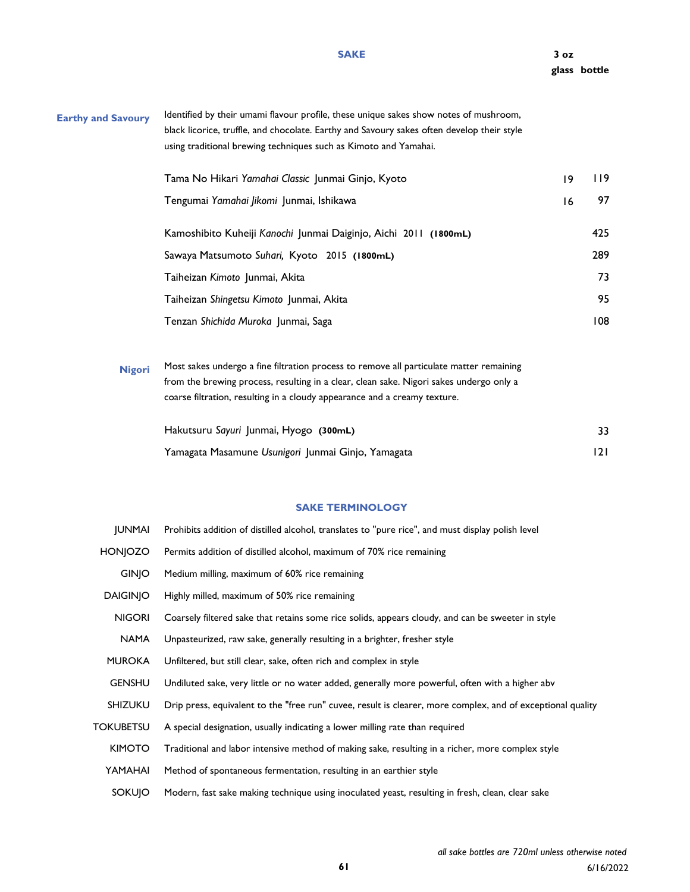# SAKE

| | | 3 oz glass | bottle |
|---|---|---|---|
| **Earthy and Savoury** | Identified by their umami flavour profile, these unique sakes show notes of mushroom, black licorice, truffle, and chocolate. Earthy and Savoury sakes often develop their style using traditional brewing techniques such as Kimoto and Yamahai. | | |
| | Tama No Hikari *Yamahai Classic* Junmai Ginjo, Kyoto | 19 | 119 |
| | Tengumai *Yamahai Jikomi* Junmai, Ishikawa | 16 | 97 |
| | Kamoshibito Kuheiji *Kanochi* Junmai Daiginjo, Aichi 2011 **(1800mL)** | | 425 |
| | Sawaya Matsumoto *Suhari,* Kyoto 2015 **(1800mL)** | | 289 |
| | Taiheizan *Kimoto* Junmai, Akita | | 73 |
| | Taiheizan *Shingetsu Kimoto* Junmai, Akita | | 95 |
| | Tenzan *Shichida Muroka* Junmai, Saga | | 108 |
| **Nigori** | Most sakes undergo a fine filtration process to remove all particulate matter remaining from the brewing process, resulting in a clear, clean sake. Nigori sakes undergo only a coarse filtration, resulting in a cloudy appearance and a creamy texture. | | |
| | Hakutsuru *Sayuri* Junmai, Hyogo **(300mL)** | | 33 |
| | Yamagata Masamune *Usunigori* Junmai Ginjo, Yamagata | | 121 |

## SAKE TERMINOLOGY

| | |
|---|---|
| JUNMAI | Prohibits addition of distilled alcohol, translates to "pure rice", and must display polish level |
| HONJOZO | Permits addition of distilled alcohol, maximum of 70% rice remaining |
| GINJO | Medium milling, maximum of 60% rice remaining |
| DAIGINJO | Highly milled, maximum of 50% rice remaining |
| NIGORI | Coarsely filtered sake that retains some rice solids, appears cloudy, and can be sweeter in style |
| NAMA | Unpasteurized, raw sake, generally resulting in a brighter, fresher style |
| MUROKA | Unfiltered, but still clear, sake, often rich and complex in style |
| GENSHU | Undiluted sake, very little or no water added, generally more powerful, often with a higher abv |
| SHIZUKU | Drip press, equivalent to the "free run" cuvee, result is clearer, more complex, and of exceptional quality |
| TOKUBETSU | A special designation, usually indicating a lower milling rate than required |
| KIMOTO | Traditional and labor intensive method of making sake, resulting in a richer, more complex style |
| YAMAHAI | Method of spontaneous fermentation, resulting in an earthier style |
| SOKUJO | Modern, fast sake making technique using inoculated yeast, resulting in fresh, clean, clear sake |

*all sake bottles are 720ml unless otherwise noted*

6/16/2022